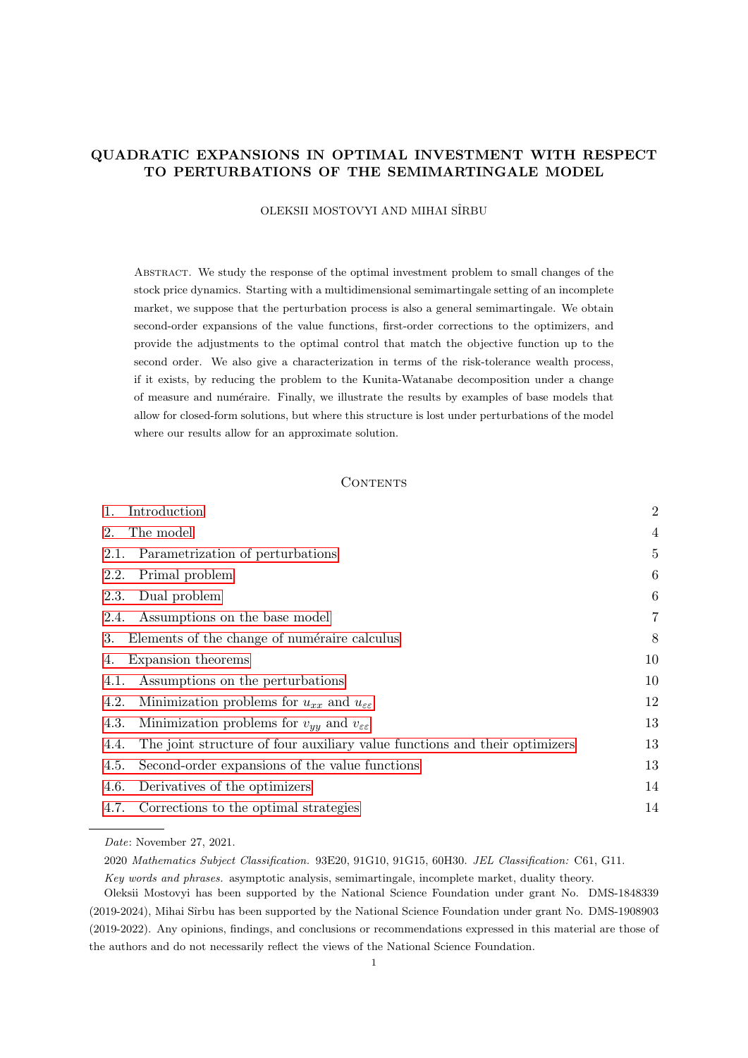# QUADRATIC EXPANSIONS IN OPTIMAL INVESTMENT WITH RESPECT TO PERTURBATIONS OF THE SEMIMARTINGALE MODEL

OLEKSII MOSTOVYI AND MIHAI SÎRBU

Abstract. We study the response of the optimal investment problem to small changes of the stock price dynamics. Starting with a multidimensional semimartingale setting of an incomplete market, we suppose that the perturbation process is also a general semimartingale. We obtain second-order expansions of the value functions, first-order corrections to the optimizers, and provide the adjustments to the optimal control that match the objective function up to the second order. We also give a characterization in terms of the risk-tolerance wealth process, if it exists, by reducing the problem to the Kunita-Watanabe decomposition under a change of measure and numéraire. Finally, we illustrate the results by examples of base models that allow for closed-form solutions, but where this structure is lost under perturbations of the model where our results allow for an approximate solution.

## Contents

| | |
|---|---|
| 1. Introduction | 2 |
| 2. The model | 4 |
| 2.1. Parametrization of perturbations | 5 |
| 2.2. Primal problem | 6 |
| 2.3. Dual problem | 6 |
| 2.4. Assumptions on the base model | 7 |
| 3. Elements of the change of numéraire calculus | 8 |
| 4. Expansion theorems | 10 |
| 4.1. Assumptions on the perturbations | 10 |
| 4.2. Minimization problems for $u_{xx}$ and $u_{\varepsilon\varepsilon}$ | 12 |
| 4.3. Minimization problems for $v_{yy}$ and $v_{\varepsilon\varepsilon}$ | 13 |
| 4.4. The joint structure of four auxiliary value functions and their optimizers | 13 |
| 4.5. Second-order expansions of the value functions | 13 |
| 4.6. Derivatives of the optimizers | 14 |
| 4.7. Corrections to the optimal strategies | 14 |

*Date*: November 27, 2021.

2020 *Mathematics Subject Classification.* 93E20, 91G10, 91G15, 60H30. *JEL Classification:* C61, G11.

*Key words and phrases.* asymptotic analysis, semimartingale, incomplete market, duality theory.

Oleksii Mostovyi has been supported by the National Science Foundation under grant No. DMS-1848339 (2019-2024), Mihai Sîrbu has been supported by the National Science Foundation under grant No. DMS-1908903 (2019-2022). Any opinions, findings, and conclusions or recommendations expressed in this material are those of the authors and do not necessarily reflect the views of the National Science Foundation.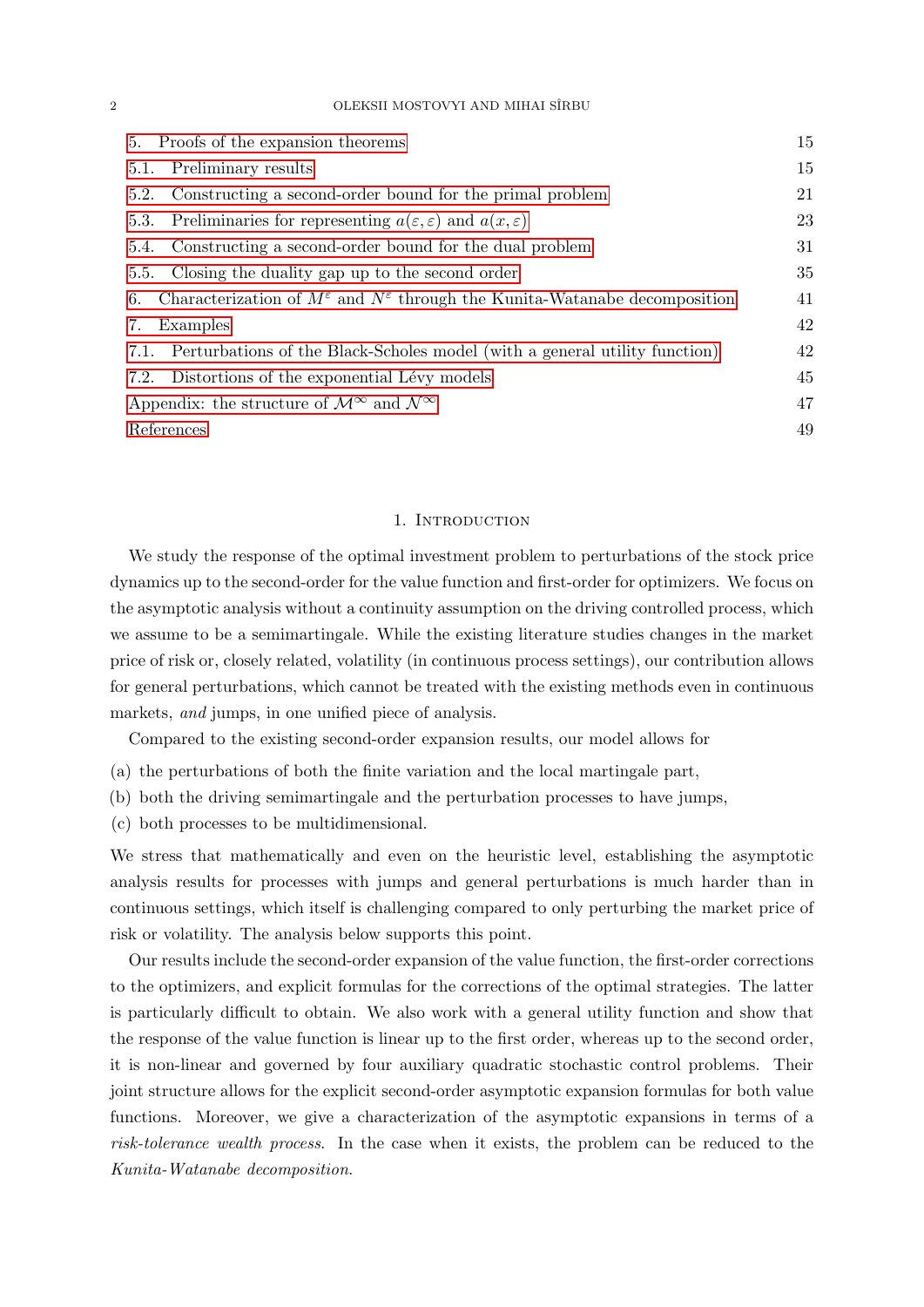5. Proofs of the expansion theorems 15
5.1. Preliminary results 15
5.2. Constructing a second-order bound for the primal problem 21
5.3. Preliminaries for representing $a(\varepsilon,\varepsilon)$ and $a(x,\varepsilon)$ 23
5.4. Constructing a second-order bound for the dual problem 31
5.5. Closing the duality gap up to the second order 35
6. Characterization of $M^\varepsilon$ and $N^\varepsilon$ through the Kunita-Watanabe decomposition 41
7. Examples 42
7.1. Perturbations of the Black-Scholes model (with a general utility function) 42
7.2. Distortions of the exponential Lévy models 45
Appendix: the structure of $\mathcal{M}^\infty$ and $\mathcal{N}^\infty$ 47
References 49

## 1. Introduction

We study the response of the optimal investment problem to perturbations of the stock price dynamics up to the second-order for the value function and first-order for optimizers. We focus on the asymptotic analysis without a continuity assumption on the driving controlled process, which we assume to be a semimartingale. While the existing literature studies changes in the market price of risk or, closely related, volatility (in continuous process settings), our contribution allows for general perturbations, which cannot be treated with the existing methods even in continuous markets, *and* jumps, in one unified piece of analysis.

Compared to the existing second-order expansion results, our model allows for

(a) the perturbations of both the finite variation and the local martingale part,
(b) both the driving semimartingale and the perturbation processes to have jumps,
(c) both processes to be multidimensional.

We stress that mathematically and even on the heuristic level, establishing the asymptotic analysis results for processes with jumps and general perturbations is much harder than in continuous settings, which itself is challenging compared to only perturbing the market price of risk or volatility. The analysis below supports this point.

Our results include the second-order expansion of the value function, the first-order corrections to the optimizers, and explicit formulas for the corrections of the optimal strategies. The latter is particularly difficult to obtain. We also work with a general utility function and show that the response of the value function is linear up to the first order, whereas up to the second order, it is non-linear and governed by four auxiliary quadratic stochastic control problems. Their joint structure allows for the explicit second-order asymptotic expansion formulas for both value functions. Moreover, we give a characterization of the asymptotic expansions in terms of a *risk-tolerance wealth process*. In the case when it exists, the problem can be reduced to the *Kunita-Watanabe decomposition*.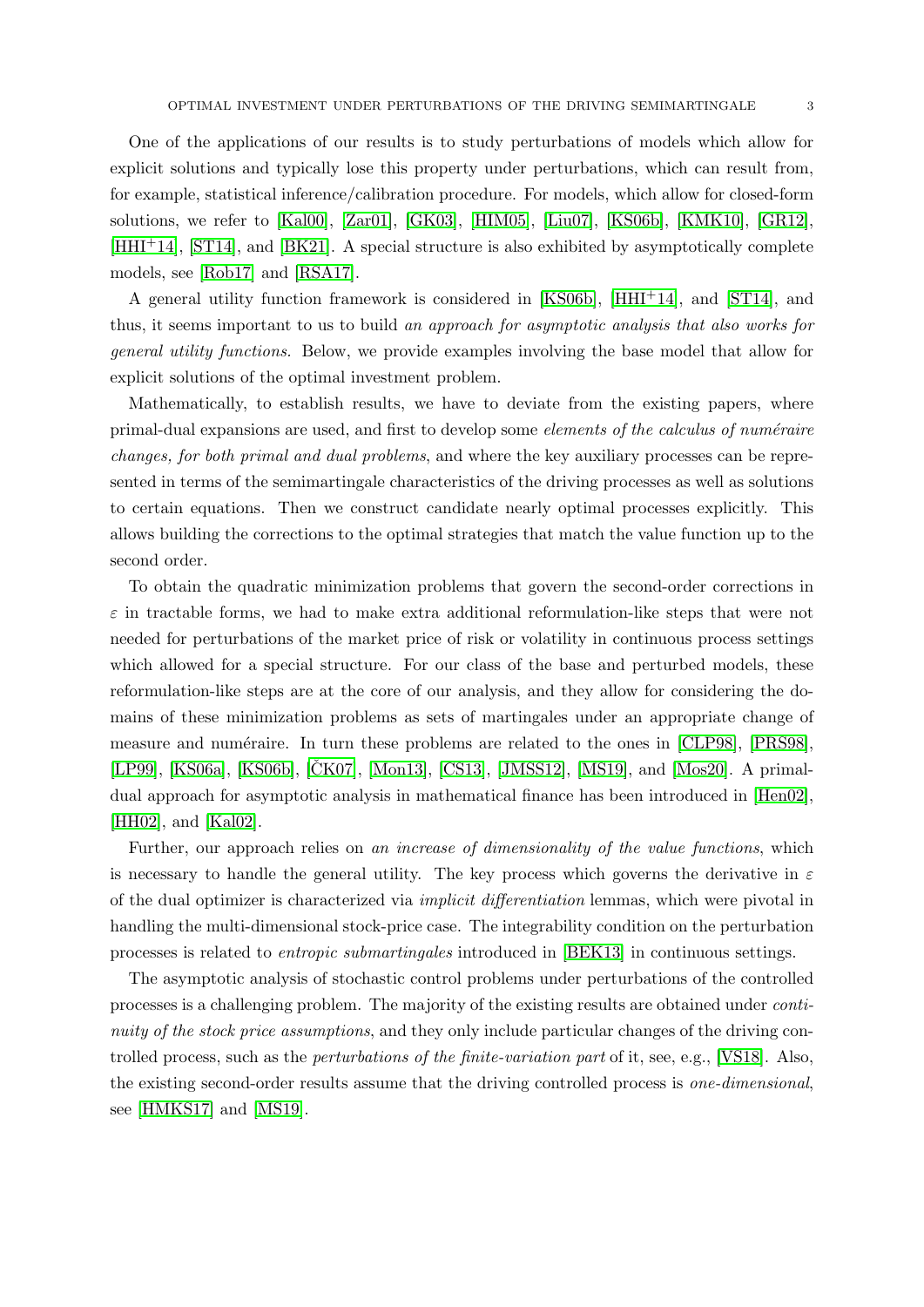One of the applications of our results is to study perturbations of models which allow for explicit solutions and typically lose this property under perturbations, which can result from, for example, statistical inference/calibration procedure. For models, which allow for closed-form solutions, we refer to [Kal00], [Zar01], [GK03], [HIM05], [Liu07], [KS06b], [KMK10], [GR12], [HHI+14], [ST14], and [BK21]. A special structure is also exhibited by asymptotically complete models, see [Rob17] and [RSA17].

A general utility function framework is considered in [KS06b], [HHI+14], and [ST14], and thus, it seems important to us to build *an approach for asymptotic analysis that also works for general utility functions.* Below, we provide examples involving the base model that allow for explicit solutions of the optimal investment problem.

Mathematically, to establish results, we have to deviate from the existing papers, where primal-dual expansions are used, and first to develop some *elements of the calculus of numéraire changes, for both primal and dual problems*, and where the key auxiliary processes can be represented in terms of the semimartingale characteristics of the driving processes as well as solutions to certain equations. Then we construct candidate nearly optimal processes explicitly. This allows building the corrections to the optimal strategies that match the value function up to the second order.

To obtain the quadratic minimization problems that govern the second-order corrections in $\varepsilon$ in tractable forms, we had to make extra additional reformulation-like steps that were not needed for perturbations of the market price of risk or volatility in continuous process settings which allowed for a special structure. For our class of the base and perturbed models, these reformulation-like steps are at the core of our analysis, and they allow for considering the domains of these minimization problems as sets of martingales under an appropriate change of measure and numéraire. In turn these problems are related to the ones in [CLP98], [PRS98], [LP99], [KS06a], [KS06b], [ČK07], [Mon13], [CS13], [JMSS12], [MS19], and [Mos20]. A primal-dual approach for asymptotic analysis in mathematical finance has been introduced in [Hen02], [HH02], and [Kal02].

Further, our approach relies on *an increase of dimensionality of the value functions*, which is necessary to handle the general utility. The key process which governs the derivative in $\varepsilon$ of the dual optimizer is characterized via *implicit differentiation* lemmas, which were pivotal in handling the multi-dimensional stock-price case. The integrability condition on the perturbation processes is related to *entropic submartingales* introduced in [BEK13] in continuous settings.

The asymptotic analysis of stochastic control problems under perturbations of the controlled processes is a challenging problem. The majority of the existing results are obtained under *continuity of the stock price assumptions*, and they only include particular changes of the driving controlled process, such as the *perturbations of the finite-variation part* of it, see, e.g., [VS18]. Also, the existing second-order results assume that the driving controlled process is *one-dimensional*, see [HMKS17] and [MS19].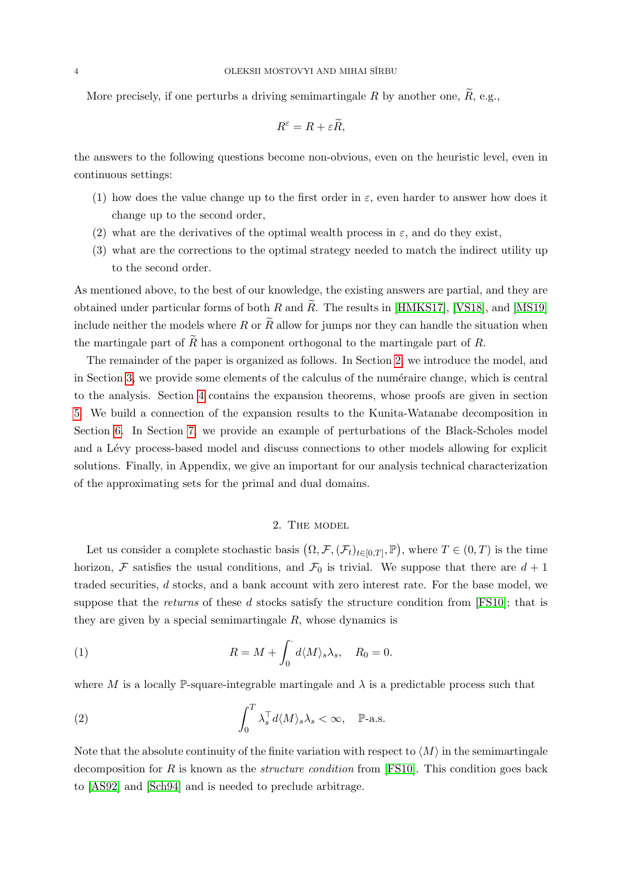More precisely, if one perturbs a driving semimartingale $R$ by another one, $\widetilde{R}$, e.g.,

$$R^{\varepsilon} = R + \varepsilon \widetilde{R},$$

the answers to the following questions become non-obvious, even on the heuristic level, even in continuous settings:

1. how does the value change up to the first order in $\varepsilon$, even harder to answer how does it change up to the second order,
2. what are the derivatives of the optimal wealth process in $\varepsilon$, and do they exist,
3. what are the corrections to the optimal strategy needed to match the indirect utility up to the second order.

As mentioned above, to the best of our knowledge, the existing answers are partial, and they are obtained under particular forms of both $R$ and $\widetilde{R}$. The results in [HMKS17], [VS18], and [MS19] include neither the models where $R$ or $\widetilde{R}$ allow for jumps nor they can handle the situation when the martingale part of $\widetilde{R}$ has a component orthogonal to the martingale part of $R$.

The remainder of the paper is organized as follows. In Section 2, we introduce the model, and in Section 3, we provide some elements of the calculus of the numéraire change, which is central to the analysis. Section 4 contains the expansion theorems, whose proofs are given in section 5. We build a connection of the expansion results to the Kunita-Watanabe decomposition in Section 6. In Section 7, we provide an example of perturbations of the Black-Scholes model and a Lévy process-based model and discuss connections to other models allowing for explicit solutions. Finally, in Appendix, we give an important for our analysis technical characterization of the approximating sets for the primal and dual domains.

## 2. The model

Let us consider a complete stochastic basis $\left(\Omega, \mathcal{F}, (\mathcal{F}_t)_{t\in[0,T]}, \mathbb{P}\right)$, where $T \in (0, T)$ is the time horizon, $\mathcal{F}$ satisfies the usual conditions, and $\mathcal{F}_0$ is trivial. We suppose that there are $d+1$ traded securities, $d$ stocks, and a bank account with zero interest rate. For the base model, we suppose that the *returns* of these $d$ stocks satisfy the structure condition from [FS10]; that is they are given by a special semimartingale $R$, whose dynamics is

$$R = M + \int_0^{\cdot} d\langle M\rangle_s \lambda_s, \quad R_0 = 0. \tag{1}$$

where $M$ is a locally $\mathbb{P}$-square-integrable martingale and $\lambda$ is a predictable process such that

$$\int_0^T \lambda_s^{\top} d\langle M\rangle_s \lambda_s < \infty, \quad \mathbb{P}\text{-a.s.} \tag{2}$$

Note that the absolute continuity of the finite variation with respect to $\langle M\rangle$ in the semimartingale decomposition for $R$ is known as the *structure condition* from [FS10]. This condition goes back to [AS92] and [Sch94] and is needed to preclude arbitrage.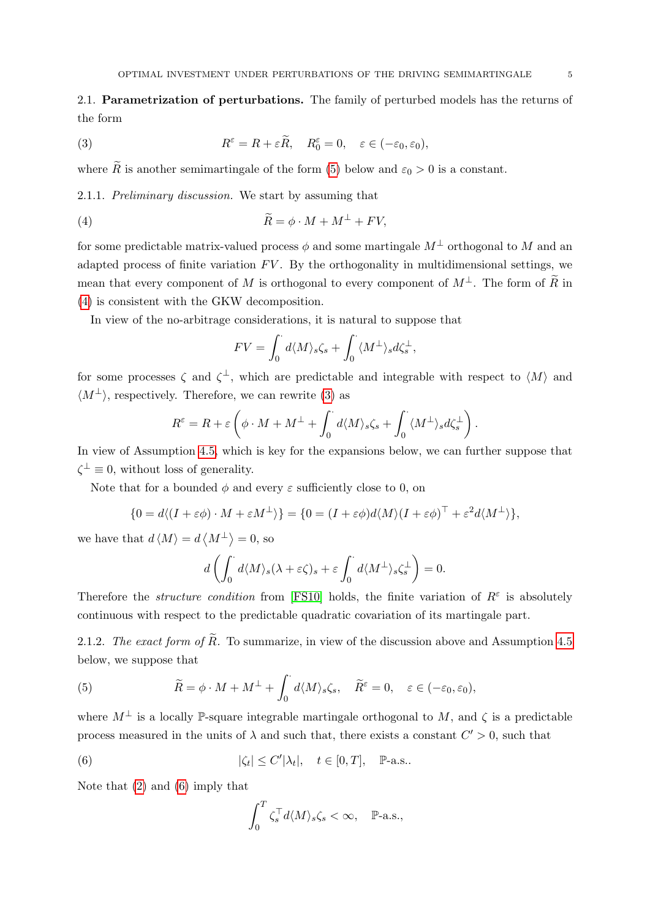2.1. **Parametrization of perturbations.** The family of perturbed models has the returns of the form

$$R^\varepsilon = R + \varepsilon \widetilde{R}, \quad R^\varepsilon_0 = 0, \quad \varepsilon \in (-\varepsilon_0, \varepsilon_0), \tag{3}$$

where $\widetilde{R}$ is another semimartingale of the form (5) below and $\varepsilon_0 > 0$ is a constant.

2.1.1. *Preliminary discussion.* We start by assuming that

$$\widetilde{R} = \phi \cdot M + M^\perp + FV, \tag{4}$$

for some predictable matrix-valued process $\phi$ and some martingale $M^\perp$ orthogonal to $M$ and an adapted process of finite variation $FV$. By the orthogonality in multidimensional settings, we mean that every component of $M$ is orthogonal to every component of $M^\perp$. The form of $\widetilde{R}$ in (4) is consistent with the GKW decomposition.

In view of the no-arbitrage considerations, it is natural to suppose that

$$FV = \int_0^\cdot d\langle M\rangle_s \zeta_s + \int_0^\cdot \langle M^\perp\rangle_s d\zeta^\perp_s,$$

for some processes $\zeta$ and $\zeta^\perp$, which are predictable and integrable with respect to $\langle M\rangle$ and $\langle M^\perp\rangle$, respectively. Therefore, we can rewrite (3) as

$$R^\varepsilon = R + \varepsilon\left(\phi \cdot M + M^\perp + \int_0^\cdot d\langle M\rangle_s \zeta_s + \int_0^\cdot \langle M^\perp\rangle_s d\zeta^\perp_s\right).$$

In view of Assumption 4.5, which is key for the expansions below, we can further suppose that $\zeta^\perp \equiv 0$, without loss of generality.

Note that for a bounded $\phi$ and every $\varepsilon$ sufficiently close to 0, on

$$\{0 = d\langle (I+\varepsilon\phi)\cdot M + \varepsilon M^\perp\rangle\} = \{0 = (I+\varepsilon\phi)d\langle M\rangle(I+\varepsilon\phi)^\top + \varepsilon^2 d\langle M^\perp\rangle\},$$

we have that $d\langle M\rangle = d\langle M^\perp\rangle = 0$, so

$$d\left(\int_0^\cdot d\langle M\rangle_s(\lambda + \varepsilon\zeta)_s + \varepsilon\int_0^\cdot d\langle M^\perp\rangle_s \zeta^\perp_s\right) = 0.$$

Therefore the *structure condition* from [FS10] holds, the finite variation of $R^\varepsilon$ is absolutely continuous with respect to the predictable quadratic covariation of its martingale part.

2.1.2. *The exact form of* $\widetilde{R}$. To summarize, in view of the discussion above and Assumption 4.5 below, we suppose that

$$\widetilde{R} = \phi \cdot M + M^\perp + \int_0^\cdot d\langle M\rangle_s \zeta_s, \quad \widetilde{R}^\varepsilon = 0, \quad \varepsilon \in (-\varepsilon_0, \varepsilon_0), \tag{5}$$

where $M^\perp$ is a locally $\mathbb{P}$-square integrable martingale orthogonal to $M$, and $\zeta$ is a predictable process measured in the units of $\lambda$ and such that, there exists a constant $C' > 0$, such that

$$|\zeta_t| \leq C'|\lambda_t|, \quad t \in [0,T], \quad \mathbb{P}\text{-a.s.}. \tag{6}$$

Note that (2) and (6) imply that

$$\int_0^T \zeta_s^\top d\langle M\rangle_s \zeta_s < \infty, \quad \mathbb{P}\text{-a.s.},$$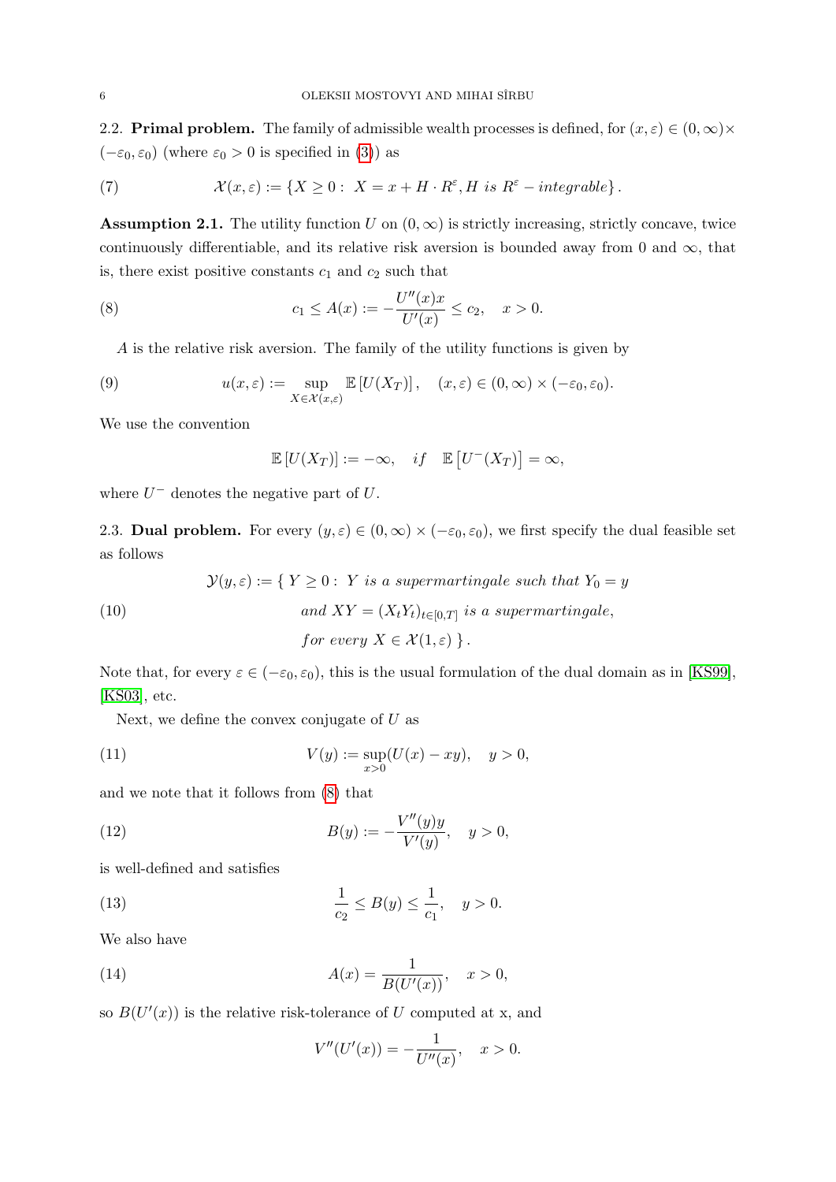**2.2. Primal problem.** The family of admissible wealth processes is defined, for $(x, \varepsilon) \in (0,\infty) \times (-\varepsilon_0, \varepsilon_0)$ (where $\varepsilon_0 > 0$ is specified in (3)) as

$$\mathcal{X}(x, \varepsilon) := \{X \geq 0 : \ X = x + H \cdot R^\varepsilon, H \ \textit{is} \ R^\varepsilon - \textit{integrable}\}. \tag{7}$$

**Assumption 2.1.** The utility function $U$ on $(0,\infty)$ is strictly increasing, strictly concave, twice continuously differentiable, and its relative risk aversion is bounded away from 0 and $\infty$, that is, there exist positive constants $c_1$ and $c_2$ such that

$$c_1 \leq A(x) := -\frac{U''(x)x}{U'(x)} \leq c_2, \quad x > 0. \tag{8}$$

$A$ is the relative risk aversion. The family of the utility functions is given by

$$u(x, \varepsilon) := \sup_{X \in \mathcal{X}(x,\varepsilon)} \mathbb{E}\left[U(X_T)\right], \quad (x, \varepsilon) \in (0,\infty) \times (-\varepsilon_0, \varepsilon_0). \tag{9}$$

We use the convention

$$\mathbb{E}\left[U(X_T)\right] := -\infty, \quad \textit{if} \quad \mathbb{E}\left[U^-(X_T)\right] = \infty,$$

where $U^-$ denotes the negative part of $U$.

**2.3. Dual problem.** For every $(y, \varepsilon) \in (0,\infty) \times (-\varepsilon_0, \varepsilon_0)$, we first specify the dual feasible set as follows

$$\begin{aligned} \mathcal{Y}(y, \varepsilon) := \{ \ Y \geq 0 : \ & Y \ \textit{is a supermartingale such that} \ Y_0 = y \\ & \textit{and} \ XY = (X_t Y_t)_{t \in [0,T]} \ \textit{is a supermartingale}, \\ & \textit{for every} \ X \in \mathcal{X}(1, \varepsilon) \ \}. \end{aligned} \tag{10}$$

Note that, for every $\varepsilon \in (-\varepsilon_0, \varepsilon_0)$, this is the usual formulation of the dual domain as in [KS99], [KS03], etc.

Next, we define the convex conjugate of $U$ as

$$V(y) := \sup_{x>0}(U(x) - xy), \quad y > 0, \tag{11}$$

and we note that it follows from (8) that

$$B(y) := -\frac{V''(y)y}{V'(y)}, \quad y > 0, \tag{12}$$

is well-defined and satisfies

$$\frac{1}{c_2} \leq B(y) \leq \frac{1}{c_1}, \quad y > 0. \tag{13}$$

We also have

$$A(x) = \frac{1}{B(U'(x))}, \quad x > 0, \tag{14}$$

so $B(U'(x))$ is the relative risk-tolerance of $U$ computed at x, and

$$V''(U'(x)) = -\frac{1}{U''(x)}, \quad x > 0.$$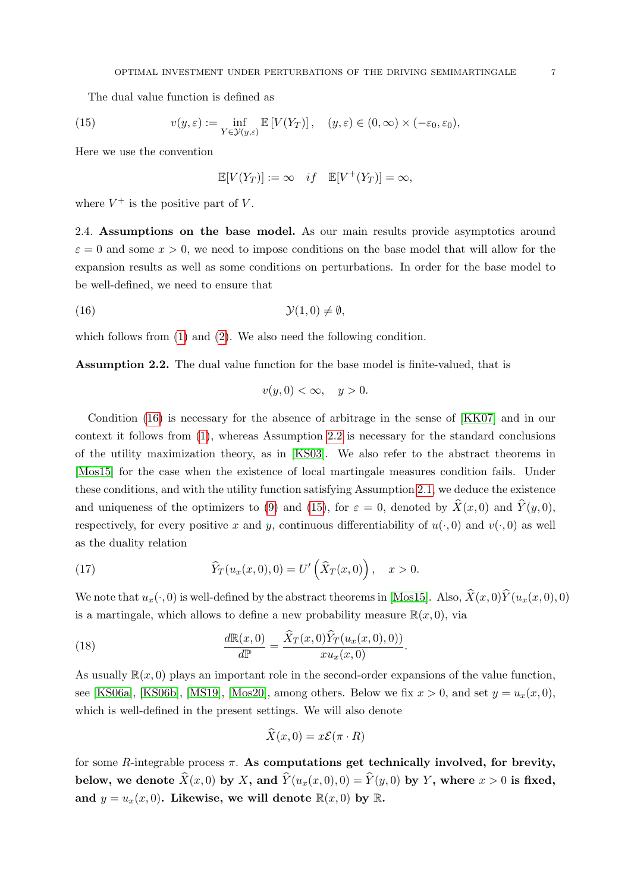The dual value function is defined as

$$v(y,\varepsilon) := \inf_{Y\in\mathcal{Y}(y,\varepsilon)} \mathbb{E}\left[V(Y_T)\right], \quad (y,\varepsilon)\in(0,\infty)\times(-\varepsilon_0,\varepsilon_0), \tag{15}$$

Here we use the convention

$$\mathbb{E}[V(Y_T)] := \infty \quad if \quad \mathbb{E}[V^+(Y_T)] = \infty,$$

where $V^+$ is the positive part of $V$.

2.4. **Assumptions on the base model.** As our main results provide asymptotics around $\varepsilon = 0$ and some $x > 0$, we need to impose conditions on the base model that will allow for the expansion results as well as some conditions on perturbations. In order for the base model to be well-defined, we need to ensure that

$$\mathcal{Y}(1,0) \neq \emptyset, \tag{16}$$

which follows from (1) and (2). We also need the following condition.

**Assumption 2.2.** The dual value function for the base model is finite-valued, that is

$$v(y,0) < \infty, \quad y > 0.$$

Condition (16) is necessary for the absence of arbitrage in the sense of [KK07] and in our context it follows from (1), whereas Assumption 2.2 is necessary for the standard conclusions of the utility maximization theory, as in [KS03]. We also refer to the abstract theorems in [Mos15] for the case when the existence of local martingale measures condition fails. Under these conditions, and with the utility function satisfying Assumption 2.1, we deduce the existence and uniqueness of the optimizers to (9) and (15), for $\varepsilon = 0$, denoted by $\widehat{X}(x,0)$ and $\widehat{Y}(y,0)$, respectively, for every positive $x$ and $y$, continuous differentiability of $u(\cdot,0)$ and $v(\cdot,0)$ as well as the duality relation

$$\widehat{Y}_T(u_x(x,0),0) = U'\left(\widehat{X}_T(x,0)\right), \quad x > 0. \tag{17}$$

We note that $u_x(\cdot,0)$ is well-defined by the abstract theorems in [Mos15]. Also, $\widehat{X}(x,0)\widehat{Y}(u_x(x,0),0)$ is a martingale, which allows to define a new probability measure $\mathbb{R}(x,0)$, via

$$\frac{d\mathbb{R}(x,0)}{d\mathbb{P}} = \frac{\widehat{X}_T(x,0)\widehat{Y}_T(u_x(x,0),0))}{x u_x(x,0)}. \tag{18}$$

As usually $\mathbb{R}(x,0)$ plays an important role in the second-order expansions of the value function, see [KS06a], [KS06b], [MS19], [Mos20], among others. Below we fix $x > 0$, and set $y = u_x(x,0)$, which is well-defined in the present settings. We will also denote

$$\widehat{X}(x,0) = x\mathcal{E}(\pi\cdot R)$$

for some $R$-integrable process $\pi$. **As computations get technically involved, for brevity, below, we denote $\widehat{X}(x,0)$ by $X$, and $\widehat{Y}(u_x(x,0),0) = \widehat{Y}(y,0)$ by $Y$, where $x > 0$ is fixed, and $y = u_x(x,0)$. Likewise, we will denote $\mathbb{R}(x,0)$ by $\mathbb{R}$.**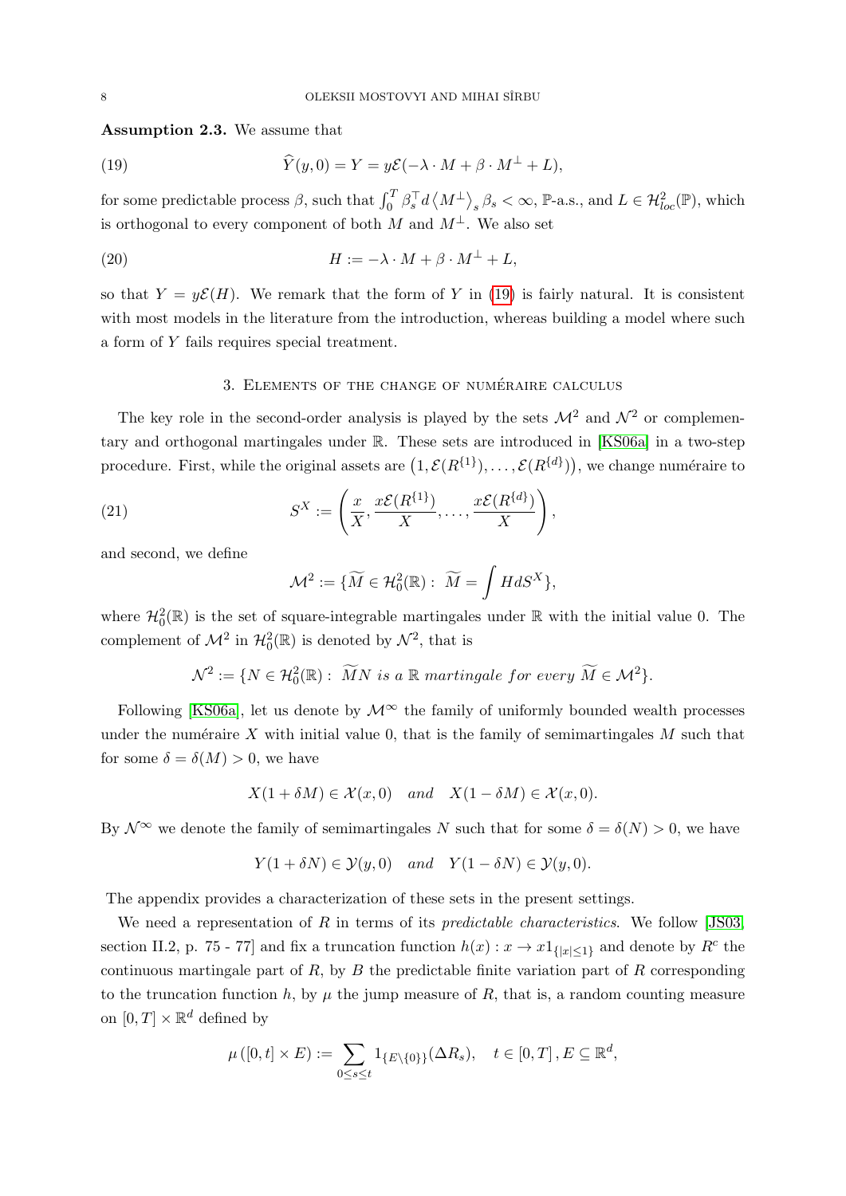**Assumption 2.3.** We assume that

$$\widehat{Y}(y,0) = Y = y\mathcal{E}(-\lambda \cdot M + \beta \cdot M^{\perp} + L), \tag{19}$$

for some predictable process $\beta$, such that $\int_0^T \beta_s^{\top} d\left\langle M^{\perp}\right\rangle_s \beta_s < \infty$, $\mathbb{P}$-a.s., and $L \in \mathcal{H}^2_{loc}(\mathbb{P})$, which is orthogonal to every component of both $M$ and $M^{\perp}$. We also set

$$H := -\lambda \cdot M + \beta \cdot M^{\perp} + L, \tag{20}$$

so that $Y = y\mathcal{E}(H)$. We remark that the form of $Y$ in (19) is fairly natural. It is consistent with most models in the literature from the introduction, whereas building a model where such a form of $Y$ fails requires special treatment.

## 3. Elements of the change of numéraire calculus

The key role in the second-order analysis is played by the sets $\mathcal{M}^2$ and $\mathcal{N}^2$ or complementary and orthogonal martingales under $\mathbb{R}$. These sets are introduced in [KS06a] in a two-step procedure. First, while the original assets are $\left(1, \mathcal{E}(R^{\{1\}}), \dots, \mathcal{E}(R^{\{d\}})\right)$, we change numéraire to

$$S^X := \left(\frac{x}{X}, \frac{x\mathcal{E}(R^{\{1\}})}{X}, \dots, \frac{x\mathcal{E}(R^{\{d\}})}{X}\right), \tag{21}$$

and second, we define

$$\mathcal{M}^2 := \{\widetilde{M} \in \mathcal{H}^2_0(\mathbb{R}) : \ \widetilde{M} = \int H dS^X\},$$

where $\mathcal{H}^2_0(\mathbb{R})$ is the set of square-integrable martingales under $\mathbb{R}$ with the initial value 0. The complement of $\mathcal{M}^2$ in $\mathcal{H}^2_0(\mathbb{R})$ is denoted by $\mathcal{N}^2$, that is

$$\mathcal{N}^2 := \{N \in \mathcal{H}^2_0(\mathbb{R}) : \ \widetilde{M}N \textit{ is a } \mathbb{R} \textit{ martingale for every } \widetilde{M} \in \mathcal{M}^2\}.$$

Following [KS06a], let us denote by $\mathcal{M}^{\infty}$ the family of uniformly bounded wealth processes under the numéraire $X$ with initial value 0, that is the family of semimartingales $M$ such that for some $\delta = \delta(M) > 0$, we have

$$X(1 + \delta M) \in \mathcal{X}(x, 0) \quad \textit{and} \quad X(1 - \delta M) \in \mathcal{X}(x, 0).$$

By $\mathcal{N}^{\infty}$ we denote the family of semimartingales $N$ such that for some $\delta = \delta(N) > 0$, we have

$$Y(1 + \delta N) \in \mathcal{Y}(y, 0) \quad \textit{and} \quad Y(1 - \delta N) \in \mathcal{Y}(y, 0).$$

The appendix provides a characterization of these sets in the present settings.

We need a representation of $R$ in terms of its *predictable characteristics*. We follow [JS03, section II.2, p. 75 - 77] and fix a truncation function $h(x) : x \to x1_{\{|x| \leq 1\}}$ and denote by $R^c$ the continuous martingale part of $R$, by $B$ the predictable finite variation part of $R$ corresponding to the truncation function $h$, by $\mu$ the jump measure of $R$, that is, a random counting measure on $[0, T] \times \mathbb{R}^d$ defined by

$$\mu\left([0, t] \times E\right) := \sum_{0 \leq s \leq t} 1_{\{E \setminus \{0\}\}}(\Delta R_s), \quad t \in [0, T], E \subseteq \mathbb{R}^d,$$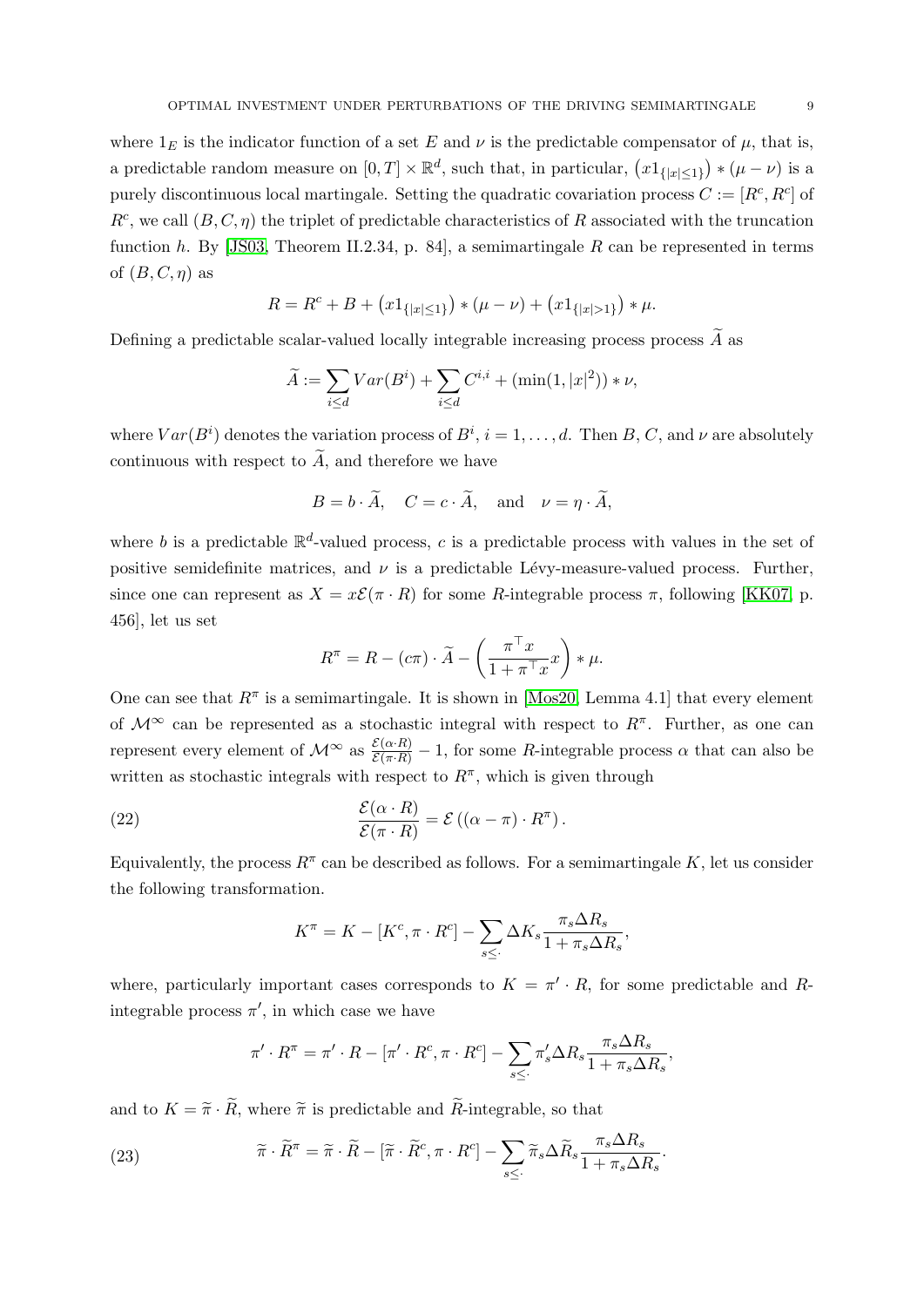where $1_E$ is the indicator function of a set $E$ and $\nu$ is the predictable compensator of $\mu$, that is, a predictable random measure on $[0,T] \times \mathbb{R}^d$, such that, in particular, $\left(x1_{\{|x|\leq 1\}}\right) * (\mu - \nu)$ is a purely discontinuous local martingale. Setting the quadratic covariation process $C := [R^c, R^c]$ of $R^c$, we call $(B, C, \eta)$ the triplet of predictable characteristics of $R$ associated with the truncation function $h$. By [JS03, Theorem II.2.34, p. 84], a semimartingale $R$ can be represented in terms of $(B, C, \eta)$ as

$$R = R^c + B + \left(x1_{\{|x|\leq 1\}}\right) * (\mu - \nu) + \left(x1_{\{|x|>1\}}\right) * \mu.$$

Defining a predictable scalar-valued locally integrable increasing process process $\widetilde{A}$ as

$$\widetilde{A} := \sum_{i\leq d} Var(B^i) + \sum_{i\leq d} C^{i,i} + (\min(1, |x|^2)) * \nu,$$

where $Var(B^i)$ denotes the variation process of $B^i$, $i = 1, \ldots, d$. Then $B$, $C$, and $\nu$ are absolutely continuous with respect to $\widetilde{A}$, and therefore we have

$$B = b \cdot \widetilde{A}, \quad C = c \cdot \widetilde{A}, \quad \text{and} \quad \nu = \eta \cdot \widetilde{A},$$

where $b$ is a predictable $\mathbb{R}^d$-valued process, $c$ is a predictable process with values in the set of positive semidefinite matrices, and $\nu$ is a predictable Lévy-measure-valued process. Further, since one can represent as $X = x\mathcal{E}(\pi \cdot R)$ for some $R$-integrable process $\pi$, following [KK07, p. 456], let us set

$$R^\pi = R - (c\pi) \cdot \widetilde{A} - \left(\frac{\pi^\top x}{1 + \pi^\top x} x\right) * \mu.$$

One can see that $R^\pi$ is a semimartingale. It is shown in [Mos20, Lemma 4.1] that every element of $\mathcal{M}^\infty$ can be represented as a stochastic integral with respect to $R^\pi$. Further, as one can represent every element of $\mathcal{M}^\infty$ as $\frac{\mathcal{E}(\alpha \cdot R)}{\mathcal{E}(\pi \cdot R)} - 1$, for some $R$-integrable process $\alpha$ that can also be written as stochastic integrals with respect to $R^\pi$, which is given through

$$\frac{\mathcal{E}(\alpha \cdot R)}{\mathcal{E}(\pi \cdot R)} = \mathcal{E}\left((\alpha - \pi) \cdot R^\pi\right). \tag{22}$$

Equivalently, the process $R^\pi$ can be described as follows. For a semimartingale $K$, let us consider the following transformation.

$$K^\pi = K - [K^c, \pi \cdot R^c] - \sum_{s\leq \cdot} \Delta K_s \frac{\pi_s \Delta R_s}{1 + \pi_s \Delta R_s},$$

where, particularly important cases corresponds to $K = \pi' \cdot R$, for some predictable and $R$-integrable process $\pi'$, in which case we have

$$\pi' \cdot R^\pi = \pi' \cdot R - [\pi' \cdot R^c, \pi \cdot R^c] - \sum_{s\leq \cdot} \pi'_s \Delta R_s \frac{\pi_s \Delta R_s}{1 + \pi_s \Delta R_s},$$

and to $K = \widetilde{\pi} \cdot \widetilde{R}$, where $\widetilde{\pi}$ is predictable and $\widetilde{R}$-integrable, so that

$$\widetilde{\pi} \cdot \widetilde{R}^\pi = \widetilde{\pi} \cdot \widetilde{R} - [\widetilde{\pi} \cdot \widetilde{R}^c, \pi \cdot R^c] - \sum_{s\leq \cdot} \widetilde{\pi}_s \Delta \widetilde{R}_s \frac{\pi_s \Delta R_s}{1 + \pi_s \Delta R_s}. \tag{23}$$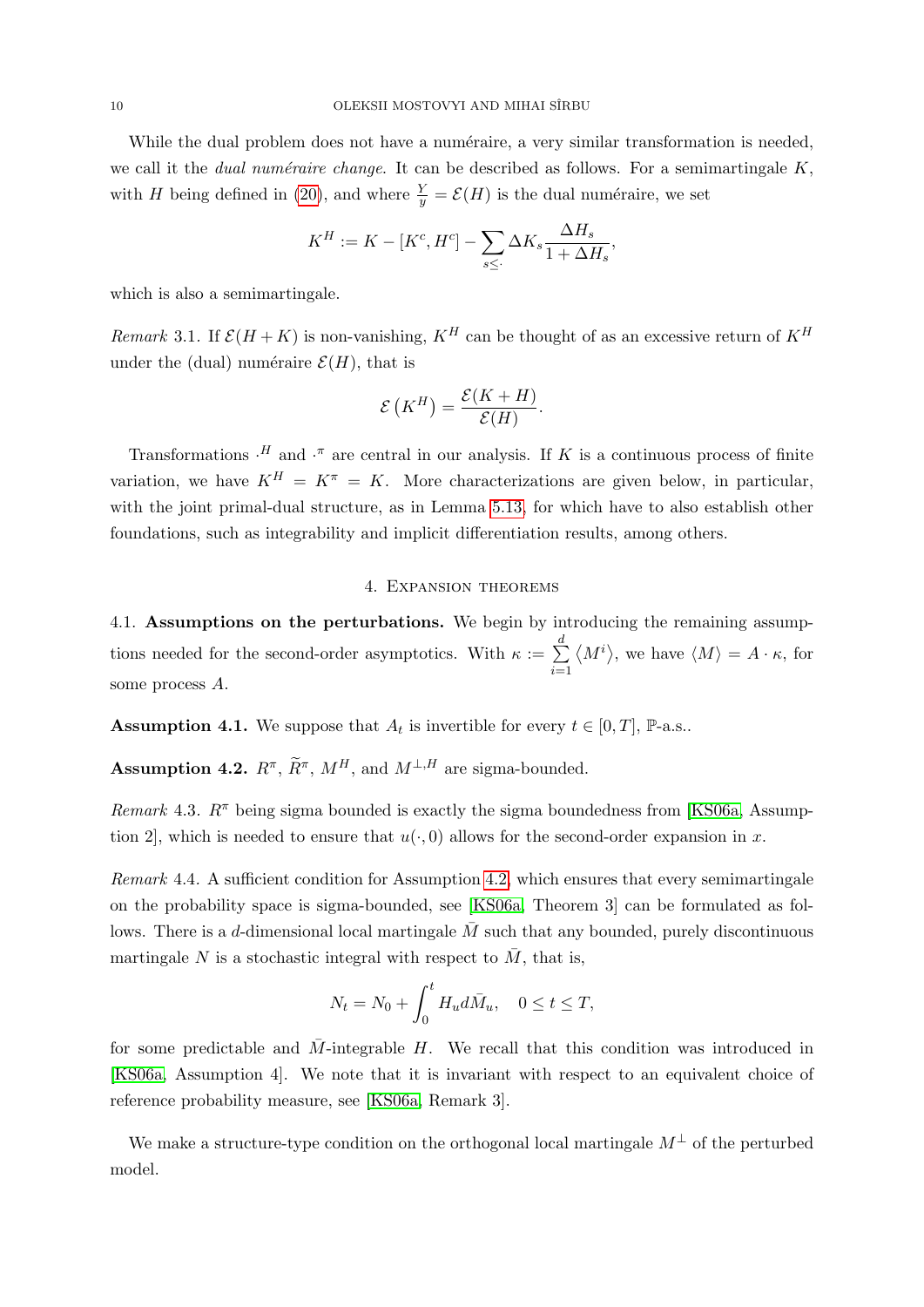While the dual problem does not have a numéraire, a very similar transformation is needed, we call it the *dual numéraire change*. It can be described as follows. For a semimartingale $K$, with $H$ being defined in (20), and where $\frac{Y}{y} = \mathcal{E}(H)$ is the dual numéraire, we set

$$K^H := K - [K^c, H^c] - \sum_{s \leq \cdot} \Delta K_s \frac{\Delta H_s}{1 + \Delta H_s},$$

which is also a semimartingale.

*Remark* 3.1. If $\mathcal{E}(H + K)$ is non-vanishing, $K^H$ can be thought of as an excessive return of $K^H$ under the (dual) numéraire $\mathcal{E}(H)$, that is

$$\mathcal{E}\left(K^H\right) = \frac{\mathcal{E}(K + H)}{\mathcal{E}(H)}.$$

Transformations $\cdot^H$ and $\cdot^\pi$ are central in our analysis. If $K$ is a continuous process of finite variation, we have $K^H = K^\pi = K$. More characterizations are given below, in particular, with the joint primal-dual structure, as in Lemma 5.13, for which have to also establish other foundations, such as integrability and implicit differentiation results, among others.

## 4. Expansion theorems

**4.1. Assumptions on the perturbations.** We begin by introducing the remaining assumptions needed for the second-order asymptotics. With $\kappa := \sum_{i=1}^{d} \langle M^i \rangle$, we have $\langle M \rangle = A \cdot \kappa$, for some process $A$.

**Assumption 4.1.** We suppose that $A_t$ is invertible for every $t \in [0, T]$, $\mathbb{P}$-a.s..

**Assumption 4.2.** $R^\pi$, $\widetilde{R}^\pi$, $M^H$, and $M^{\perp,H}$ are sigma-bounded.

*Remark* 4.3. $R^\pi$ being sigma bounded is exactly the sigma boundedness from [KS06a, Assumption 2], which is needed to ensure that $u(\cdot, 0)$ allows for the second-order expansion in $x$.

*Remark* 4.4. A sufficient condition for Assumption 4.2, which ensures that every semimartingale on the probability space is sigma-bounded, see [KS06a, Theorem 3] can be formulated as follows. There is a $d$-dimensional local martingale $\bar{M}$ such that any bounded, purely discontinuous martingale $N$ is a stochastic integral with respect to $\bar{M}$, that is,

$$N_t = N_0 + \int_0^t H_u d\bar{M}_u, \quad 0 \leq t \leq T,$$

for some predictable and $\bar{M}$-integrable $H$. We recall that this condition was introduced in [KS06a, Assumption 4]. We note that it is invariant with respect to an equivalent choice of reference probability measure, see [KS06a, Remark 3].

We make a structure-type condition on the orthogonal local martingale $M^\perp$ of the perturbed model.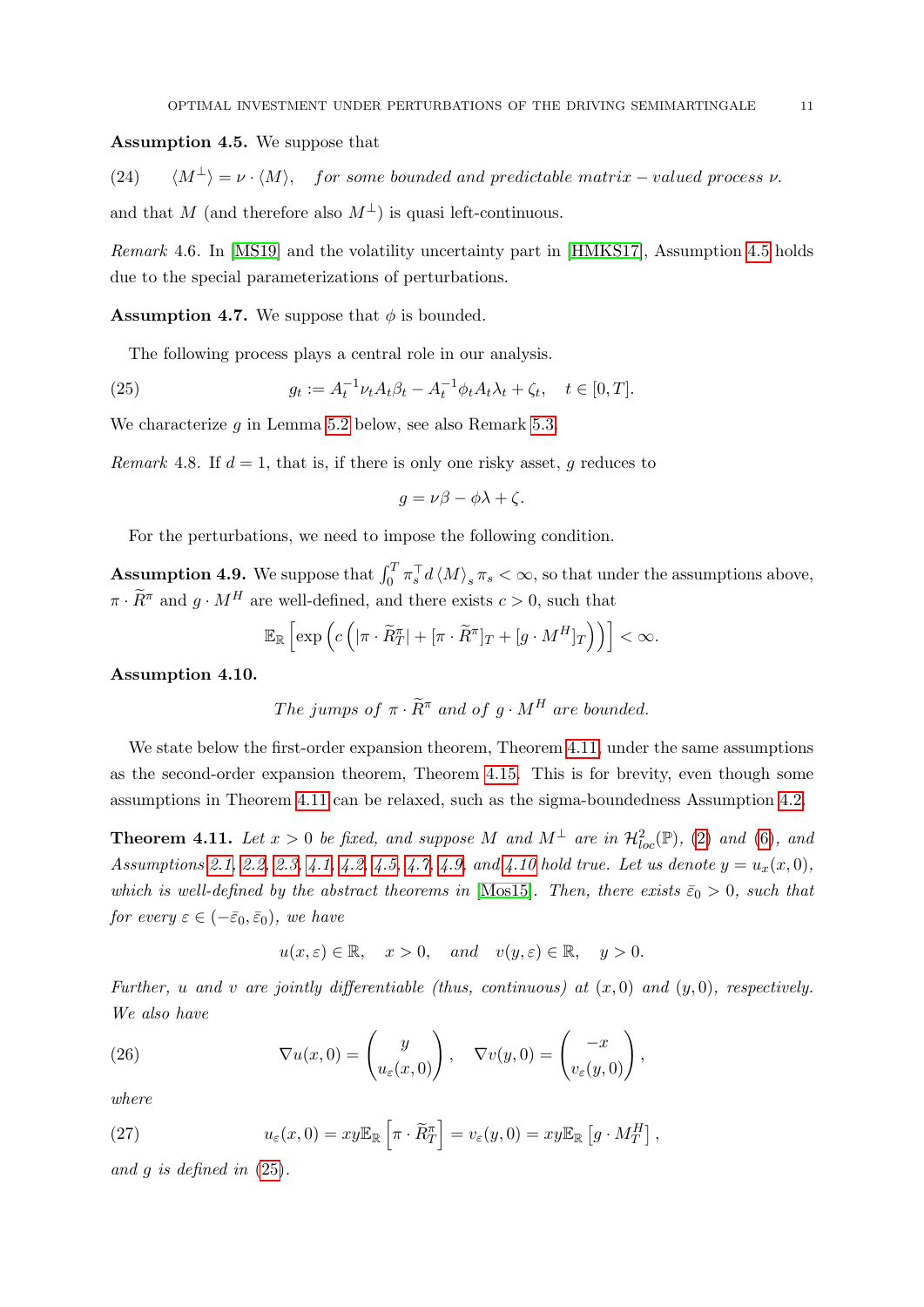**Assumption 4.5.** We suppose that

$$\langle M^{\perp}\rangle = \nu \cdot \langle M\rangle, \quad \textit{for some bounded and predictable matrix} - \textit{valued process } \nu. \tag{24}$$

and that $M$ (and therefore also $M^{\perp}$) is quasi left-continuous.

*Remark* 4.6. In [MS19] and the volatility uncertainty part in [HMKS17], Assumption 4.5 holds due to the special parameterizations of perturbations.

**Assumption 4.7.** We suppose that $\phi$ is bounded.

The following process plays a central role in our analysis.

$$g_t := A_t^{-1}\nu_t A_t \beta_t - A_t^{-1}\phi_t A_t \lambda_t + \zeta_t, \quad t \in [0, T]. \tag{25}$$

We characterize $g$ in Lemma 5.2 below, see also Remark 5.3.

*Remark* 4.8. If $d = 1$, that is, if there is only one risky asset, $g$ reduces to

$$g = \nu\beta - \phi\lambda + \zeta.$$

For the perturbations, we need to impose the following condition.

**Assumption 4.9.** We suppose that $\int_0^T \pi_s^\top d\langle M\rangle_s \pi_s < \infty$, so that under the assumptions above, $\pi \cdot \widetilde{R}^\pi$ and $g \cdot M^H$ are well-defined, and there exists $c > 0$, such that

$$\mathbb{E}_{\mathbb{R}}\left[\exp\left(c\left(|\pi \cdot \widetilde{R}^\pi_T| + [\pi \cdot \widetilde{R}^\pi]_T + [g \cdot M^H]_T\right)\right)\right] < \infty.$$

**Assumption 4.10.**

*The jumps of $\pi \cdot \widetilde{R}^\pi$ and of $g \cdot M^H$ are bounded.*

We state below the first-order expansion theorem, Theorem 4.11, under the same assumptions as the second-order expansion theorem, Theorem 4.15. This is for brevity, even though some assumptions in Theorem 4.11 can be relaxed, such as the sigma-boundedness Assumption 4.2.

**Theorem 4.11.** *Let $x > 0$ be fixed, and suppose $M$ and $M^{\perp}$ are in $\mathcal{H}^2_{loc}(\mathbb{P})$, (2) and (6), and Assumptions 2.1, 2.2, 2.3, 4.1, 4.2, 4.5, 4.7, 4.9, and 4.10 hold true. Let us denote $y = u_x(x, 0)$, which is well-defined by the abstract theorems in [Mos15]. Then, there exists $\bar{\varepsilon}_0 > 0$, such that for every $\varepsilon \in (-\bar{\varepsilon}_0, \bar{\varepsilon}_0)$, we have*

$$u(x, \varepsilon) \in \mathbb{R}, \quad x > 0, \quad \textit{and} \quad v(y, \varepsilon) \in \mathbb{R}, \quad y > 0.$$

*Further, $u$ and $v$ are jointly differentiable (thus, continuous) at $(x, 0)$ and $(y, 0)$, respectively. We also have*

$$\nabla u(x, 0) = \begin{pmatrix} y \\ u_\varepsilon(x, 0) \end{pmatrix}, \quad \nabla v(y, 0) = \begin{pmatrix} -x \\ v_\varepsilon(y, 0) \end{pmatrix}, \tag{26}$$

*where*

$$u_\varepsilon(x, 0) = xy\mathbb{E}_{\mathbb{R}}\left[\pi \cdot \widetilde{R}^\pi_T\right] = v_\varepsilon(y, 0) = xy\mathbb{E}_{\mathbb{R}}\left[g \cdot M^H_T\right], \tag{27}$$

*and $g$ is defined in (25).*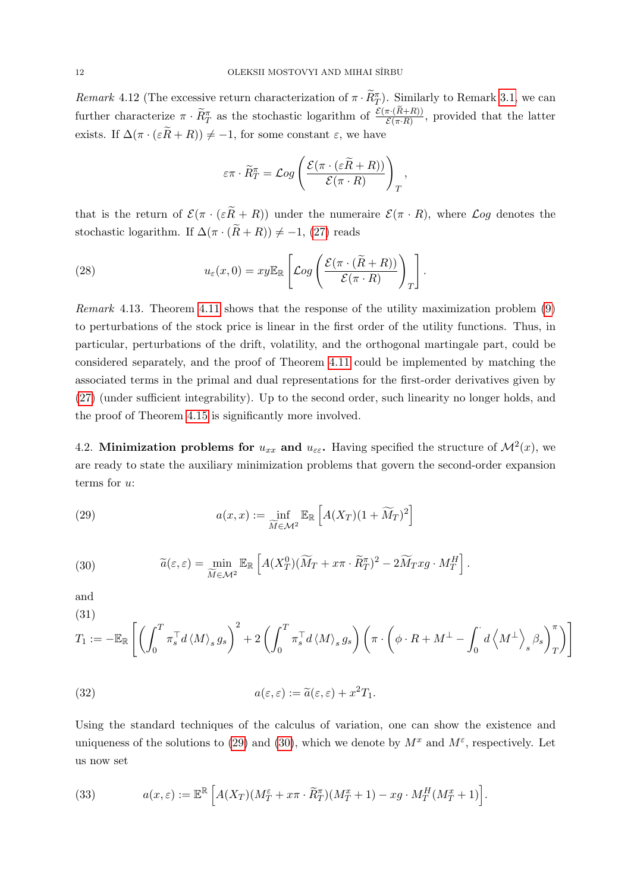*Remark* 4.12 (The excessive return characterization of $\pi \cdot \widetilde{R}^\pi_T$). Similarly to Remark 3.1, we can further characterize $\pi \cdot \widetilde{R}^\pi_T$ as the stochastic logarithm of $\frac{\mathcal{E}(\pi\cdot(\widetilde{R}+R))}{\mathcal{E}(\pi\cdot R)}$, provided that the latter exists. If $\Delta(\pi\cdot(\varepsilon\widetilde{R}+R)) \neq -1$, for some constant $\varepsilon$, we have

$$\varepsilon\pi\cdot\widetilde{R}^\pi_T = \mathcal{L}og\left(\frac{\mathcal{E}(\pi\cdot(\varepsilon\widetilde{R}+R))}{\mathcal{E}(\pi\cdot R)}\right)_T,$$

that is the return of $\mathcal{E}(\pi\cdot(\varepsilon\widetilde{R}+R))$ under the numeraire $\mathcal{E}(\pi\cdot R)$, where $\mathcal{L}og$ denotes the stochastic logarithm. If $\Delta(\pi\cdot(\widetilde{R}+R)) \neq -1$, (27) reads

$$u_\varepsilon(x,0) = xy\mathbb{E}_{\mathbb{R}}\left[\mathcal{L}og\left(\frac{\mathcal{E}(\pi\cdot(\widetilde{R}+R))}{\mathcal{E}(\pi\cdot R)}\right)_T\right]. \tag{28}$$

*Remark* 4.13. Theorem 4.11 shows that the response of the utility maximization problem (9) to perturbations of the stock price is linear in the first order of the utility functions. Thus, in particular, perturbations of the drift, volatility, and the orthogonal martingale part, could be considered separately, and the proof of Theorem 4.11 could be implemented by matching the associated terms in the primal and dual representations for the first-order derivatives given by (27) (under sufficient integrability). Up to the second order, such linearity no longer holds, and the proof of Theorem 4.15 is significantly more involved.

4.2. **Minimization problems for $u_{xx}$ and $u_{\varepsilon\varepsilon}$.** Having specified the structure of $\mathcal{M}^2(x)$, we are ready to state the auxiliary minimization problems that govern the second-order expansion terms for $u$:

$$a(x,x) := \inf_{\widetilde{M}\in\mathcal{M}^2}\mathbb{E}_{\mathbb{R}}\left[A(X_T)(1+\widetilde{M}_T)^2\right] \tag{29}$$

$$\widetilde{a}(\varepsilon,\varepsilon) = \min_{\widetilde{M}\in\mathcal{M}^2}\mathbb{E}_{\mathbb{R}}\left[A(X^0_T)(\widetilde{M}_T + x\pi\cdot\widetilde{R}^\pi_T)^2 - 2\widetilde{M}_T xg\cdot M^H_T\right]. \tag{30}$$

and

$$T_1 := -\mathbb{E}_{\mathbb{R}}\left[\left(\int_0^T \pi^\top_s d\langle M\rangle_s g_s\right)^2 + 2\left(\int_0^T \pi^\top_s d\langle M\rangle_s g_s\right)\left(\pi\cdot\left(\phi\cdot R + M^\perp - \int_0^\cdot d\left\langle M^\perp\right\rangle_s \beta_s\right)^\pi_T\right)\right] \tag{31}$$

$$a(\varepsilon,\varepsilon) := \widetilde{a}(\varepsilon,\varepsilon) + x^2 T_1. \tag{32}$$

Using the standard techniques of the calculus of variation, one can show the existence and uniqueness of the solutions to (29) and (30), which we denote by $M^x$ and $M^\varepsilon$, respectively. Let us now set

$$a(x,\varepsilon) := \mathbb{E}^{\mathbb{R}}\left[A(X_T)(M^\varepsilon_T + x\pi\cdot\widetilde{R}^\pi_T)(M^x_T+1) - xg\cdot M^H_T(M^x_T+1)\right]. \tag{33}$$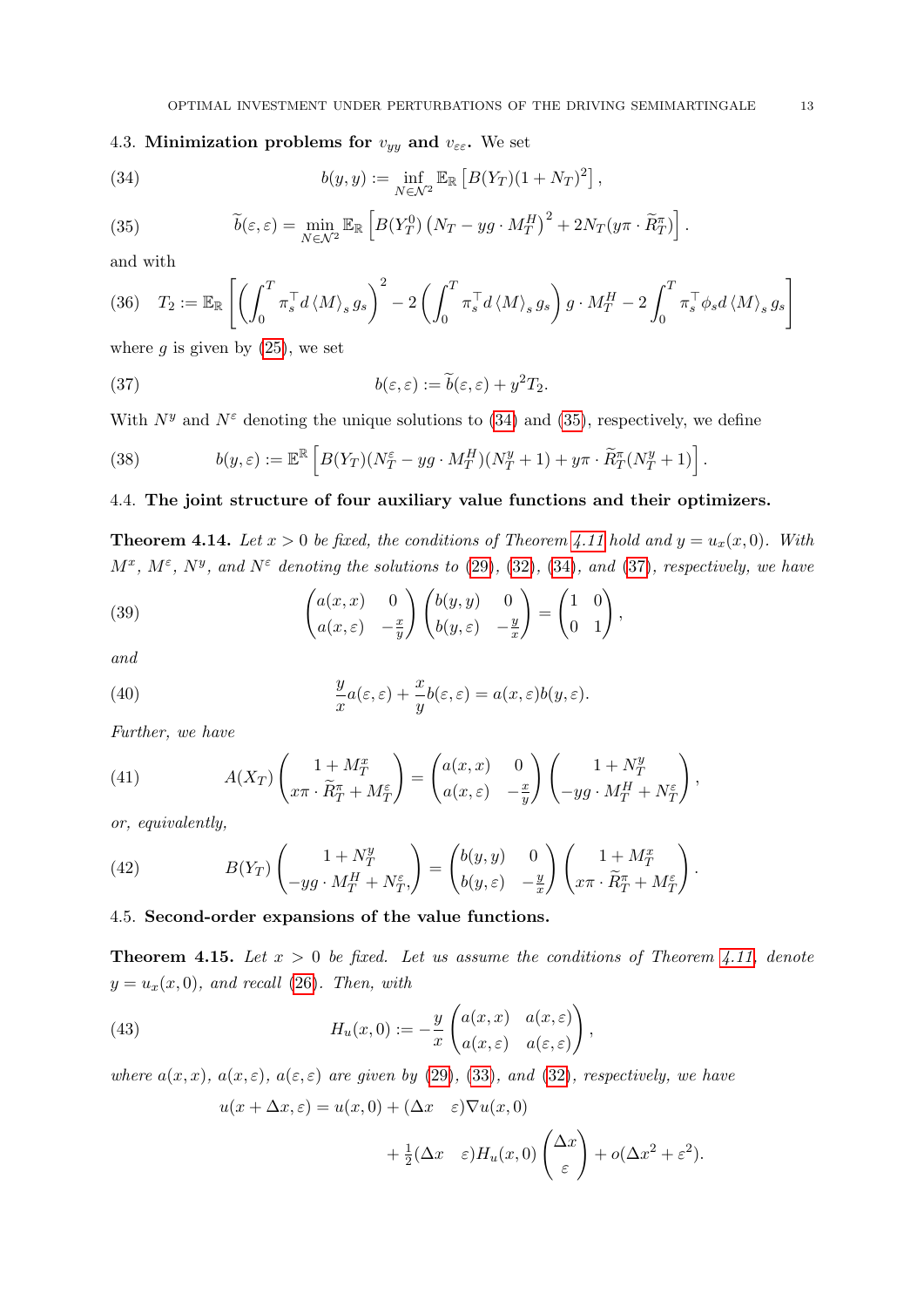### 4.3. **Minimization problems for $v_{yy}$ and $v_{\varepsilon\varepsilon}$.**

We set

$$b(y,y) := \inf_{N \in \mathcal{N}^2} \mathbb{E}_{\mathbb{R}} \left[ B(Y_T)(1+N_T)^2 \right], \tag{34}$$

$$\widetilde{b}(\varepsilon,\varepsilon) = \min_{N \in \mathcal{N}^2} \mathbb{E}_{\mathbb{R}} \left[ B(Y_T^0) \left( N_T - yg \cdot M_T^H \right)^2 + 2N_T (y\pi \cdot \widetilde{R}_T^{\pi}) \right]. \tag{35}$$

and with

$$T_2 := \mathbb{E}_{\mathbb{R}} \left[ \left( \int_0^T \pi_s^\top d \langle M \rangle_s g_s \right)^2 - 2 \left( \int_0^T \pi_s^\top d \langle M \rangle_s g_s \right) g \cdot M_T^H - 2 \int_0^T \pi_s^\top \phi_s d \langle M \rangle_s g_s \right] \tag{36}$$

where $g$ is given by (25), we set

$$b(\varepsilon,\varepsilon) := \widetilde{b}(\varepsilon,\varepsilon) + y^2 T_2. \tag{37}$$

With $N^y$ and $N^\varepsilon$ denoting the unique solutions to (34) and (35), respectively, we define

$$b(y,\varepsilon) := \mathbb{E}^{\mathbb{R}} \left[ B(Y_T)(N_T^\varepsilon - yg \cdot M_T^H)(N_T^y + 1) + y\pi \cdot \widetilde{R}_T^{\pi}(N_T^y + 1) \right]. \tag{38}$$

### 4.4. **The joint structure of four auxiliary value functions and their optimizers.**

**Theorem 4.14.** *Let $x > 0$ be fixed, the conditions of Theorem 4.11 hold and $y = u_x(x,0)$. With $M^x$, $M^\varepsilon$, $N^y$, and $N^\varepsilon$ denoting the solutions to (29), (32), (34), and (37), respectively, we have*

$$\begin{pmatrix} a(x,x) & 0 \\ a(x,\varepsilon) & -\frac{x}{y} \end{pmatrix} \begin{pmatrix} b(y,y) & 0 \\ b(y,\varepsilon) & -\frac{y}{x} \end{pmatrix} = \begin{pmatrix} 1 & 0 \\ 0 & 1 \end{pmatrix}, \tag{39}$$

*and*

$$\frac{y}{x} a(\varepsilon,\varepsilon) + \frac{x}{y} b(\varepsilon,\varepsilon) = a(x,\varepsilon) b(y,\varepsilon). \tag{40}$$

*Further, we have*

$$A(X_T) \begin{pmatrix} 1 + M_T^x \\ x\pi \cdot \widetilde{R}_T^{\pi} + M_T^{\varepsilon} \end{pmatrix} = \begin{pmatrix} a(x,x) & 0 \\ a(x,\varepsilon) & -\frac{x}{y} \end{pmatrix} \begin{pmatrix} 1 + N_T^y \\ -yg \cdot M_T^H + N_T^{\varepsilon} \end{pmatrix}, \tag{41}$$

*or, equivalently,*

$$B(Y_T) \begin{pmatrix} 1 + N_T^y \\ -yg \cdot M_T^H + N_T^{\varepsilon}, \end{pmatrix} = \begin{pmatrix} b(y,y) & 0 \\ b(y,\varepsilon) & -\frac{y}{x} \end{pmatrix} \begin{pmatrix} 1 + M_T^x \\ x\pi \cdot \widetilde{R}_T^{\pi} + M_T^{\varepsilon} \end{pmatrix}. \tag{42}$$

### 4.5. **Second-order expansions of the value functions.**

**Theorem 4.15.** *Let $x > 0$ be fixed. Let us assume the conditions of Theorem 4.11, denote $y = u_x(x,0)$, and recall (26). Then, with*

$$H_u(x,0) := -\frac{y}{x} \begin{pmatrix} a(x,x) & a(x,\varepsilon) \\ a(x,\varepsilon) & a(\varepsilon,\varepsilon) \end{pmatrix}, \tag{43}$$

*where $a(x,x)$, $a(x,\varepsilon)$, $a(\varepsilon,\varepsilon)$ are given by (29), (33), and (32), respectively, we have*

$$u(x + \Delta x, \varepsilon) = u(x,0) + (\Delta x \quad \varepsilon) \nabla u(x,0)$$

$$+ \tfrac{1}{2} (\Delta x \quad \varepsilon) H_u(x,0) \begin{pmatrix} \Delta x \\ \varepsilon \end{pmatrix} + o(\Delta x^2 + \varepsilon^2).$$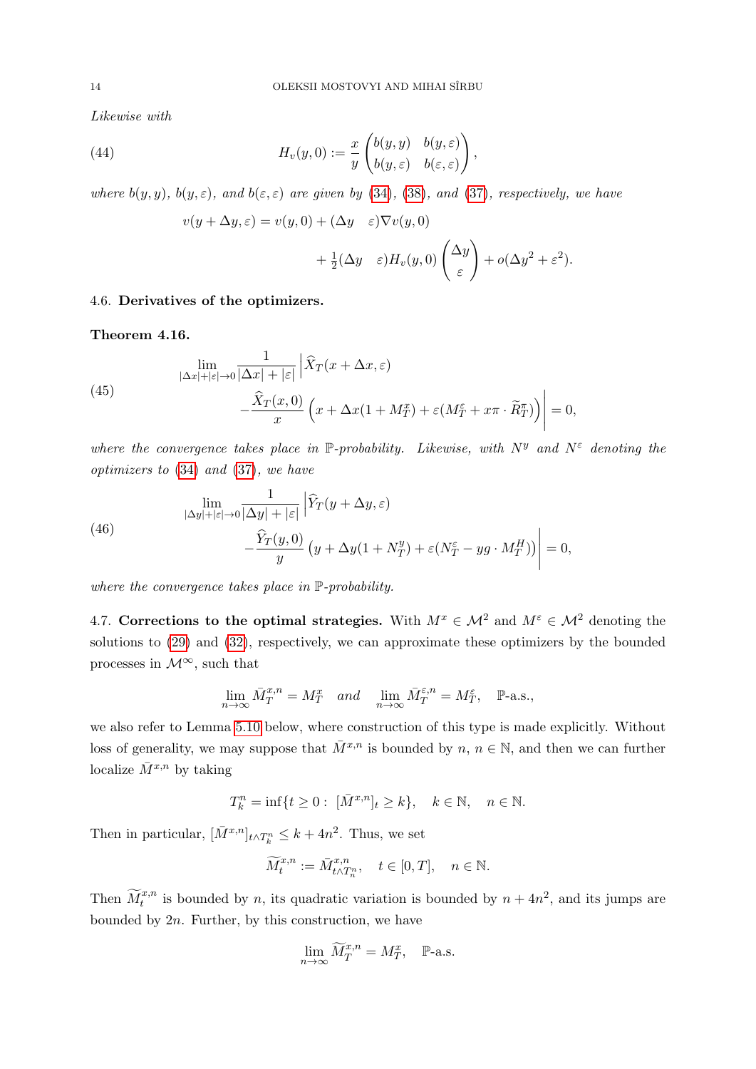*Likewise with*

$$H_v(y,0) := \frac{x}{y}\begin{pmatrix} b(y,y) & b(y,\varepsilon) \\ b(y,\varepsilon) & b(\varepsilon,\varepsilon)\end{pmatrix}, \tag{44}$$

*where $b(y,y)$, $b(y,\varepsilon)$, and $b(\varepsilon,\varepsilon)$ are given by (34), (38), and (37), respectively, we have*

$$v(y+\Delta y,\varepsilon) = v(y,0) + (\Delta y \quad \varepsilon)\nabla v(y,0) + \tfrac{1}{2}(\Delta y \quad \varepsilon) H_v(y,0)\begin{pmatrix}\Delta y \\ \varepsilon\end{pmatrix} + o(\Delta y^2 + \varepsilon^2).$$

### 4.6. Derivatives of the optimizers.

**Theorem 4.16.**

$$\lim_{|\Delta x|+|\varepsilon|\to 0}\frac{1}{|\Delta x|+|\varepsilon|}\Big|\widehat{X}_T(x+\Delta x,\varepsilon) - \frac{\widehat{X}_T(x,0)}{x}\Big(x+\Delta x(1+M^x_T)+\varepsilon(M^\varepsilon_T + x\pi\cdot \widetilde{R}^\pi_T)\Big)\Big| = 0, \tag{45}$$

*where the convergence takes place in $\mathbb{P}$-probability. Likewise, with $N^y$ and $N^\varepsilon$ denoting the optimizers to (34) and (37), we have*

$$\lim_{|\Delta y|+|\varepsilon|\to 0}\frac{1}{|\Delta y|+|\varepsilon|}\Big|\widehat{Y}_T(y+\Delta y,\varepsilon) - \frac{\widehat{Y}_T(y,0)}{y}\left(y+\Delta y(1+N^y_T)+\varepsilon(N^\varepsilon_T - yg\cdot M^H_T)\right)\Big| = 0, \tag{46}$$

*where the convergence takes place in $\mathbb{P}$-probability.*

### 4.7. Corrections to the optimal strategies.

With $M^x\in\mathcal{M}^2$ and $M^\varepsilon\in\mathcal{M}^2$ denoting the solutions to (29) and (32), respectively, we can approximate these optimizers by the bounded processes in $\mathcal{M}^\infty$, such that

$$\lim_{n\to\infty}\bar{M}^{x,n}_T = M^x_T \quad \textit{and} \quad \lim_{n\to\infty}\bar{M}^{\varepsilon,n}_T = M^\varepsilon_T, \quad \mathbb{P}\text{-a.s.},$$

we also refer to Lemma 5.10 below, where construction of this type is made explicitly. Without loss of generality, we may suppose that $\bar{M}^{x,n}$ is bounded by $n$, $n\in\mathbb{N}$, and then we can further localize $\bar{M}^{x,n}$ by taking

$$T^n_k = \inf\{t\geq 0:\ [\bar{M}^{x,n}]_t \geq k\}, \quad k\in\mathbb{N},\quad n\in\mathbb{N}.$$

Then in particular, $[\bar{M}^{x,n}]_{t\wedge T^n_k}\leq k+4n^2$. Thus, we set

$$\widetilde{M}^{x,n}_t := \bar{M}^{x,n}_{t\wedge T^n_n}, \quad t\in[0,T],\quad n\in\mathbb{N}.$$

Then $\widetilde{M}^{x,n}_t$ is bounded by $n$, its quadratic variation is bounded by $n+4n^2$, and its jumps are bounded by $2n$. Further, by this construction, we have

$$\lim_{n\to\infty}\widetilde{M}^{x,n}_T = M^x_T, \quad \mathbb{P}\text{-a.s.}$$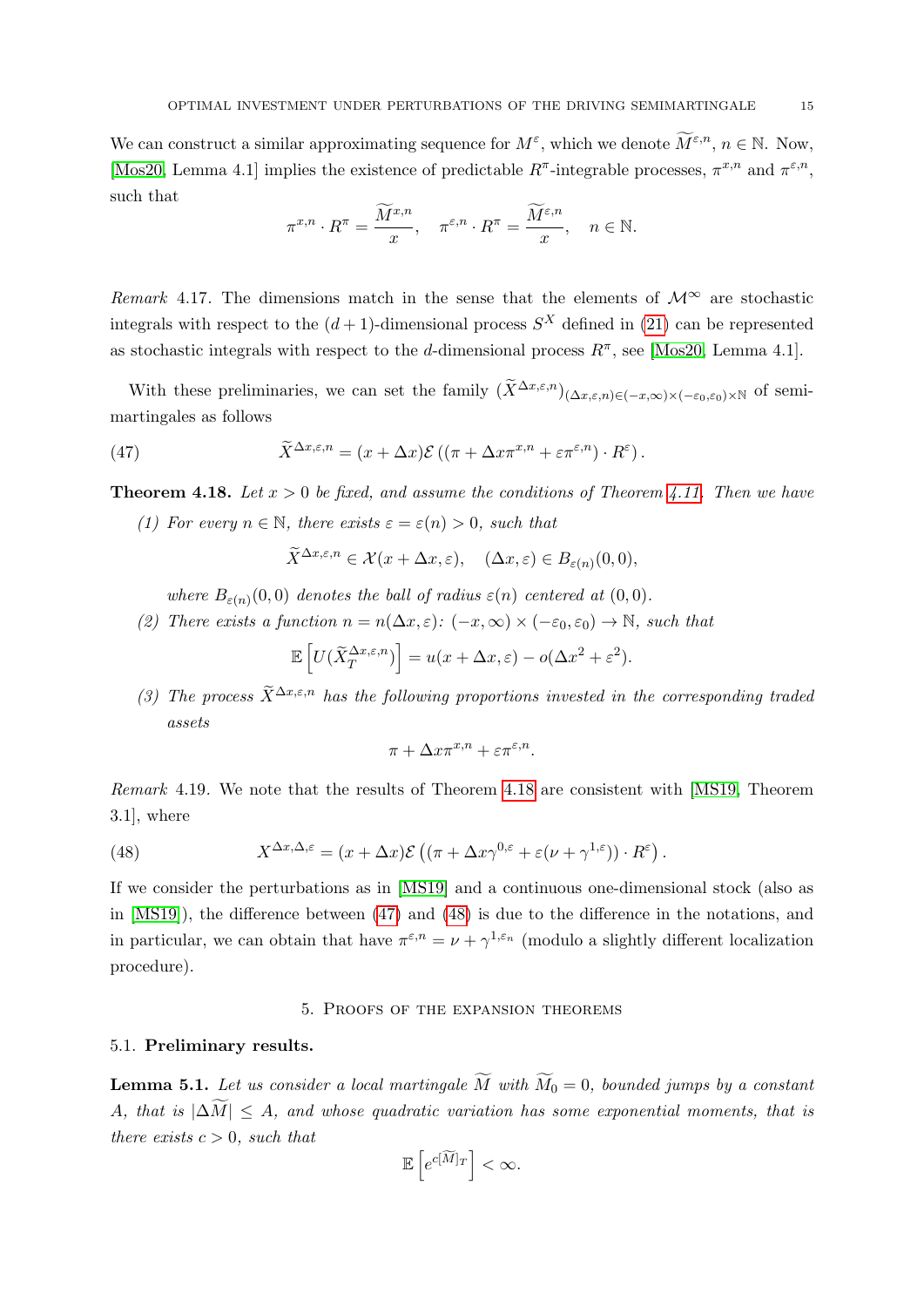We can construct a similar approximating sequence for $M^\varepsilon$, which we denote $\widetilde{M}^{\varepsilon,n}$, $n \in \mathbb{N}$. Now, [Mos20, Lemma 4.1] implies the existence of predictable $R^\pi$-integrable processes, $\pi^{x,n}$ and $\pi^{\varepsilon,n}$, such that

$$\pi^{x,n} \cdot R^\pi = \frac{\widetilde{M}^{x,n}}{x}, \quad \pi^{\varepsilon,n} \cdot R^\pi = \frac{\widetilde{M}^{\varepsilon,n}}{x}, \quad n \in \mathbb{N}.$$

*Remark* 4.17. The dimensions match in the sense that the elements of $\mathcal{M}^\infty$ are stochastic integrals with respect to the $(d+1)$-dimensional process $S^X$ defined in (21) can be represented as stochastic integrals with respect to the $d$-dimensional process $R^\pi$, see [Mos20, Lemma 4.1].

With these preliminaries, we can set the family $(\widetilde{X}^{\Delta x,\varepsilon,n})_{(\Delta x,\varepsilon,n)\in(-x,\infty)\times(-\varepsilon_0,\varepsilon_0)\times\mathbb{N}}$ of semimartingales as follows

$$\widetilde{X}^{\Delta x,\varepsilon,n} = (x+\Delta x)\mathcal{E}\left((\pi + \Delta x \pi^{x,n} + \varepsilon\pi^{\varepsilon,n})\cdot R^\varepsilon\right). \tag{47}$$

**Theorem 4.18.** *Let $x > 0$ be fixed, and assume the conditions of Theorem 4.11. Then we have*

*(1) For every $n \in \mathbb{N}$, there exists $\varepsilon = \varepsilon(n) > 0$, such that*

$$\widetilde{X}^{\Delta x,\varepsilon,n} \in \mathcal{X}(x+\Delta x,\varepsilon), \quad (\Delta x,\varepsilon) \in B_{\varepsilon(n)}(0,0),$$

*where $B_{\varepsilon(n)}(0,0)$ denotes the ball of radius $\varepsilon(n)$ centered at $(0,0)$.*

*(2) There exists a function $n = n(\Delta x,\varepsilon)$: $(-x,\infty)\times(-\varepsilon_0,\varepsilon_0) \to \mathbb{N}$, such that*

$$\mathbb{E}\left[U(\widetilde{X}_T^{\Delta x,\varepsilon,n})\right] = u(x+\Delta x,\varepsilon) - o(\Delta x^2 + \varepsilon^2).$$

*(3) The process $\widetilde{X}^{\Delta x,\varepsilon,n}$ has the following proportions invested in the corresponding traded assets*

$$\pi + \Delta x \pi^{x,n} + \varepsilon \pi^{\varepsilon,n}.$$

*Remark* 4.19. We note that the results of Theorem 4.18 are consistent with [MS19, Theorem 3.1], where

$$X^{\Delta x,\Delta,\varepsilon} = (x+\Delta x)\mathcal{E}\left((\pi + \Delta x\gamma^{0,\varepsilon} + \varepsilon(\nu+\gamma^{1,\varepsilon}))\cdot R^\varepsilon\right). \tag{48}$$

If we consider the perturbations as in [MS19] and a continuous one-dimensional stock (also as in [MS19]), the difference between (47) and (48) is due to the difference in the notations, and in particular, we can obtain that have $\pi^{\varepsilon,n} = \nu + \gamma^{1,\varepsilon_n}$ (modulo a slightly different localization procedure).

## 5. Proofs of the expansion theorems

### 5.1. Preliminary results.

**Lemma 5.1.** *Let us consider a local martingale $\widetilde{M}$ with $\widetilde{M}_0 = 0$, bounded jumps by a constant $A$, that is $|\Delta\widetilde{M}| \leq A$, and whose quadratic variation has some exponential moments, that is there exists $c > 0$, such that*

$$\mathbb{E}\left[e^{c[\widetilde{M}]_T}\right] < \infty.$$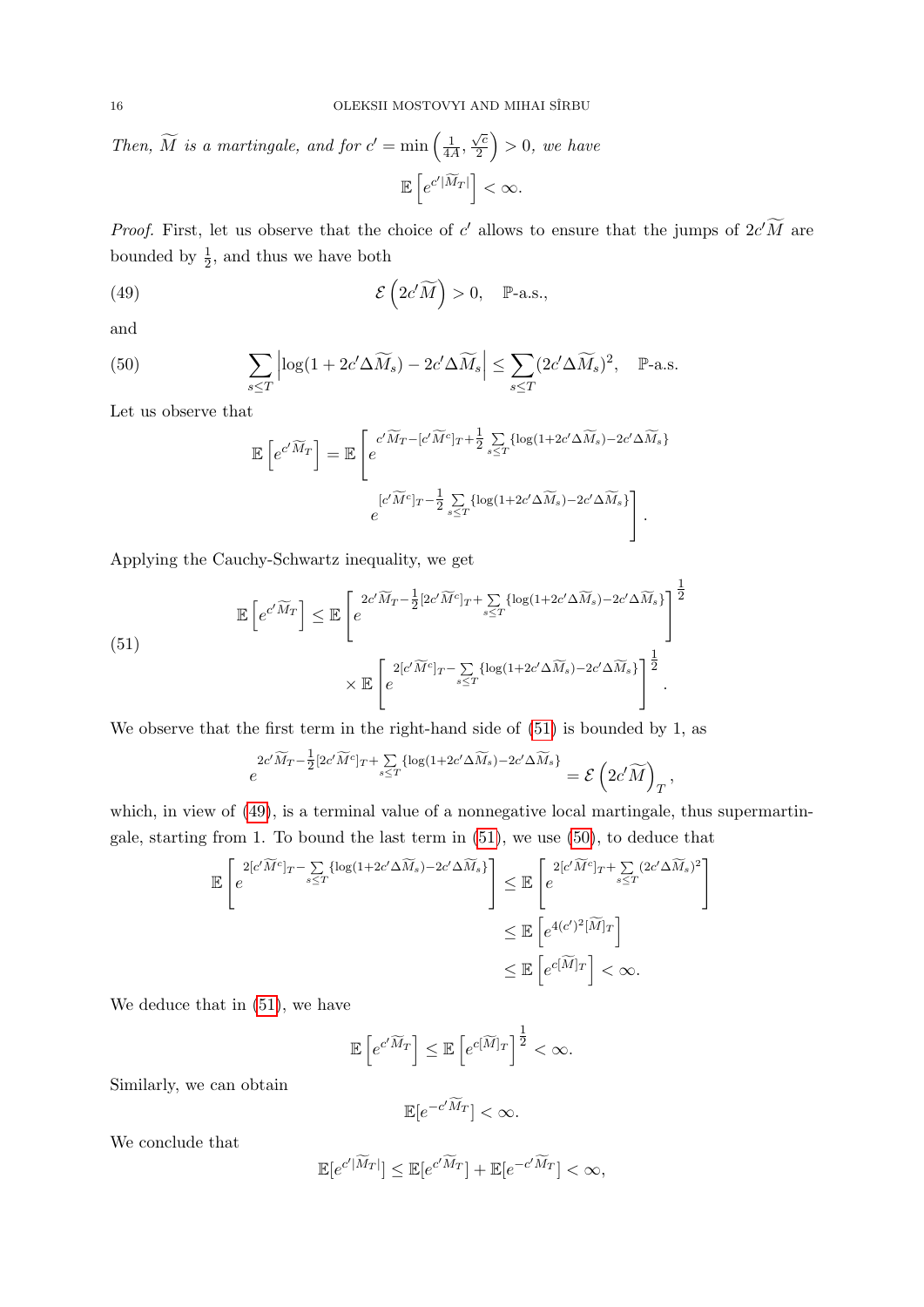*Then, $\widetilde{M}$ is a martingale, and for $c' = \min\left(\frac{1}{4A}, \frac{\sqrt{c}}{2}\right) > 0$, we have*

$$\mathbb{E}\left[e^{c'|\widetilde{M}_T|}\right] < \infty.$$

*Proof.* First, let us observe that the choice of $c'$ allows to ensure that the jumps of $2c'\widetilde{M}$ are bounded by $\frac{1}{2}$, and thus we have both

$$\mathcal{E}\left(2c'\widetilde{M}\right) > 0, \quad \mathbb{P}\text{-a.s.,} \tag{49}$$

and

$$\sum_{s\leq T}\left|\log(1+2c'\Delta\widetilde{M}_s) - 2c'\Delta\widetilde{M}_s\right| \leq \sum_{s\leq T}(2c'\Delta\widetilde{M}_s)^2, \quad \mathbb{P}\text{-a.s.} \tag{50}$$

Let us observe that

$$\mathbb{E}\left[e^{c'\widetilde{M}_T}\right] = \mathbb{E}\left[e^{c'\widetilde{M}_T - [c'\widetilde{M}^c]_T + \frac{1}{2}\sum\limits_{s\leq T}\{\log(1+2c'\Delta\widetilde{M}_s) - 2c'\Delta\widetilde{M}_s\}} e^{[c'\widetilde{M}^c]_T - \frac{1}{2}\sum\limits_{s\leq T}\{\log(1+2c'\Delta\widetilde{M}_s)-2c'\Delta\widetilde{M}_s\}}\right].$$

Applying the Cauchy-Schwartz inequality, we get

$$\begin{aligned}\mathbb{E}\left[e^{c'\widetilde{M}_T}\right] \leq{}& \mathbb{E}\left[e^{2c'\widetilde{M}_T - \frac{1}{2}[2c'\widetilde{M}^c]_T + \sum\limits_{s\leq T}\{\log(1+2c'\Delta\widetilde{M}_s)-2c'\Delta\widetilde{M}_s\}}\right]^{\frac{1}{2}} \\ &\times \mathbb{E}\left[e^{2[c'\widetilde{M}^c]_T - \sum\limits_{s\leq T}\{\log(1+2c'\Delta\widetilde{M}_s)-2c'\Delta\widetilde{M}_s\}}\right]^{\frac{1}{2}}.\end{aligned} \tag{51}$$

We observe that the first term in the right-hand side of (51) is bounded by 1, as

$$e^{2c'\widetilde{M}_T - \frac{1}{2}[2c'\widetilde{M}^c]_T + \sum\limits_{s\leq T}\{\log(1+2c'\Delta\widetilde{M}_s)-2c'\Delta\widetilde{M}_s\}} = \mathcal{E}\left(2c'\widetilde{M}\right)_T,$$

which, in view of (49), is a terminal value of a nonnegative local martingale, thus supermartingale, starting from 1. To bound the last term in (51), we use (50), to deduce that

$$\begin{aligned}\mathbb{E}\left[e^{2[c'\widetilde{M}^c]_T - \sum\limits_{s\leq T}\{\log(1+2c'\Delta\widetilde{M}_s)-2c'\Delta\widetilde{M}_s\}}\right] &\leq \mathbb{E}\left[e^{2[c'\widetilde{M}^c]_T + \sum\limits_{s\leq T}(2c'\Delta\widetilde{M}_s)^2}\right] \\ &\leq \mathbb{E}\left[e^{4(c')^2[\widetilde{M}]_T}\right] \\ &\leq \mathbb{E}\left[e^{c[\widetilde{M}]_T}\right] < \infty.\end{aligned}$$

We deduce that in (51), we have

$$\mathbb{E}\left[e^{c'\widetilde{M}_T}\right] \leq \mathbb{E}\left[e^{c[\widetilde{M}]_T}\right]^{\frac{1}{2}} < \infty.$$

Similarly, we can obtain

$$\mathbb{E}[e^{-c'\widetilde{M}_T}] < \infty.$$

We conclude that

$$\mathbb{E}[e^{c'|\widetilde{M}_T|}] \leq \mathbb{E}[e^{c'\widetilde{M}_T}] + \mathbb{E}[e^{-c'\widetilde{M}_T}] < \infty,$$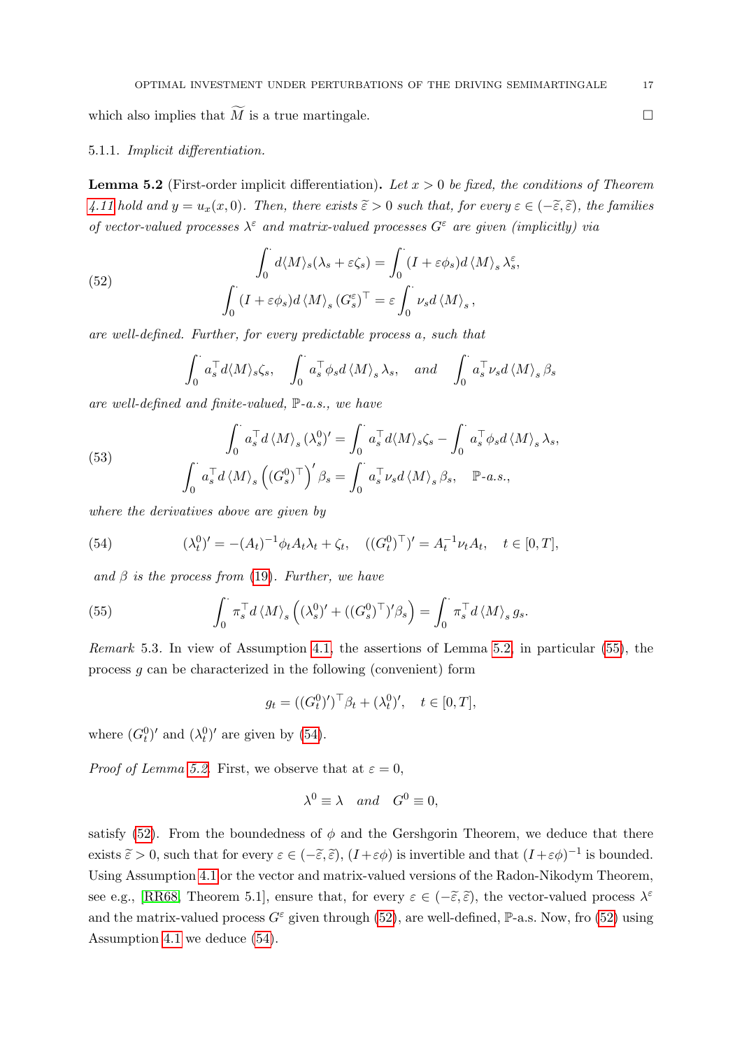which also implies that $\widetilde{M}$ is a true martingale. $\square$

#### 5.1.1. *Implicit differentiation.*

**Lemma 5.2** (First-order implicit differentiation)**.** *Let $x > 0$ be fixed, the conditions of Theorem 4.11 hold and $y = u_x(x, 0)$. Then, there exists $\widetilde{\varepsilon} > 0$ such that, for every $\varepsilon \in (-\widetilde{\varepsilon}, \widetilde{\varepsilon})$, the families of vector-valued processes $\lambda^\varepsilon$ and matrix-valued processes $G^\varepsilon$ are given (implicitly) via*

$$
\begin{aligned}
\int_0^\cdot d\langle M\rangle_s(\lambda_s + \varepsilon\zeta_s) &= \int_0^\cdot (I + \varepsilon\phi_s) d\langle M\rangle_s \lambda_s^\varepsilon, \\
\int_0^\cdot (I + \varepsilon\phi_s) d\langle M\rangle_s (G_s^\varepsilon)^\top &= \varepsilon \int_0^\cdot \nu_s d\langle M\rangle_s,
\end{aligned}
\tag{52}
$$

*are well-defined. Further, for every predictable process $a$, such that*

$$
\int_0^\cdot a_s^\top d\langle M\rangle_s \zeta_s, \quad \int_0^\cdot a_s^\top \phi_s d\langle M\rangle_s \lambda_s, \quad \text{and} \quad \int_0^\cdot a_s^\top \nu_s d\langle M\rangle_s \beta_s
$$

*are well-defined and finite-valued, $\mathbb{P}$-a.s., we have*

$$
\begin{aligned}
\int_0^\cdot a_s^\top d\langle M\rangle_s (\lambda_s^0)' &= \int_0^\cdot a_s^\top d\langle M\rangle_s \zeta_s - \int_0^\cdot a_s^\top \phi_s d\langle M\rangle_s \lambda_s, \\
\int_0^\cdot a_s^\top d\langle M\rangle_s \left((G_s^0)^\top\right)' \beta_s &= \int_0^\cdot a_s^\top \nu_s d\langle M\rangle_s \beta_s, \quad \mathbb{P}\text{-a.s.},
\end{aligned}
\tag{53}
$$

*where the derivatives above are given by*

$$
(\lambda_t^0)' = -(A_t)^{-1}\phi_t A_t \lambda_t + \zeta_t, \quad ((G_t^0)^\top)' = A_t^{-1}\nu_t A_t, \quad t \in [0, T],
\tag{54}
$$

*and $\beta$ is the process from (19). Further, we have*

$$
\int_0^\cdot \pi_s^\top d\langle M\rangle_s \left((\lambda_s^0)' + ((G_s^0)^\top)'\beta_s\right) = \int_0^\cdot \pi_s^\top d\langle M\rangle_s g_s.
\tag{55}
$$

*Remark* 5.3. In view of Assumption 4.1, the assertions of Lemma 5.2, in particular (55), the process $g$ can be characterized in the following (convenient) form

$$
g_t = ((G_t^0)')^\top \beta_t + (\lambda_t^0)', \quad t \in [0, T],
$$

where $(G_t^0)'$ and $(\lambda_t^0)'$ are given by (54).

*Proof of Lemma 5.2.* First, we observe that at $\varepsilon = 0$,

$$
\lambda^0 \equiv \lambda \quad \text{and} \quad G^0 \equiv 0,
$$

satisfy (52). From the boundedness of $\phi$ and the Gershgorin Theorem, we deduce that there exists $\widetilde{\varepsilon} > 0$, such that for every $\varepsilon \in (-\widetilde{\varepsilon}, \widetilde{\varepsilon})$, $(I + \varepsilon\phi)$ is invertible and that $(I + \varepsilon\phi)^{-1}$ is bounded. Using Assumption 4.1 or the vector and matrix-valued versions of the Radon-Nikodym Theorem, see e.g., [RR68, Theorem 5.1], ensure that, for every $\varepsilon \in (-\widetilde{\varepsilon}, \widetilde{\varepsilon})$, the vector-valued process $\lambda^\varepsilon$ and the matrix-valued process $G^\varepsilon$ given through (52), are well-defined, $\mathbb{P}$-a.s. Now, fro (52) using Assumption 4.1 we deduce (54).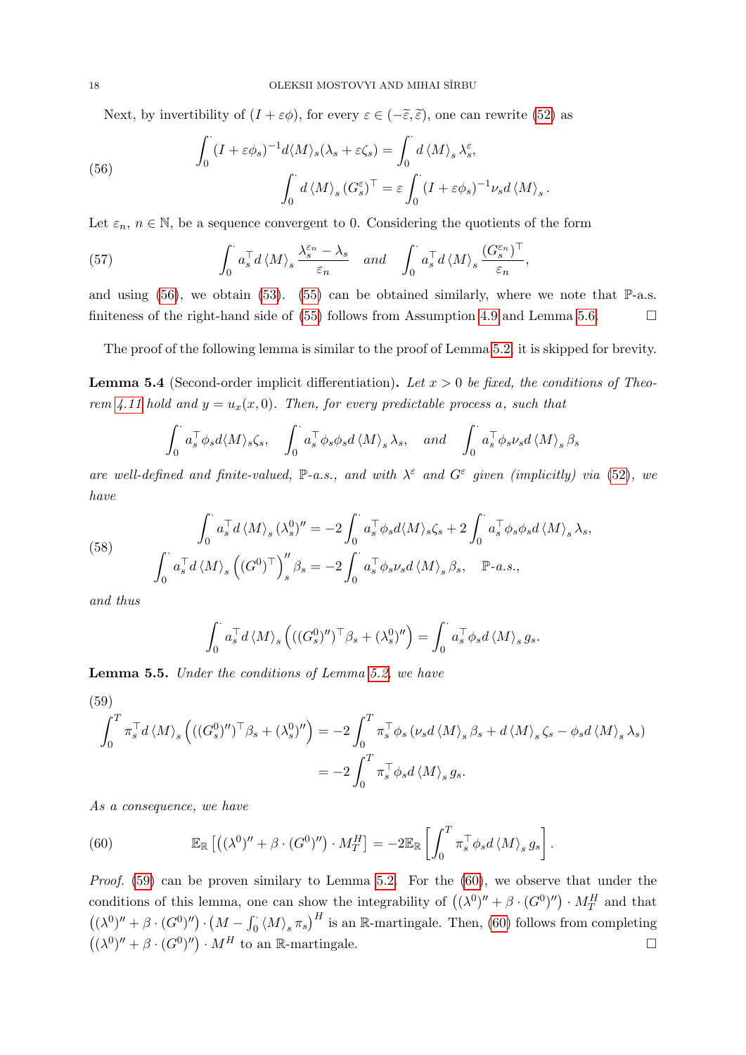Next, by invertibility of $(I+\varepsilon\phi)$, for every $\varepsilon \in (-\widetilde{\varepsilon}, \widetilde{\varepsilon})$, one can rewrite (52) as

$$
\begin{aligned}
\int_0^\cdot (I+\varepsilon\phi_s)^{-1} d\langle M\rangle_s(\lambda_s + \varepsilon\zeta_s) &= \int_0^\cdot d\langle M\rangle_s \lambda_s^{\varepsilon}, \\
\int_0^\cdot d\langle M\rangle_s (G_s^{\varepsilon})^\top &= \varepsilon \int_0^\cdot (I+\varepsilon\phi_s)^{-1}\nu_s d\langle M\rangle_s.
\end{aligned}
\tag{56}
$$

Let $\varepsilon_n$, $n\in\mathbb{N}$, be a sequence convergent to 0. Considering the quotients of the form

$$
\int_0^\cdot a_s^\top d\langle M\rangle_s \frac{\lambda_s^{\varepsilon_n} - \lambda_s}{\varepsilon_n} \quad \textit{and} \quad \int_0^\cdot a_s^\top d\langle M\rangle_s \frac{(G_s^{\varepsilon_n})^\top}{\varepsilon_n},
\tag{57}
$$

and using (56), we obtain (53). (55) can be obtained similarly, where we note that $\mathbb{P}$-a.s. finiteness of the right-hand side of (55) follows from Assumption 4.9 and Lemma 5.6. $\square$

The proof of the following lemma is similar to the proof of Lemma 5.2, it is skipped for brevity.

**Lemma 5.4** (Second-order implicit differentiation)**.** *Let $x>0$ be fixed, the conditions of Theorem 4.11 hold and $y = u_x(x,0)$. Then, for every predictable process $a$, such that*

$$
\int_0^\cdot a_s^\top \phi_s d\langle M\rangle_s \zeta_s, \quad \int_0^\cdot a_s^\top \phi_s\phi_s d\langle M\rangle_s \lambda_s, \quad \textit{and} \quad \int_0^\cdot a_s^\top \phi_s \nu_s d\langle M\rangle_s \beta_s
$$

*are well-defined and finite-valued, $\mathbb{P}$-a.s., and with $\lambda^{\varepsilon}$ and $G^{\varepsilon}$ given (implicitly) via (52), we have*

$$
\begin{aligned}
\int_0^\cdot a_s^\top d\langle M\rangle_s (\lambda_s^0)'' &= -2\int_0^\cdot a_s^\top \phi_s d\langle M\rangle_s \zeta_s + 2\int_0^\cdot a_s^\top \phi_s\phi_s d\langle M\rangle_s \lambda_s, \\
\int_0^\cdot a_s^\top d\langle M\rangle_s \left((G^0)^\top\right)_s'' \beta_s &= -2\int_0^\cdot a_s^\top \phi_s\nu_s d\langle M\rangle_s \beta_s, \quad \mathbb{P}\text{-a.s.},
\end{aligned}
\tag{58}
$$

*and thus*

$$
\int_0^\cdot a_s^\top d\langle M\rangle_s \left(((G_s^0)'')^\top \beta_s + (\lambda_s^0)''\right) = \int_0^\cdot a_s^\top \phi_s d\langle M\rangle_s g_s.
$$

**Lemma 5.5.** *Under the conditions of Lemma 5.2, we have*

$$
\begin{aligned}
\int_0^T \pi_s^\top d\langle M\rangle_s \left(((G_s^0)'')^\top\beta_s + (\lambda_s^0)''\right) &= -2\int_0^T \pi_s^\top \phi_s \left(\nu_s d\langle M\rangle_s \beta_s + d\langle M\rangle_s\zeta_s - \phi_s d\langle M\rangle_s \lambda_s\right) \\
&= -2\int_0^T \pi_s^\top \phi_s d\langle M\rangle_s g_s.
\end{aligned}
\tag{59}
$$

*As a consequence, we have*

$$
\mathbb{E}_{\mathbb{R}}\left[\left((\lambda^0)'' + \beta\cdot (G^0)''\right)\cdot M_T^H\right] = -2\mathbb{E}_{\mathbb{R}}\left[\int_0^T \pi_s^\top \phi_s d\langle M\rangle_s g_s\right].
\tag{60}
$$

*Proof.* (59) can be proven similary to Lemma 5.2. For the (60), we observe that under the conditions of this lemma, one can show the integrability of $\left((\lambda^0)'' + \beta\cdot(G^0)''\right)\cdot M_T^H$ and that $\left((\lambda^0)'' + \beta\cdot(G^0)''\right)\cdot\left(M - \int_0^\cdot \langle M\rangle_s \pi_s\right)^H$ is an $\mathbb{R}$-martingale. Then, (60) follows from completing $\left((\lambda^0)'' + \beta\cdot(G^0)''\right)\cdot M^H$ to an $\mathbb{R}$-martingale. $\square$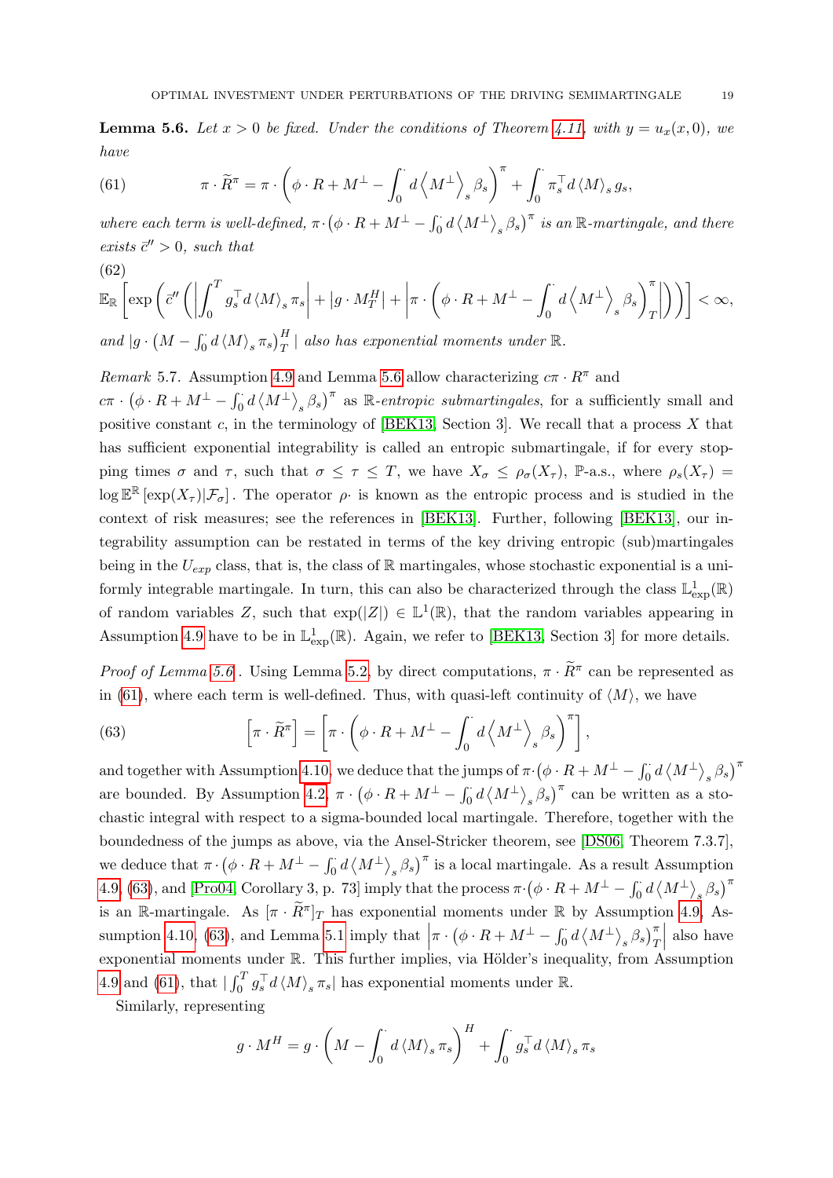**Lemma 5.6.** *Let $x > 0$ be fixed. Under the conditions of Theorem 4.11, with $y = u_x(x, 0)$, we have*

$$\pi \cdot \widetilde{R}^\pi = \pi \cdot \left( \phi \cdot R + M^\perp - \int_0^\cdot d\left\langle M^\perp \right\rangle_s \beta_s \right)^\pi + \int_0^\cdot \pi_s^\top d\left\langle M \right\rangle_s g_s, \tag{61}$$

*where each term is well-defined, $\pi \cdot \left(\phi \cdot R + M^\perp - \int_0^\cdot d\left\langle M^\perp \right\rangle_s \beta_s\right)^\pi$ is an $\mathbb{R}$-martingale, and there exists $\bar{c}'' > 0$, such that*

$$\mathbb{E}_{\mathbb{R}} \left[ \exp\left( \bar{c}'' \left( \left| \int_0^T g_s^\top d\left\langle M \right\rangle_s \pi_s \right| + |g \cdot M_T^H| + \left| \pi \cdot \left( \phi \cdot R + M^\perp - \int_0^\cdot d\left\langle M^\perp \right\rangle_s \beta_s \right)_T^\pi \right| \right) \right) \right] < \infty, \tag{62}$$

*and $|g \cdot \left(M - \int_0^\cdot d\left\langle M \right\rangle_s \pi_s\right)_T^H|$ also has exponential moments under $\mathbb{R}$.*

*Remark* 5.7. Assumption 4.9 and Lemma 5.6 allow characterizing $c\pi \cdot R^\pi$ and $c\pi \cdot \left(\phi \cdot R + M^\perp - \int_0^\cdot d\left\langle M^\perp \right\rangle_s \beta_s\right)^\pi$ as $\mathbb{R}$-*entropic submartingales*, for a sufficiently small and positive constant $c$, in the terminology of [BEK13, Section 3]. We recall that a process $X$ that has sufficient exponential integrability is called an entropic submartingale, if for every stopping times $\sigma$ and $\tau$, such that $\sigma \le \tau \le T$, we have $X_\sigma \le \rho_\sigma(X_\tau)$, $\mathbb{P}$-a.s., where $\rho_s(X_\tau) = \log \mathbb{E}^{\mathbb{R}}\left[\exp(X_\tau)|\mathcal{F}_\sigma\right]$. The operator $\rho_\cdot$ is known as the entropic process and is studied in the context of risk measures; see the references in [BEK13]. Further, following [BEK13], our integrability assumption can be restated in terms of the key driving entropic (sub)martingales being in the $U_{exp}$ class, that is, the class of $\mathbb{R}$ martingales, whose stochastic exponential is a uniformly integrable martingale. In turn, this can also be characterized through the class $\mathbb{L}^1_{\exp}(\mathbb{R})$ of random variables $Z$, such that $\exp(|Z|) \in \mathbb{L}^1(\mathbb{R})$, that the random variables appearing in Assumption 4.9 have to be in $\mathbb{L}^1_{\exp}(\mathbb{R})$. Again, we refer to [BEK13, Section 3] for more details.

*Proof of Lemma 5.6* . Using Lemma 5.2, by direct computations, $\pi \cdot \widetilde{R}^\pi$ can be represented as in (61), where each term is well-defined. Thus, with quasi-left continuity of $\langle M \rangle$, we have

$$\left[ \pi \cdot \widetilde{R}^\pi \right] = \left[ \pi \cdot \left( \phi \cdot R + M^\perp - \int_0^\cdot d\left\langle M^\perp \right\rangle_s \beta_s \right)^\pi \right], \tag{63}$$

and together with Assumption 4.10, we deduce that the jumps of $\pi \cdot \left(\phi \cdot R + M^\perp - \int_0^\cdot d\left\langle M^\perp \right\rangle_s \beta_s\right)^\pi$ are bounded. By Assumption 4.2, $\pi \cdot \left(\phi \cdot R + M^\perp - \int_0^\cdot d\left\langle M^\perp \right\rangle_s \beta_s\right)^\pi$ can be written as a stochastic integral with respect to a sigma-bounded local martingale. Therefore, together with the boundedness of the jumps as above, via the Ansel-Stricker theorem, see [DS06, Theorem 7.3.7], we deduce that $\pi \cdot \left(\phi \cdot R + M^\perp - \int_0^\cdot d\left\langle M^\perp \right\rangle_s \beta_s\right)^\pi$ is a local martingale. As a result Assumption 4.9, (63), and [Pro04, Corollary 3, p. 73] imply that the process $\pi \cdot \left(\phi \cdot R + M^\perp - \int_0^\cdot d\left\langle M^\perp \right\rangle_s \beta_s\right)^\pi$ is an $\mathbb{R}$-martingale. As $[\pi \cdot \widetilde{R}^\pi]_T$ has exponential moments under $\mathbb{R}$ by Assumption 4.9, Assumption 4.10, (63), and Lemma 5.1 imply that $\left|\pi \cdot \left(\phi \cdot R + M^\perp - \int_0^\cdot d\left\langle M^\perp \right\rangle_s \beta_s\right)_T^\pi\right|$ also have exponential moments under $\mathbb{R}$. This further implies, via Hölder's inequality, from Assumption 4.9 and (61), that $|\int_0^T g_s^\top d\left\langle M \right\rangle_s \pi_s|$ has exponential moments under $\mathbb{R}$.

Similarly, representing

$$g \cdot M^H = g \cdot \left( M - \int_0^\cdot d\left\langle M \right\rangle_s \pi_s \right)^H + \int_0^\cdot g_s^\top d\left\langle M \right\rangle_s \pi_s$$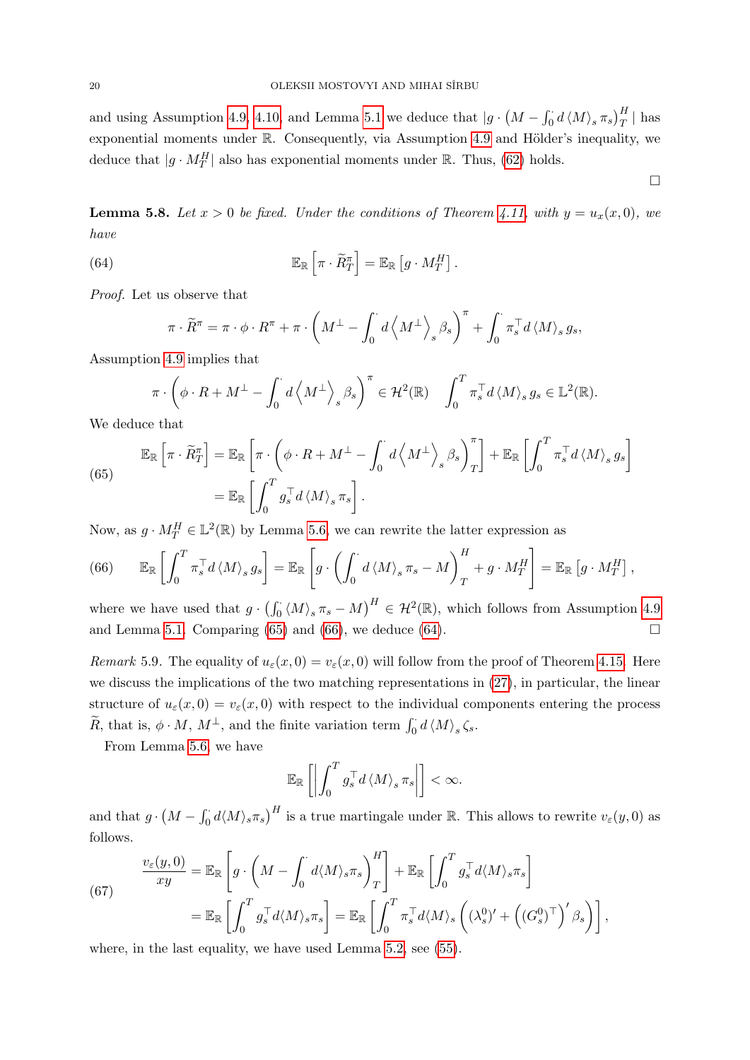and using Assumption 4.9, 4.10, and Lemma 5.1 we deduce that $|g \cdot \left(M - \int_0^\cdot d\left\langle M\right\rangle_s \pi_s\right)^H_T|$ has exponential moments under $\mathbb{R}$. Consequently, via Assumption 4.9 and Hölder's inequality, we deduce that $|g \cdot M^H_T|$ also has exponential moments under $\mathbb{R}$. Thus, (62) holds.

$\square$

**Lemma 5.8.** *Let $x > 0$ be fixed. Under the conditions of Theorem 4.11, with $y = u_x(x, 0)$, we have*

$$
\mathbb{E}_{\mathbb{R}}\left[\pi \cdot \widetilde{R}^\pi_T\right] = \mathbb{E}_{\mathbb{R}}\left[g \cdot M^H_T\right]. \tag{64}
$$

*Proof.* Let us observe that

$$
\pi \cdot \widetilde{R}^\pi = \pi \cdot \phi \cdot R^\pi + \pi \cdot \left(M^\perp - \int_0^\cdot d\left\langle M^\perp\right\rangle_s \beta_s\right)^\pi + \int_0^\cdot \pi_s^\top d\left\langle M\right\rangle_s g_s,
$$

Assumption 4.9 implies that

$$
\pi \cdot \left(\phi \cdot R + M^\perp - \int_0^\cdot d\left\langle M^\perp\right\rangle_s \beta_s\right)^\pi \in \mathcal{H}^2(\mathbb{R}) \quad \int_0^T \pi_s^\top d\left\langle M\right\rangle_s g_s \in \mathbb{L}^2(\mathbb{R}).
$$

We deduce that

$$
\begin{aligned}
\mathbb{E}_{\mathbb{R}}\left[\pi \cdot \widetilde{R}^\pi_T\right] &= \mathbb{E}_{\mathbb{R}}\left[\pi \cdot \left(\phi \cdot R + M^\perp - \int_0^\cdot d\left\langle M^\perp\right\rangle_s \beta_s\right)^\pi_T\right] + \mathbb{E}_{\mathbb{R}}\left[\int_0^T \pi_s^\top d\left\langle M\right\rangle_s g_s\right] \\
&= \mathbb{E}_{\mathbb{R}}\left[\int_0^T g_s^\top d\left\langle M\right\rangle_s \pi_s\right].
\end{aligned} \tag{65}
$$

Now, as $g \cdot M^H_T \in \mathbb{L}^2(\mathbb{R})$ by Lemma 5.6, we can rewrite the latter expression as

$$
\mathbb{E}_{\mathbb{R}}\left[\int_0^T \pi_s^\top d\left\langle M\right\rangle_s g_s\right] = \mathbb{E}_{\mathbb{R}}\left[g \cdot \left(\int_0^\cdot d\left\langle M\right\rangle_s \pi_s - M\right)^H_T + g \cdot M^H_T\right] = \mathbb{E}_{\mathbb{R}}\left[g \cdot M^H_T\right], \tag{66}
$$

where we have used that $g \cdot \left(\int_0^\cdot \left\langle M\right\rangle_s \pi_s - M\right)^H \in \mathcal{H}^2(\mathbb{R})$, which follows from Assumption 4.9 and Lemma 5.1. Comparing (65) and (66), we deduce (64). $\square$

*Remark* 5.9. The equality of $u_\varepsilon(x, 0) = v_\varepsilon(x, 0)$ will follow from the proof of Theorem 4.15. Here we discuss the implications of the two matching representations in (27), in particular, the linear structure of $u_\varepsilon(x, 0) = v_\varepsilon(x, 0)$ with respect to the individual components entering the process $\widetilde{R}$, that is, $\phi \cdot M$, $M^\perp$, and the finite variation term $\int_0^\cdot d\left\langle M\right\rangle_s \zeta_s$.

From Lemma 5.6, we have

$$
\mathbb{E}_{\mathbb{R}}\left[\left|\int_0^T g_s^\top d\left\langle M\right\rangle_s \pi_s\right|\right] < \infty.
$$

and that $g \cdot \left(M - \int_0^\cdot d\langle M\rangle_s \pi_s\right)^H$ is a true martingale under $\mathbb{R}$. This allows to rewrite $v_\varepsilon(y, 0)$ as follows.

$$
\begin{aligned}
\frac{v_\varepsilon(y, 0)}{xy} &= \mathbb{E}_{\mathbb{R}}\left[g \cdot \left(M - \int_0^\cdot d\langle M\rangle_s \pi_s\right)^H_T\right] + \mathbb{E}_{\mathbb{R}}\left[\int_0^T g_s^\top d\langle M\rangle_s \pi_s\right] \\
&= \mathbb{E}_{\mathbb{R}}\left[\int_0^T g_s^\top d\langle M\rangle_s \pi_s\right] = \mathbb{E}_{\mathbb{R}}\left[\int_0^T \pi_s^\top d\langle M\rangle_s \left((\lambda^0_s)' + \left((G^0_s)^\top\right)' \beta_s\right)\right],
\end{aligned} \tag{67}
$$

where, in the last equality, we have used Lemma 5.2, see (55).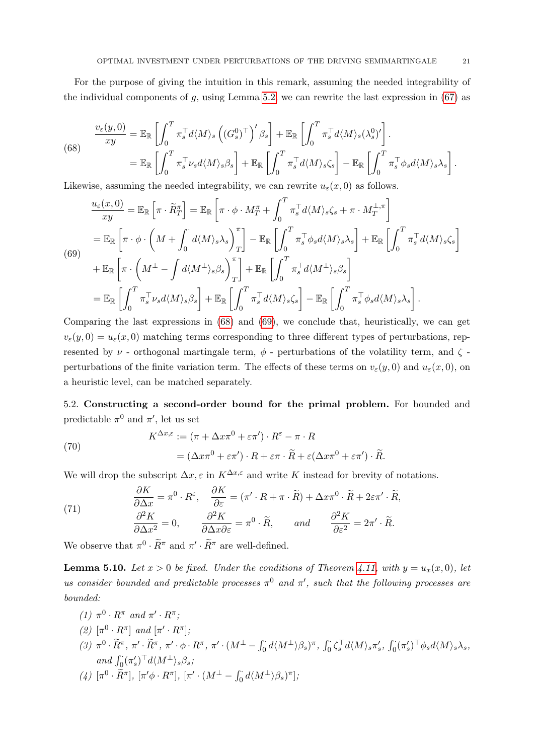For the purpose of giving the intuition in this remark, assuming the needed integrability of the individual components of $g$, using Lemma 5.2, we can rewrite the last expression in (67) as

$$
\begin{aligned}
\frac{v_\varepsilon(y,0)}{xy} &= \mathbb{E}_{\mathbb{R}}\left[\int_0^T \pi_s^\top d\langle M\rangle_s \left((G_s^0)^\top\right)' \beta_s\right] + \mathbb{E}_{\mathbb{R}}\left[\int_0^T \pi_s^\top d\langle M\rangle_s (\lambda_s^0)'\right]. \\
&= \mathbb{E}_{\mathbb{R}}\left[\int_0^T \pi_s^\top \nu_s d\langle M\rangle_s \beta_s\right] + \mathbb{E}_{\mathbb{R}}\left[\int_0^T \pi_s^\top d\langle M\rangle_s \zeta_s\right] - \mathbb{E}_{\mathbb{R}}\left[\int_0^T \pi_s^\top \phi_s d\langle M\rangle_s \lambda_s\right].
\end{aligned}
\tag{68}
$$

Likewise, assuming the needed integrability, we can rewrite $u_\varepsilon(x,0)$ as follows.

$$
\begin{aligned}
\frac{u_\varepsilon(x,0)}{xy} &= \mathbb{E}_{\mathbb{R}}\left[\pi \cdot \widetilde{R}_T^\pi\right] = \mathbb{E}_{\mathbb{R}}\left[\pi \cdot \phi \cdot M_T^\pi + \int_0^T \pi_s^\top d\langle M\rangle_s \zeta_s + \pi \cdot M_T^{\perp,\pi}\right] \\
&= \mathbb{E}_{\mathbb{R}}\left[\pi \cdot \phi \cdot \left(M + \int_0^\cdot d\langle M\rangle_s \lambda_s\right)_T^\pi\right] - \mathbb{E}_{\mathbb{R}}\left[\int_0^T \pi_s^\top \phi_s d\langle M\rangle_s \lambda_s\right] + \mathbb{E}_{\mathbb{R}}\left[\int_0^T \pi_s^\top d\langle M\rangle_s \zeta_s\right] \\
&+ \mathbb{E}_{\mathbb{R}}\left[\pi \cdot \left(M^\perp - \int d\langle M^\perp\rangle_s \beta_s\right)_T^\pi\right] + \mathbb{E}_{\mathbb{R}}\left[\int_0^T \pi_s^\top d\langle M^\perp\rangle_s \beta_s\right] \\
&= \mathbb{E}_{\mathbb{R}}\left[\int_0^T \pi_s^\top \nu_s d\langle M\rangle_s \beta_s\right] + \mathbb{E}_{\mathbb{R}}\left[\int_0^T \pi_s^\top d\langle M\rangle_s \zeta_s\right] - \mathbb{E}_{\mathbb{R}}\left[\int_0^T \pi_s^\top \phi_s d\langle M\rangle_s \lambda_s\right].
\end{aligned}
\tag{69}
$$

Comparing the last expressions in (68) and (69), we conclude that, heuristically, we can get $v_\varepsilon(y,0) = u_\varepsilon(x,0)$ matching terms corresponding to three different types of perturbations, represented by $\nu$ - orthogonal martingale term, $\phi$ - perturbations of the volatility term, and $\zeta$ - perturbations of the finite variation term. The effects of these terms on $v_\varepsilon(y,0)$ and $u_\varepsilon(x,0)$, on a heuristic level, can be matched separately.

## 5.2. Constructing a second-order bound for the primal problem.

For bounded and predictable $\pi^0$ and $\pi'$, let us set

$$
\begin{aligned}
K^{\Delta x,\varepsilon} &:= (\pi + \Delta x\pi^0 + \varepsilon\pi') \cdot R^\varepsilon - \pi \cdot R \\
&= (\Delta x\pi^0 + \varepsilon\pi') \cdot R + \varepsilon\pi \cdot \widetilde{R} + \varepsilon(\Delta x\pi^0 + \varepsilon\pi') \cdot \widetilde{R}.
\end{aligned}
\tag{70}
$$

We will drop the subscript $\Delta x, \varepsilon$ in $K^{\Delta x,\varepsilon}$ and write $K$ instead for brevity of notations.

$$
\begin{aligned}
&\frac{\partial K}{\partial \Delta x} = \pi^0 \cdot R^\varepsilon, \quad \frac{\partial K}{\partial \varepsilon} = (\pi' \cdot R + \pi \cdot \widetilde{R}) + \Delta x\pi^0 \cdot \widetilde{R} + 2\varepsilon\pi' \cdot \widetilde{R}, \\
&\frac{\partial^2 K}{\partial \Delta x^2} = 0, \qquad \frac{\partial^2 K}{\partial \Delta x \partial \varepsilon} = \pi^0 \cdot \widetilde{R}, \qquad \textit{and} \qquad \frac{\partial^2 K}{\partial \varepsilon^2} = 2\pi' \cdot \widetilde{R}.
\end{aligned}
\tag{71}
$$

We observe that $\pi^0 \cdot \widetilde{R}^\pi$ and $\pi' \cdot \widetilde{R}^\pi$ are well-defined.

**Lemma 5.10.** *Let $x > 0$ be fixed. Under the conditions of Theorem 4.11, with $y = u_x(x,0)$, let us consider bounded and predictable processes $\pi^0$ and $\pi'$, such that the following processes are bounded:*

1. $\pi^0 \cdot R^\pi$ *and* $\pi' \cdot R^\pi$;
2. $[\pi^0 \cdot R^\pi]$ *and* $[\pi' \cdot R^\pi]$;
3. $\pi^0 \cdot \widetilde{R}^\pi$, $\pi' \cdot \widetilde{R}^\pi$, $\pi' \cdot \phi \cdot R^\pi$, $\pi' \cdot (M^\perp - \int_0^\cdot d\langle M^\perp\rangle\beta_s)^\pi$, $\int_0^\cdot \zeta_s^\top d\langle M\rangle_s \pi'_s$, $\int_0^\cdot (\pi'_s)^\top \phi_s d\langle M\rangle_s \lambda_s$, *and* $\int_0^\cdot (\pi'_s)^\top d\langle M^\perp\rangle_s \beta_s$;
4. $[\pi^0 \cdot \widetilde{R}^\pi]$, $[\pi'\phi \cdot R^\pi]$, $[\pi' \cdot (M^\perp - \int_0^\cdot d\langle M^\perp\rangle\beta_s)^\pi]$;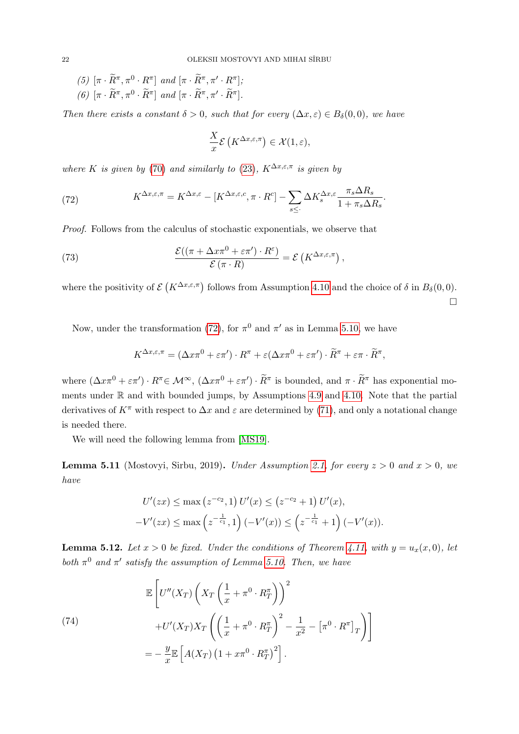*(5)* $[\pi \cdot \widetilde{R}^{\pi}, \pi^0 \cdot R^{\pi}]$ *and* $[\pi \cdot \widetilde{R}^{\pi}, \pi' \cdot R^{\pi}]$*;*
*(6)* $[\pi \cdot \widetilde{R}^{\pi}, \pi^0 \cdot \widetilde{R}^{\pi}]$ *and* $[\pi \cdot \widetilde{R}^{\pi}, \pi' \cdot \widetilde{R}^{\pi}]$*.*

*Then there exists a constant* $\delta > 0$*, such that for every* $(\Delta x, \varepsilon) \in B_\delta(0,0)$*, we have*

$$\frac{X}{x}\mathcal{E}\left(K^{\Delta x, \varepsilon, \pi}\right) \in \mathcal{X}(1, \varepsilon),$$

*where* $K$ *is given by* (70) *and similarly to* (23)*,* $K^{\Delta x,\varepsilon,\pi}$ *is given by*

$$K^{\Delta x, \varepsilon, \pi} = K^{\Delta x, \varepsilon} - [K^{\Delta x, \varepsilon, c}, \pi \cdot R^c] - \sum_{s \leq \cdot} \Delta K^{\Delta x, \varepsilon}_s \frac{\pi_s \Delta R_s}{1 + \pi_s \Delta R_s}. \tag{72}$$

*Proof.* Follows from the calculus of stochastic exponentials, we observe that

$$\frac{\mathcal{E}((\pi + \Delta x \pi^0 + \varepsilon \pi') \cdot R^{\varepsilon})}{\mathcal{E}\left(\pi \cdot R\right)} = \mathcal{E}\left(K^{\Delta x, \varepsilon, \pi}\right), \tag{73}$$

where the positivity of $\mathcal{E}\left(K^{\Delta x, \varepsilon, \pi}\right)$ follows from Assumption 4.10 and the choice of $\delta$ in $B_\delta(0,0)$. $\square$

Now, under the transformation (72), for $\pi^0$ and $\pi'$ as in Lemma 5.10, we have

$$K^{\Delta x, \varepsilon, \pi} = (\Delta x \pi^0 + \varepsilon \pi') \cdot R^{\pi} + \varepsilon(\Delta x \pi^0 + \varepsilon \pi') \cdot \widetilde{R}^{\pi} + \varepsilon \pi \cdot \widetilde{R}^{\pi},$$

where $(\Delta x \pi^0 + \varepsilon \pi') \cdot R^{\pi} \in \mathcal{M}^{\infty}$, $(\Delta x \pi^0 + \varepsilon \pi') \cdot \widetilde{R}^{\pi}$ is bounded, and $\pi \cdot \widetilde{R}^{\pi}$ has exponential moments under $\mathbb{R}$ and with bounded jumps, by Assumptions 4.9 and 4.10. Note that the partial derivatives of $K^{\pi}$ with respect to $\Delta x$ and $\varepsilon$ are determined by (71), and only a notational change is needed there.

We will need the following lemma from [MS19].

**Lemma 5.11** (Mostovyi, Sirbu, 2019)**.** *Under Assumption 2.1, for every* $z > 0$ *and* $x > 0$*, we have*

$$U'(zx) \leq \max\left(z^{-c_2}, 1\right) U'(x) \leq \left(z^{-c_2} + 1\right) U'(x),$$
$$-V'(zx) \leq \max\left(z^{-\frac{1}{c_1}}, 1\right)(-V'(x)) \leq \left(z^{-\frac{1}{c_1}} + 1\right)(-V'(x)).$$

**Lemma 5.12.** *Let* $x > 0$ *be fixed. Under the conditions of Theorem 4.11, with* $y = u_x(x, 0)$*, let both* $\pi^0$ *and* $\pi'$ *satisfy the assumption of Lemma 5.10. Then, we have*

$$\begin{aligned}
&\mathbb{E}\Bigg[U''(X_T)\left(X_T\left(\frac{1}{x} + \pi^0 \cdot R^{\pi}_T\right)\right)^2 \\
&\qquad + U'(X_T)X_T\left(\left(\frac{1}{x} + \pi^0 \cdot R^{\pi}_T\right)^2 - \frac{1}{x^2} - \left[\pi^0 \cdot R^{\pi}\right]_T\right)\Bigg] \\
&= -\frac{y}{x}\mathbb{E}\left[A(X_T)\left(1 + x\pi^0 \cdot R^{\pi}_T\right)^2\right].
\end{aligned} \tag{74}$$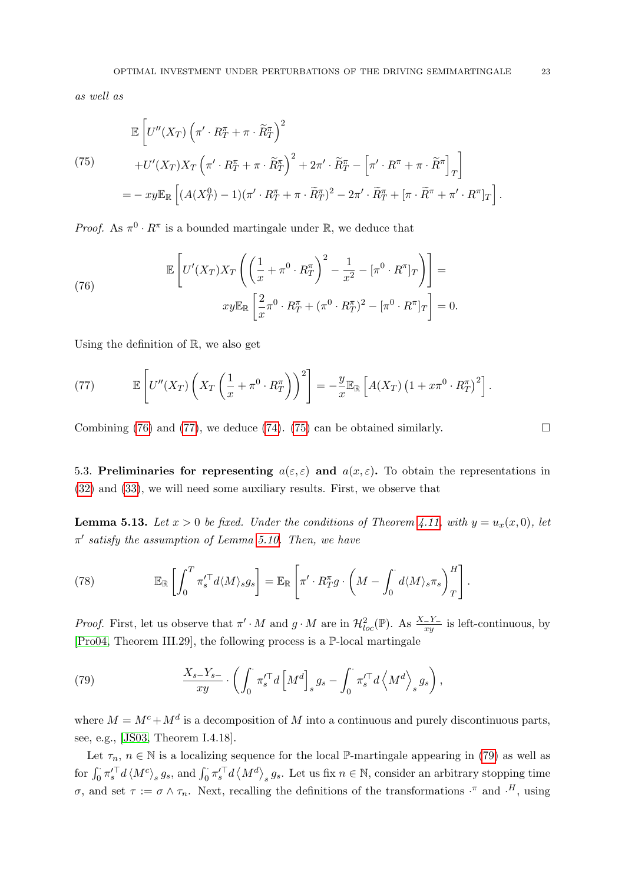*as well as*

$$
\begin{aligned}
&\mathbb{E}\Big[U''(X_T)\left(\pi'\cdot R^{\pi}_T+\pi\cdot \widetilde{R}^{\pi}_T\right)^2 \\
(75)\qquad &+U'(X_T)X_T\left(\pi'\cdot R^{\pi}_T+\pi\cdot \widetilde{R}^{\pi}_T\right)^2+2\pi'\cdot \widetilde{R}^{\pi}_T-\left[\pi'\cdot R^{\pi}+\pi\cdot \widetilde{R}^{\pi}\right]_T\Big] \\
&=-\,xy\mathbb{E}_{\mathbb{R}}\left[(A(X^0_T)-1)(\pi'\cdot R^{\pi}_T+\pi\cdot \widetilde{R}^{\pi}_T)^2-2\pi'\cdot \widetilde{R}^{\pi}_T+[\pi\cdot \widetilde{R}^{\pi}+\pi'\cdot R^{\pi}]_T\right].
\end{aligned}
$$

*Proof.* As $\pi^0\cdot R^{\pi}$ is a bounded martingale under $\mathbb{R}$, we deduce that

$$
\begin{aligned}
(76)\qquad &\mathbb{E}\left[U'(X_T)X_T\left(\left(\frac{1}{x}+\pi^0\cdot R^{\pi}_T\right)^2-\frac{1}{x^2}-[\pi^0\cdot R^{\pi}]_T\right)\right]= \\
&\qquad xy\mathbb{E}_{\mathbb{R}}\left[\frac{2}{x}\pi^0\cdot R^{\pi}_T+(\pi^0\cdot R^{\pi}_T)^2-[\pi^0\cdot R^{\pi}]_T\right]=0.
\end{aligned}
$$

Using the definition of $\mathbb{R}$, we also get

$$
(77)\qquad \mathbb{E}\left[U''(X_T)\left(X_T\left(\frac{1}{x}+\pi^0\cdot R^{\pi}_T\right)\right)^2\right]=-\frac{y}{x}\mathbb{E}_{\mathbb{R}}\left[A(X_T)\left(1+x\pi^0\cdot R^{\pi}_T\right)^2\right].
$$

Combining (76) and (77), we deduce (74). (75) can be obtained similarly. $\square$

**5.3. Preliminaries for representing $a(\varepsilon,\varepsilon)$ and $a(x,\varepsilon)$.** To obtain the representations in (32) and (33), we will need some auxiliary results. First, we observe that

**Lemma 5.13.** *Let $x>0$ be fixed. Under the conditions of Theorem 4.11, with $y=u_x(x,0)$, let $\pi'$ satisfy the assumption of Lemma 5.10. Then, we have*

$$
(78)\qquad \mathbb{E}_{\mathbb{R}}\left[\int_0^T \pi'^{\top}_s d\langle M\rangle_s g_s\right]=\mathbb{E}_{\mathbb{R}}\left[\pi'\cdot R^{\pi}_T g\cdot\left(M-\int_0^{\cdot} d\langle M\rangle_s\pi_s\right)^H_T\right].
$$

*Proof.* First, let us observe that $\pi'\cdot M$ and $g\cdot M$ are in $\mathcal{H}^2_{loc}(\mathbb{P})$. As $\frac{X_-Y_-}{xy}$ is left-continuous, by [Pro04, Theorem III.29], the following process is a $\mathbb{P}$-local martingale

$$
(79)\qquad \frac{X_{s-}Y_{s-}}{xy}\cdot\left(\int_0^{\cdot}\pi'^{\top}_s d\left[M^d\right]_s g_s-\int_0^{\cdot}\pi'^{\top}_s d\left\langle M^d\right\rangle_s g_s\right),
$$

where $M=M^c+M^d$ is a decomposition of $M$ into a continuous and purely discontinuous parts, see, e.g., [JS03, Theorem I.4.18].

Let $\tau_n$, $n\in\mathbb{N}$ is a localizing sequence for the local $\mathbb{P}$-martingale appearing in (79) as well as for $\int_0^{\cdot}\pi'^{\top}_s d\left\langle M^c\right\rangle_s g_s$, and $\int_0^{\cdot}\pi'^{\top}_s d\left\langle M^d\right\rangle_s g_s$. Let us fix $n\in\mathbb{N}$, consider an arbitrary stopping time $\sigma$, and set $\tau:=\sigma\wedge\tau_n$. Next, recalling the definitions of the transformations $\cdot^{\pi}$ and $\cdot^{H}$, using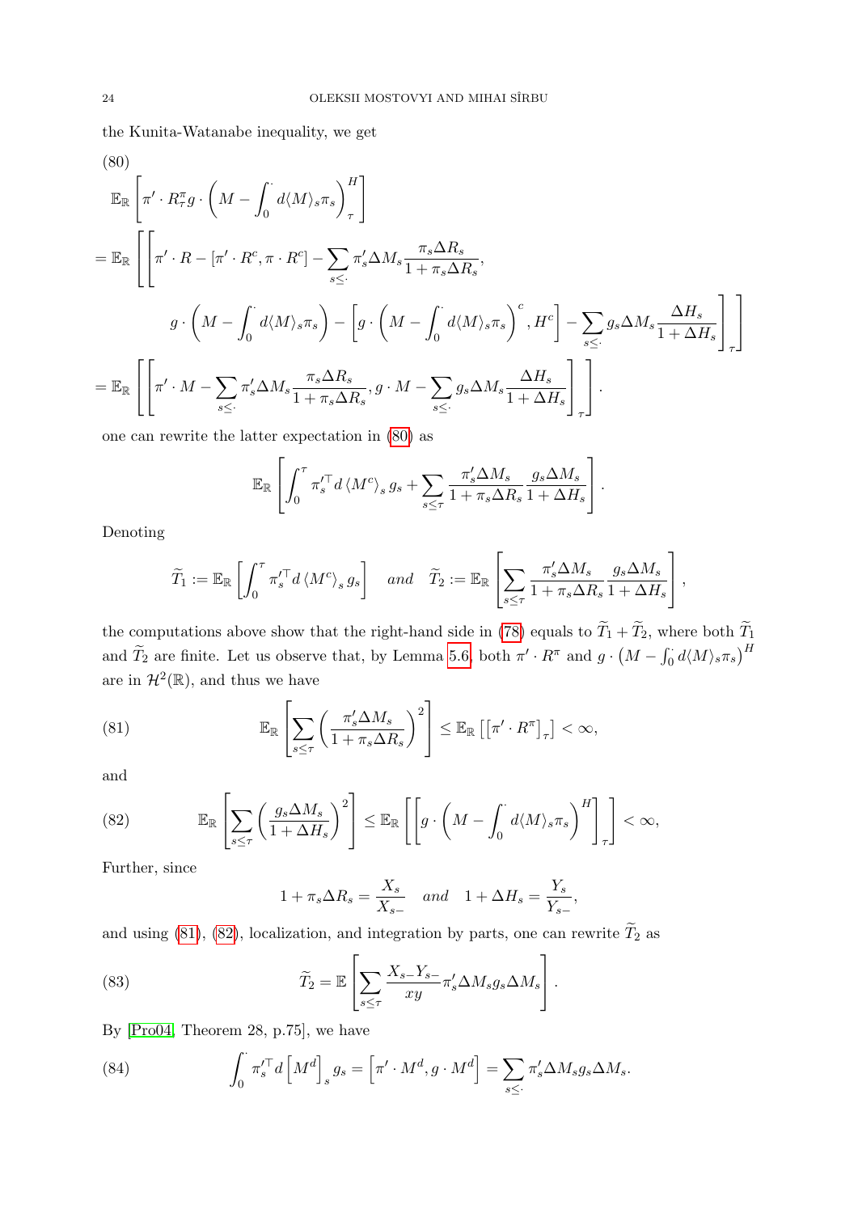the Kunita-Watanabe inequality, we get

(80)

$$
\begin{aligned}
&\mathbb{E}_{\mathbb{R}}\left[\pi' \cdot R^{\pi}_{\tau} g \cdot \left(M - \int_0^{\cdot} d\langle M\rangle_s \pi_s\right)^H_{\tau}\right] \\
&= \mathbb{E}_{\mathbb{R}}\Bigg[\Bigg[\pi' \cdot R - [\pi' \cdot R^c, \pi \cdot R^c] - \sum_{s\leq \cdot} \pi'_s \Delta M_s \frac{\pi_s \Delta R_s}{1+\pi_s\Delta R_s}, \\
&\qquad g \cdot \left(M - \int_0^{\cdot} d\langle M\rangle_s \pi_s\right) - \left[g \cdot \left(M - \int_0^{\cdot} d\langle M\rangle_s \pi_s\right)^c, H^c\right] - \sum_{s\leq \cdot} g_s \Delta M_s \frac{\Delta H_s}{1+\Delta H_s}\Bigg]_{\tau}\Bigg] \\
&= \mathbb{E}_{\mathbb{R}}\left[\left[\pi' \cdot M - \sum_{s\leq \cdot} \pi'_s \Delta M_s \frac{\pi_s \Delta R_s}{1+\pi_s\Delta R_s}, g \cdot M - \sum_{s\leq \cdot} g_s \Delta M_s \frac{\Delta H_s}{1+\Delta H_s}\right]_{\tau}\right].
\end{aligned}
$$

one can rewrite the latter expectation in (80) as

$$
\mathbb{E}_{\mathbb{R}}\left[\int_0^{\tau} \pi'^{\top}_s \, d\left\langle M^c\right\rangle_s g_s + \sum_{s\leq\tau} \frac{\pi'_s \Delta M_s}{1+\pi_s \Delta R_s} \frac{g_s \Delta M_s}{1+\Delta H_s}\right].
$$

Denoting

$$
\widetilde{T}_1 := \mathbb{E}_{\mathbb{R}}\left[\int_0^{\tau} \pi'^{\top}_s \, d\left\langle M^c\right\rangle_s g_s\right] \quad \textit{and} \quad \widetilde{T}_2 := \mathbb{E}_{\mathbb{R}}\left[\sum_{s\leq\tau} \frac{\pi'_s \Delta M_s}{1+\pi_s \Delta R_s} \frac{g_s \Delta M_s}{1+\Delta H_s}\right],
$$

the computations above show that the right-hand side in (78) equals to $\widetilde{T}_1 + \widetilde{T}_2$, where both $\widetilde{T}_1$ and $\widetilde{T}_2$ are finite. Let us observe that, by Lemma 5.6, both $\pi' \cdot R^{\pi}$ and $g \cdot \left(M - \int_0^{\cdot} d\langle M\rangle_s \pi_s\right)^H$ are in $\mathcal{H}^2(\mathbb{R})$, and thus we have

$$
\mathbb{E}_{\mathbb{R}}\left[\sum_{s\leq\tau}\left(\frac{\pi'_s \Delta M_s}{1+\pi_s \Delta R_s}\right)^2\right] \leq \mathbb{E}_{\mathbb{R}}\left[\left[\pi' \cdot R^{\pi}\right]_{\tau}\right] < \infty, \tag{81}
$$

and

$$
\mathbb{E}_{\mathbb{R}}\left[\sum_{s\leq\tau}\left(\frac{g_s \Delta M_s}{1+\Delta H_s}\right)^2\right] \leq \mathbb{E}_{\mathbb{R}}\left[\left[g \cdot \left(M - \int_0^{\cdot} d\langle M\rangle_s \pi_s\right)^H\right]_{\tau}\right] < \infty, \tag{82}
$$

Further, since

$$
1+\pi_s \Delta R_s = \frac{X_s}{X_{s-}} \quad \textit{and} \quad 1+\Delta H_s = \frac{Y_s}{Y_{s-}},
$$

and using (81), (82), localization, and integration by parts, one can rewrite $\widetilde{T}_2$ as

$$
\widetilde{T}_2 = \mathbb{E}\left[\sum_{s\leq\tau} \frac{X_{s-}Y_{s-}}{xy} \pi'_s \Delta M_s g_s \Delta M_s\right]. \tag{83}
$$

By [Pro04, Theorem 28, p.75], we have

$$
\int_0^{\cdot} \pi'^{\top}_s d\left[M^d\right]_s g_s = \left[\pi' \cdot M^d, g \cdot M^d\right] = \sum_{s\leq\cdot} \pi'_s \Delta M_s g_s \Delta M_s. \tag{84}
$$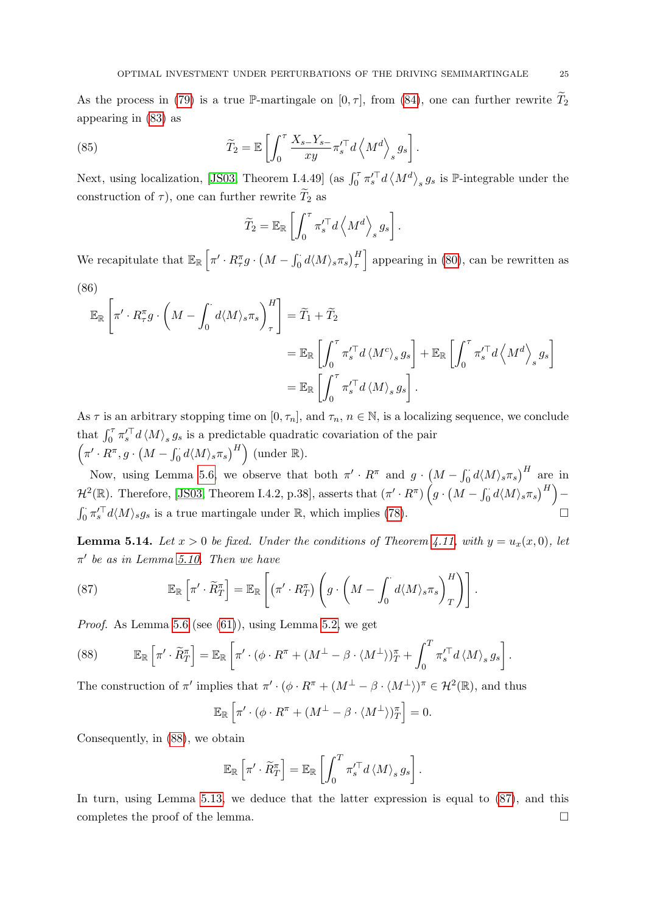As the process in (79) is a true $\mathbb{P}$-martingale on $[0,\tau]$, from (84), one can further rewrite $\widetilde{T}_2$ appearing in (83) as

$$\widetilde{T}_2 = \mathbb{E}\left[\int_0^\tau \frac{X_{s-}Y_{s-}}{xy}\pi_s'^{\top} d\left\langle M^d\right\rangle_s g_s\right]. \tag{85}$$

Next, using localization, [JS03, Theorem I.4.49] (as $\int_0^\tau \pi_s'^{\top} d\left\langle M^d\right\rangle_s g_s$ is $\mathbb{P}$-integrable under the construction of $\tau$), one can further rewrite $\widetilde{T}_2$ as

$$\widetilde{T}_2 = \mathbb{E}_{\mathbb{R}}\left[\int_0^\tau \pi_s'^{\top} d\left\langle M^d\right\rangle_s g_s\right].$$

We recapitulate that $\mathbb{E}_{\mathbb{R}}\left[\pi' \cdot R^\pi_\tau g \cdot \left(M - \int_0^\cdot d\langle M\rangle_s \pi_s\right)^H_\tau\right]$ appearing in (80), can be rewritten as

$$\begin{aligned}\mathbb{E}_{\mathbb{R}}\left[\pi' \cdot R^\pi_\tau g \cdot \left(M - \int_0^\cdot d\langle M\rangle_s \pi_s\right)^H_\tau\right] &= \widetilde{T}_1 + \widetilde{T}_2 \\ &= \mathbb{E}_{\mathbb{R}}\left[\int_0^\tau \pi_s'^{\top} d\left\langle M^c\right\rangle_s g_s\right] + \mathbb{E}_{\mathbb{R}}\left[\int_0^\tau \pi_s'^{\top} d\left\langle M^d\right\rangle_s g_s\right] \\ &= \mathbb{E}_{\mathbb{R}}\left[\int_0^\tau \pi_s'^{\top} d\left\langle M\right\rangle_s g_s\right].\end{aligned} \tag{86}$$

As $\tau$ is an arbitrary stopping time on $[0,\tau_n]$, and $\tau_n$, $n\in\mathbb{N}$, is a localizing sequence, we conclude that $\int_0^\cdot \pi_s'^{\top} d\left\langle M\right\rangle_s g_s$ is a predictable quadratic covariation of the pair $\left(\pi' \cdot R^\pi, g \cdot \left(M - \int_0^\cdot d\langle M\rangle_s \pi_s\right)^H\right)$ (under $\mathbb{R}$).

Now, using Lemma 5.6, we observe that both $\pi' \cdot R^\pi$ and $g \cdot \left(M - \int_0^\cdot d\langle M\rangle_s \pi_s\right)^H$ are in $\mathcal{H}^2(\mathbb{R})$. Therefore, [JS03, Theorem I.4.2, p.38], asserts that $(\pi' \cdot R^\pi)\left(g \cdot \left(M - \int_0^\cdot d\langle M\rangle_s \pi_s\right)^H\right) - \int_0^\cdot \pi_s'^{\top} d\langle M\rangle_s g_s$ is a true martingale under $\mathbb{R}$, which implies (78). $\square$

**Lemma 5.14.** *Let $x>0$ be fixed. Under the conditions of Theorem 4.11, with $y = u_x(x,0)$, let $\pi'$ be as in Lemma 5.10. Then we have*

$$\mathbb{E}_{\mathbb{R}}\left[\pi' \cdot \widetilde{R}^\pi_T\right] = \mathbb{E}_{\mathbb{R}}\left[\left(\pi' \cdot R^\pi_T\right)\left(g \cdot \left(M - \int_0^\cdot d\langle M\rangle_s \pi_s\right)^H_T\right)\right]. \tag{87}$$

*Proof.* As Lemma 5.6 (see (61)), using Lemma 5.2, we get

$$\mathbb{E}_{\mathbb{R}}\left[\pi' \cdot \widetilde{R}^\pi_T\right] = \mathbb{E}_{\mathbb{R}}\left[\pi' \cdot (\phi \cdot R^\pi + (M^\perp - \beta \cdot \langle M^\perp\rangle)^\pi_T + \int_0^T \pi_s'^{\top} d\left\langle M\right\rangle_s g_s\right]. \tag{88}$$

The construction of $\pi'$ implies that $\pi' \cdot (\phi \cdot R^\pi + (M^\perp - \beta \cdot \langle M^\perp\rangle)^\pi \in \mathcal{H}^2(\mathbb{R})$, and thus

$$\mathbb{E}_{\mathbb{R}}\left[\pi' \cdot (\phi \cdot R^\pi + (M^\perp - \beta \cdot \langle M^\perp\rangle)^\pi_T\right] = 0.$$

Consequently, in (88), we obtain

$$\mathbb{E}_{\mathbb{R}}\left[\pi' \cdot \widetilde{R}^\pi_T\right] = \mathbb{E}_{\mathbb{R}}\left[\int_0^T \pi_s'^{\top} d\left\langle M\right\rangle_s g_s\right].$$

In turn, using Lemma 5.13, we deduce that the latter expression is equal to (87), and this completes the proof of the lemma. $\square$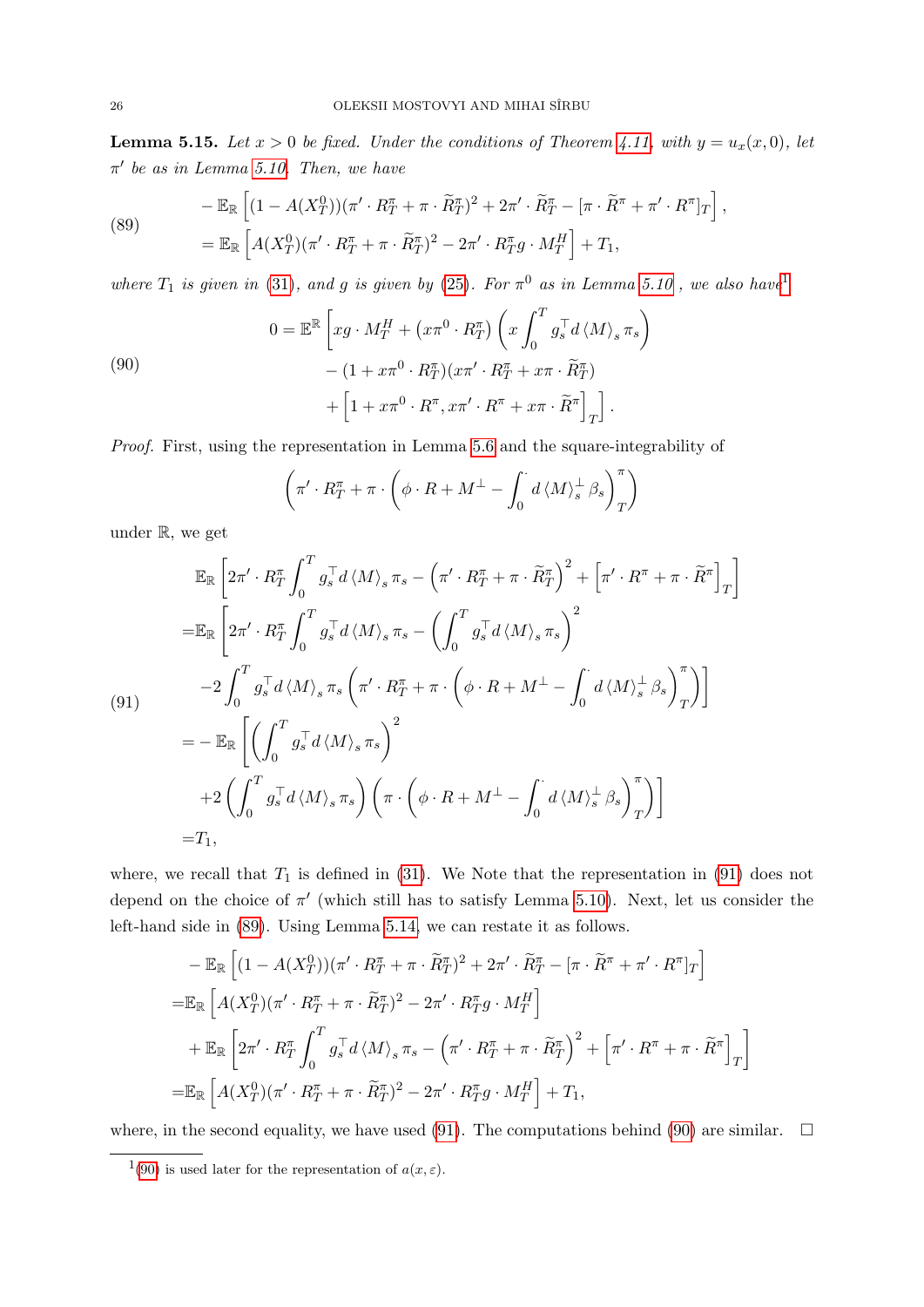**Lemma 5.15.** *Let $x > 0$ be fixed. Under the conditions of Theorem 4.11, with $y = u_x(x,0)$, let $\pi'$ be as in Lemma 5.10. Then, we have*

$$
\begin{aligned}
&-\mathbb{E}_{\mathbb{R}}\left[(1-A(X^0_T))(\pi'\cdot R^\pi_T + \pi\cdot \widetilde{R}^\pi_T)^2 + 2\pi'\cdot \widetilde{R}^\pi_T - [\pi\cdot \widetilde{R}^\pi + \pi'\cdot R^\pi]_T\right], \\
&= \mathbb{E}_{\mathbb{R}}\left[A(X^0_T)(\pi'\cdot R^\pi_T + \pi\cdot \widetilde{R}^\pi_T)^2 - 2\pi'\cdot R^\pi_T g\cdot M^H_T\right] + T_1,
\end{aligned}
\tag{89}
$$

*where $T_1$ is given in (31), and $g$ is given by (25). For $\pi^0$ as in Lemma 5.10 , we also have*[1]

$$
\begin{aligned}
0 = \mathbb{E}^{\mathbb{R}}\bigg[& xg\cdot M^H_T + \left(x\pi^0\cdot R^\pi_T\right)\left(x\int_0^T g_s^\top d\langle M\rangle_s \pi_s\right) \\
&- (1 + x\pi^0\cdot R^\pi_T)(x\pi'\cdot R^\pi_T + x\pi\cdot \widetilde{R}^\pi_T) \\
&+ \left[1 + x\pi^0\cdot R^\pi, x\pi'\cdot R^\pi + x\pi\cdot \widetilde{R}^\pi\right]_T\bigg].
\end{aligned}
\tag{90}
$$

*Proof.* First, using the representation in Lemma 5.6 and the square-integrability of

$$
\left(\pi'\cdot R^\pi_T + \pi\cdot\left(\phi\cdot R + M^\perp - \int_0^\cdot d\langle M\rangle^\perp_s \beta_s\right)^\pi_T\right)
$$

under $\mathbb{R}$, we get

$$
\begin{aligned}
&\mathbb{E}_{\mathbb{R}}\left[2\pi'\cdot R^\pi_T\int_0^T g_s^\top d\langle M\rangle_s \pi_s - \left(\pi'\cdot R^\pi_T + \pi\cdot \widetilde{R}^\pi_T\right)^2 + \left[\pi'\cdot R^\pi + \pi\cdot \widetilde{R}^\pi\right]_T\right] \\
=&\mathbb{E}_{\mathbb{R}}\Bigg[2\pi'\cdot R^\pi_T\int_0^T g_s^\top d\langle M\rangle_s \pi_s - \left(\int_0^T g_s^\top d\langle M\rangle_s \pi_s\right)^2 \\
&-2\int_0^T g_s^\top d\langle M\rangle_s \pi_s\left(\pi'\cdot R^\pi_T + \pi\cdot\left(\phi\cdot R + M^\perp - \int_0^\cdot d\langle M\rangle^\perp_s\beta_s\right)^\pi_T\right)\Bigg] \\
=&-\mathbb{E}_{\mathbb{R}}\Bigg[\left(\int_0^T g_s^\top d\langle M\rangle_s\pi_s\right)^2 \\
&+2\left(\int_0^T g_s^\top d\langle M\rangle_s\pi_s\right)\left(\pi\cdot\left(\phi\cdot R + M^\perp - \int_0^\cdot d\langle M\rangle^\perp_s\beta_s\right)^\pi_T\right)\Bigg] \\
=&T_1,
\end{aligned}
\tag{91}
$$

where, we recall that $T_1$ is defined in (31). We Note that the representation in (91) does not depend on the choice of $\pi'$ (which still has to satisfy Lemma 5.10). Next, let us consider the left-hand side in (89). Using Lemma 5.14, we can restate it as follows.

$$
\begin{aligned}
&-\mathbb{E}_{\mathbb{R}}\left[(1-A(X^0_T))(\pi'\cdot R^\pi_T + \pi\cdot \widetilde{R}^\pi_T)^2 + 2\pi'\cdot \widetilde{R}^\pi_T - [\pi\cdot \widetilde{R}^\pi + \pi'\cdot R^\pi]_T\right] \\
=&\mathbb{E}_{\mathbb{R}}\left[A(X^0_T)(\pi'\cdot R^\pi_T + \pi\cdot \widetilde{R}^\pi_T)^2 - 2\pi'\cdot R^\pi_T g\cdot M^H_T\right] \\
&+\mathbb{E}_{\mathbb{R}}\left[2\pi'\cdot R^\pi_T\int_0^T g_s^\top d\langle M\rangle_s\pi_s - \left(\pi'\cdot R^\pi_T + \pi\cdot \widetilde{R}^\pi_T\right)^2 + \left[\pi'\cdot R^\pi + \pi\cdot \widetilde{R}^\pi\right]_T\right] \\
=&\mathbb{E}_{\mathbb{R}}\left[A(X^0_T)(\pi'\cdot R^\pi_T + \pi\cdot \widetilde{R}^\pi_T)^2 - 2\pi'\cdot R^\pi_T g\cdot M^H_T\right] + T_1,
\end{aligned}
$$

where, in the second equality, we have used (91). The computations behind (90) are similar. $\square$

[1] (90) is used later for the representation of $a(x,\varepsilon)$.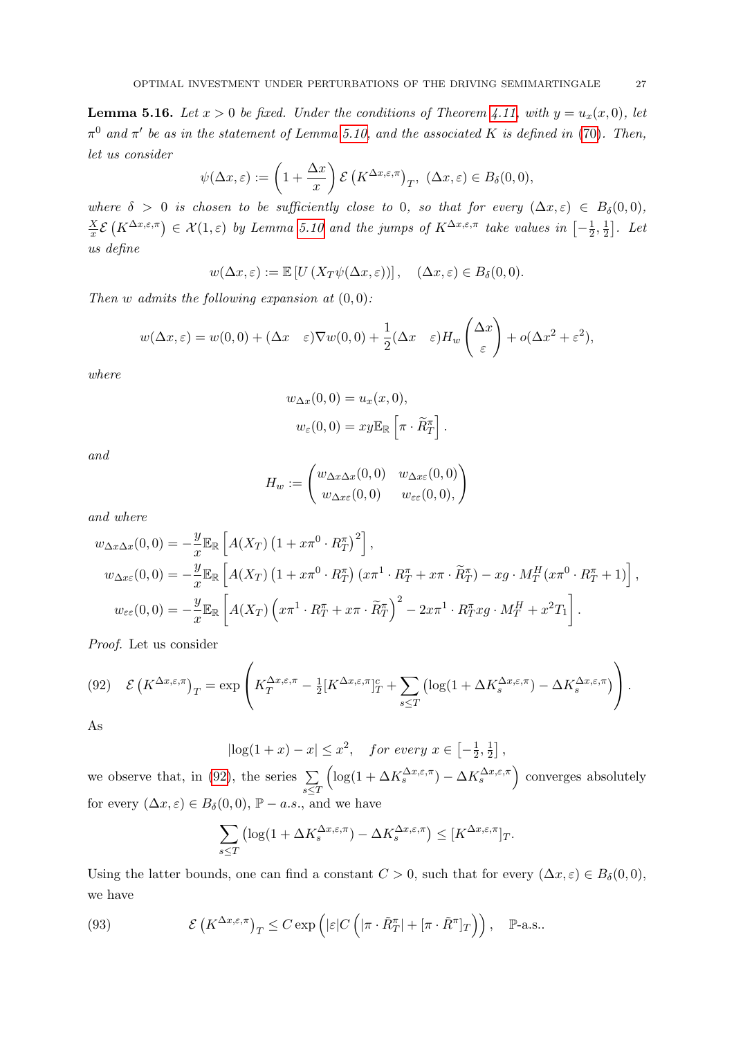**Lemma 5.16.** *Let $x > 0$ be fixed. Under the conditions of Theorem 4.11, with $y = u_x(x, 0)$, let $\pi^0$ and $\pi'$ be as in the statement of Lemma 5.10, and the associated $K$ is defined in (70). Then, let us consider*

$$\psi(\Delta x, \varepsilon) := \left(1 + \frac{\Delta x}{x}\right) \mathcal{E}\left(K^{\Delta x, \varepsilon, \pi}\right)_T, \ (\Delta x, \varepsilon) \in B_\delta(0,0),$$

*where $\delta > 0$ is chosen to be sufficiently close to 0, so that for every $(\Delta x, \varepsilon) \in B_\delta(0,0)$, $\frac{X}{x}\mathcal{E}\left(K^{\Delta x, \varepsilon, \pi}\right) \in \mathcal{X}(1, \varepsilon)$ by Lemma 5.10 and the jumps of $K^{\Delta x, \varepsilon, \pi}$ take values in $\left[-\frac{1}{2}, \frac{1}{2}\right]$. Let us define*

$$w(\Delta x, \varepsilon) := \mathbb{E}\left[U\left(X_T \psi(\Delta x, \varepsilon)\right)\right], \quad (\Delta x, \varepsilon) \in B_\delta(0,0).$$

*Then $w$ admits the following expansion at $(0,0)$:*

$$w(\Delta x, \varepsilon) = w(0,0) + (\Delta x \quad \varepsilon)\nabla w(0,0) + \frac{1}{2}(\Delta x \quad \varepsilon) H_w \begin{pmatrix} \Delta x \\ \varepsilon \end{pmatrix} + o(\Delta x^2 + \varepsilon^2),$$

*where*

$$w_{\Delta x}(0,0) = u_x(x, 0),$$
$$w_\varepsilon(0,0) = xy\mathbb{E}_{\mathbb{R}}\left[\pi \cdot \widetilde{R}^\pi_T\right].$$

*and*

$$H_w := \begin{pmatrix} w_{\Delta x \Delta x}(0,0) & w_{\Delta x \varepsilon}(0,0) \\ w_{\Delta x \varepsilon}(0,0) & w_{\varepsilon\varepsilon}(0,0), \end{pmatrix}$$

*and where*

$$\begin{aligned}
w_{\Delta x \Delta x}(0,0) &= -\frac{y}{x}\mathbb{E}_{\mathbb{R}}\left[A(X_T)\left(1 + x\pi^0 \cdot R^\pi_T\right)^2\right], \\
w_{\Delta x \varepsilon}(0,0) &= -\frac{y}{x}\mathbb{E}_{\mathbb{R}}\left[A(X_T)\left(1 + x\pi^0 \cdot R^\pi_T\right)\left(x\pi^1 \cdot R^\pi_T + x\pi \cdot \widetilde{R}^\pi_T\right) - xg \cdot M^H_T(x\pi^0 \cdot R^\pi_T + 1)\right], \\
w_{\varepsilon\varepsilon}(0,0) &= -\frac{y}{x}\mathbb{E}_{\mathbb{R}}\left[A(X_T)\left(x\pi^1 \cdot R^\pi_T + x\pi \cdot \widetilde{R}^\pi_T\right)^2 - 2x\pi^1 \cdot R^\pi_T xg \cdot M^H_T + x^2 T_1\right].
\end{aligned}$$

*Proof.* Let us consider

$$\mathcal{E}\left(K^{\Delta x, \varepsilon, \pi}\right)_T = \exp\left(K^{\Delta x, \varepsilon, \pi}_T - \tfrac{1}{2}[K^{\Delta x, \varepsilon, \pi}]^c_T + \sum_{s \leq T}\left(\log(1 + \Delta K^{\Delta x, \varepsilon, \pi}_s) - \Delta K^{\Delta x, \varepsilon, \pi}_s\right)\right). \tag{92}$$

As

$$|\log(1 + x) - x| \leq x^2, \quad \textit{for every } x \in \left[-\tfrac{1}{2}, \tfrac{1}{2}\right],$$

we observe that, in (92), the series $\sum\limits_{s \leq T}\left(\log(1 + \Delta K^{\Delta x, \varepsilon, \pi}_s) - \Delta K^{\Delta x, \varepsilon, \pi}_s\right)$ converges absolutely for every $(\Delta x, \varepsilon) \in B_\delta(0,0)$, $\mathbb{P} - a.s.$, and we have

$$\sum_{s \leq T}\left(\log(1 + \Delta K^{\Delta x, \varepsilon, \pi}_s) - \Delta K^{\Delta x, \varepsilon, \pi}_s\right) \leq [K^{\Delta x, \varepsilon, \pi}]_T.$$

Using the latter bounds, one can find a constant $C > 0$, such that for every $(\Delta x, \varepsilon) \in B_\delta(0,0)$, we have

$$\mathcal{E}\left(K^{\Delta x, \varepsilon, \pi}\right)_T \leq C \exp\left(|\varepsilon| C\left(|\pi \cdot \tilde{R}^\pi_T| + [\pi \cdot \tilde{R}^\pi]_T\right)\right), \quad \mathbb{P}\text{-a.s.}. \tag{93}$$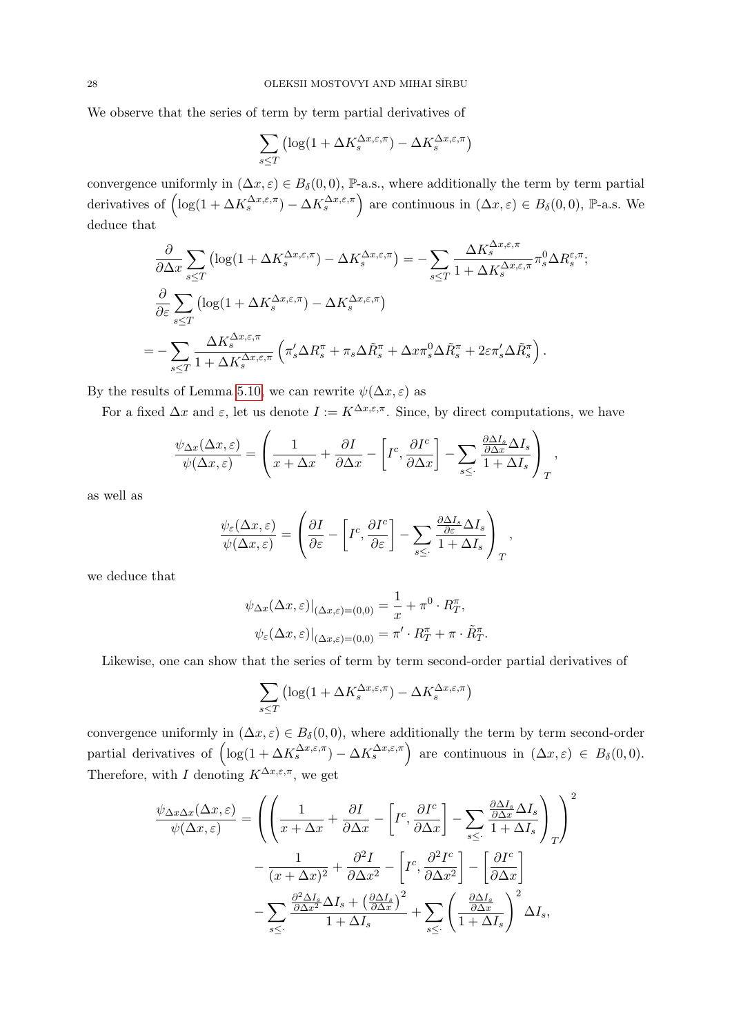We observe that the series of term by term partial derivatives of

$$\sum_{s\leq T}\left(\log(1+\Delta K^{\Delta x,\varepsilon,\pi}_s)-\Delta K^{\Delta x,\varepsilon,\pi}_s\right)$$

convergence uniformly in $(\Delta x,\varepsilon)\in B_\delta(0,0)$, $\mathbb{P}$-a.s., where additionally the term by term partial derivatives of $\left(\log(1+\Delta K^{\Delta x,\varepsilon,\pi}_s)-\Delta K^{\Delta x,\varepsilon,\pi}_s\right)$ are continuous in $(\Delta x,\varepsilon)\in B_\delta(0,0)$, $\mathbb{P}$-a.s. We deduce that

$$\frac{\partial}{\partial \Delta x}\sum_{s\leq T}\left(\log(1+\Delta K^{\Delta x,\varepsilon,\pi}_s)-\Delta K^{\Delta x,\varepsilon,\pi}_s\right)=-\sum_{s\leq T}\frac{\Delta K^{\Delta x,\varepsilon,\pi}_s}{1+\Delta K^{\Delta x,\varepsilon,\pi}_s}\pi^0_s\Delta R^{\varepsilon,\pi}_s;$$

$$\frac{\partial}{\partial \varepsilon}\sum_{s\leq T}\left(\log(1+\Delta K^{\Delta x,\varepsilon,\pi}_s)-\Delta K^{\Delta x,\varepsilon,\pi}_s\right)$$

$$=-\sum_{s\leq T}\frac{\Delta K^{\Delta x,\varepsilon,\pi}_s}{1+\Delta K^{\Delta x,\varepsilon,\pi}_s}\left(\pi'_s\Delta R^\pi_s+\pi_s\Delta\tilde{R}^\pi_s+\Delta x\pi^0_s\Delta\tilde{R}^\pi_s+2\varepsilon\pi'_s\Delta\tilde{R}^\pi_s\right).$$

By the results of Lemma 5.10, we can rewrite $\psi(\Delta x,\varepsilon)$ as

For a fixed $\Delta x$ and $\varepsilon$, let us denote $I:=K^{\Delta x,\varepsilon,\pi}$. Since, by direct computations, we have

$$\frac{\psi_{\Delta x}(\Delta x,\varepsilon)}{\psi(\Delta x,\varepsilon)}=\left(\frac{1}{x+\Delta x}+\frac{\partial I}{\partial \Delta x}-\left[I^c,\frac{\partial I^c}{\partial \Delta x}\right]-\sum_{s\leq \cdot}\frac{\frac{\partial \Delta I_s}{\partial \Delta x}\Delta I_s}{1+\Delta I_s}\right)_T,$$

as well as

$$\frac{\psi_{\varepsilon}(\Delta x,\varepsilon)}{\psi(\Delta x,\varepsilon)}=\left(\frac{\partial I}{\partial \varepsilon}-\left[I^c,\frac{\partial I^c}{\partial \varepsilon}\right]-\sum_{s\leq \cdot}\frac{\frac{\partial \Delta I_s}{\partial \varepsilon}\Delta I_s}{1+\Delta I_s}\right)_T,$$

we deduce that

$$\psi_{\Delta x}(\Delta x,\varepsilon)|_{(\Delta x,\varepsilon)=(0,0)}=\frac{1}{x}+\pi^0\cdot R^\pi_T,$$
$$\psi_{\varepsilon}(\Delta x,\varepsilon)|_{(\Delta x,\varepsilon)=(0,0)}=\pi'\cdot R^\pi_T+\pi\cdot\tilde{R}^\pi_T.$$

Likewise, one can show that the series of term by term second-order partial derivatives of

$$\sum_{s\leq T}\left(\log(1+\Delta K^{\Delta x,\varepsilon,\pi}_s)-\Delta K^{\Delta x,\varepsilon,\pi}_s\right)$$

convergence uniformly in $(\Delta x,\varepsilon)\in B_\delta(0,0)$, where additionally the term by term second-order partial derivatives of $\left(\log(1+\Delta K^{\Delta x,\varepsilon,\pi}_s)-\Delta K^{\Delta x,\varepsilon,\pi}_s\right)$ are continuous in $(\Delta x,\varepsilon)\in B_\delta(0,0)$. Therefore, with $I$ denoting $K^{\Delta x,\varepsilon,\pi}$, we get

$$\begin{aligned}\frac{\psi_{\Delta x\Delta x}(\Delta x,\varepsilon)}{\psi(\Delta x,\varepsilon)}=&\left(\left(\frac{1}{x+\Delta x}+\frac{\partial I}{\partial \Delta x}-\left[I^c,\frac{\partial I^c}{\partial \Delta x}\right]-\sum_{s\leq \cdot}\frac{\frac{\partial \Delta I_s}{\partial \Delta x}\Delta I_s}{1+\Delta I_s}\right)_T\right)^2\\&-\frac{1}{(x+\Delta x)^2}+\frac{\partial^2 I}{\partial \Delta x^2}-\left[I^c,\frac{\partial^2 I^c}{\partial \Delta x^2}\right]-\left[\frac{\partial I^c}{\partial \Delta x}\right]\\&-\sum_{s\leq \cdot}\frac{\frac{\partial^2 \Delta I_s}{\partial \Delta x^2}\Delta I_s+\left(\frac{\partial \Delta I_s}{\partial \Delta x}\right)^2}{1+\Delta I_s}+\sum_{s\leq \cdot}\left(\frac{\frac{\partial \Delta I_s}{\partial \Delta x}}{1+\Delta I_s}\right)^2\Delta I_s,\end{aligned}$$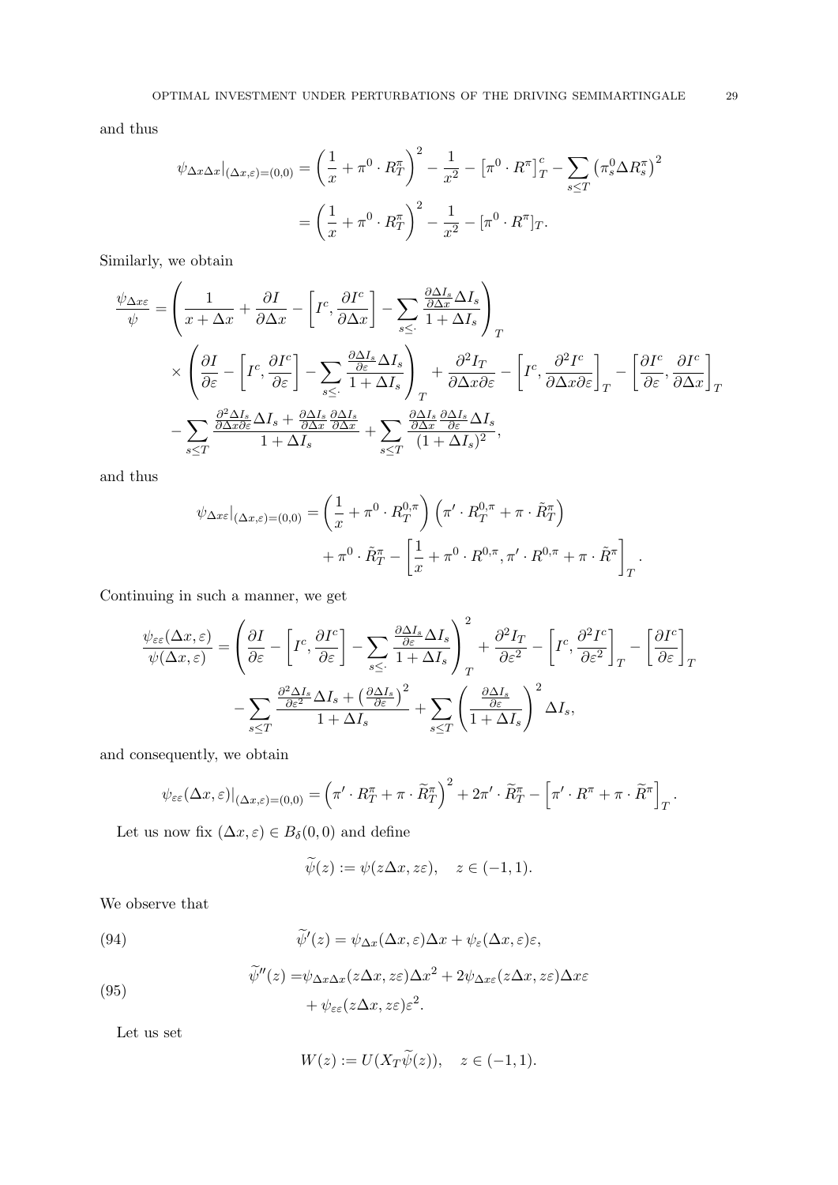and thus

$$\psi_{\Delta x\Delta x}|_{(\Delta x,\varepsilon)=(0,0)} = \left(\frac{1}{x} + \pi^0\cdot R^\pi_T\right)^2 - \frac{1}{x^2} - \left[\pi^0\cdot R^\pi\right]^c_T - \sum_{s\le T}\left(\pi^0_s \Delta R^\pi_s\right)^2$$
$$= \left(\frac{1}{x} + \pi^0\cdot R^\pi_T\right)^2 - \frac{1}{x^2} - [\pi^0\cdot R^\pi]_T.$$

Similarly, we obtain

$$\frac{\psi_{\Delta x \varepsilon}}{\psi} = \left(\frac{1}{x+\Delta x} + \frac{\partial I}{\partial \Delta x} - \left[I^c, \frac{\partial I^c}{\partial \Delta x}\right] - \sum_{s\le \cdot}\frac{\frac{\partial \Delta I_s}{\partial \Delta x}\Delta I_s}{1+\Delta I_s}\right)_T$$
$$\times \left(\frac{\partial I}{\partial \varepsilon} - \left[I^c, \frac{\partial I^c}{\partial \varepsilon}\right] - \sum_{s\le \cdot}\frac{\frac{\partial \Delta I_s}{\partial \varepsilon}\Delta I_s}{1+\Delta I_s}\right)_T + \frac{\partial^2 I_T}{\partial \Delta x\partial\varepsilon} - \left[I^c, \frac{\partial^2 I^c}{\partial \Delta x\partial \varepsilon}\right]_T - \left[\frac{\partial I^c}{\partial \varepsilon}, \frac{\partial I^c}{\partial \Delta x}\right]_T$$
$$- \sum_{s\le T}\frac{\frac{\partial^2 \Delta I_s}{\partial \Delta x\partial\varepsilon}\Delta I_s + \frac{\partial \Delta I_s}{\partial \Delta x}\frac{\partial \Delta I_s}{\partial \Delta x}}{1+\Delta I_s} + \sum_{s\le T}\frac{\frac{\partial \Delta I_s}{\partial \Delta x}\frac{\partial \Delta I_s}{\partial \varepsilon}\Delta I_s}{(1+\Delta I_s)^2},$$

and thus

$$\psi_{\Delta x\varepsilon}|_{(\Delta x,\varepsilon)=(0,0)} = \left(\frac{1}{x} + \pi^0\cdot R^{0,\pi}_T\right)\left(\pi'\cdot R^{0,\pi}_T + \pi\cdot \tilde{R}^\pi_T\right)$$
$$+ \pi^0\cdot \tilde{R}^\pi_T - \left[\frac{1}{x} + \pi^0\cdot R^{0,\pi}, \pi'\cdot R^{0,\pi} + \pi\cdot \tilde{R}^\pi\right]_T.$$

Continuing in such a manner, we get

$$\frac{\psi_{\varepsilon\varepsilon}(\Delta x,\varepsilon)}{\psi(\Delta x,\varepsilon)} = \left(\frac{\partial I}{\partial \varepsilon} - \left[I^c, \frac{\partial I^c}{\partial \varepsilon}\right] - \sum_{s\le \cdot}\frac{\frac{\partial \Delta I_s}{\partial \varepsilon}\Delta I_s}{1+\Delta I_s}\right)^2_T + \frac{\partial^2 I_T}{\partial \varepsilon^2} - \left[I^c, \frac{\partial^2 I^c}{\partial \varepsilon^2}\right]_T - \left[\frac{\partial I^c}{\partial \varepsilon}\right]_T$$
$$- \sum_{s\le T}\frac{\frac{\partial^2 \Delta I_s}{\partial \varepsilon^2}\Delta I_s + \left(\frac{\partial \Delta I_s}{\partial \varepsilon}\right)^2}{1+\Delta I_s} + \sum_{s\le T}\left(\frac{\frac{\partial \Delta I_s}{\partial \varepsilon}}{1+\Delta I_s}\right)^2\Delta I_s,$$

and consequently, we obtain

$$\psi_{\varepsilon\varepsilon}(\Delta x,\varepsilon)|_{(\Delta x,\varepsilon)=(0,0)} = \left(\pi'\cdot R^\pi_T + \pi\cdot \widetilde{R}^\pi_T\right)^2 + 2\pi'\cdot \widetilde{R}^\pi_T - \left[\pi'\cdot R^\pi + \pi\cdot\widetilde{R}^\pi\right]_T.$$

Let us now fix $(\Delta x,\varepsilon)\in B_\delta(0,0)$ and define

$$\widetilde{\psi}(z) := \psi(z\Delta x, z\varepsilon),\quad z\in(-1,1).$$

We observe that

$$\widetilde{\psi}'(z) = \psi_{\Delta x}(\Delta x,\varepsilon)\Delta x + \psi_\varepsilon(\Delta x,\varepsilon)\varepsilon, \tag{94}$$

$$\begin{aligned}\widetilde{\psi}''(z) =& \psi_{\Delta x\Delta x}(z\Delta x, z\varepsilon)\Delta x^2 + 2\psi_{\Delta x\varepsilon}(z\Delta x,z\varepsilon)\Delta x\varepsilon \\ &+ \psi_{\varepsilon\varepsilon}(z\Delta x, z\varepsilon)\varepsilon^2.\end{aligned} \tag{95}$$

Let us set

$$W(z) := U(X_T\widetilde{\psi}(z)),\quad z\in(-1,1).$$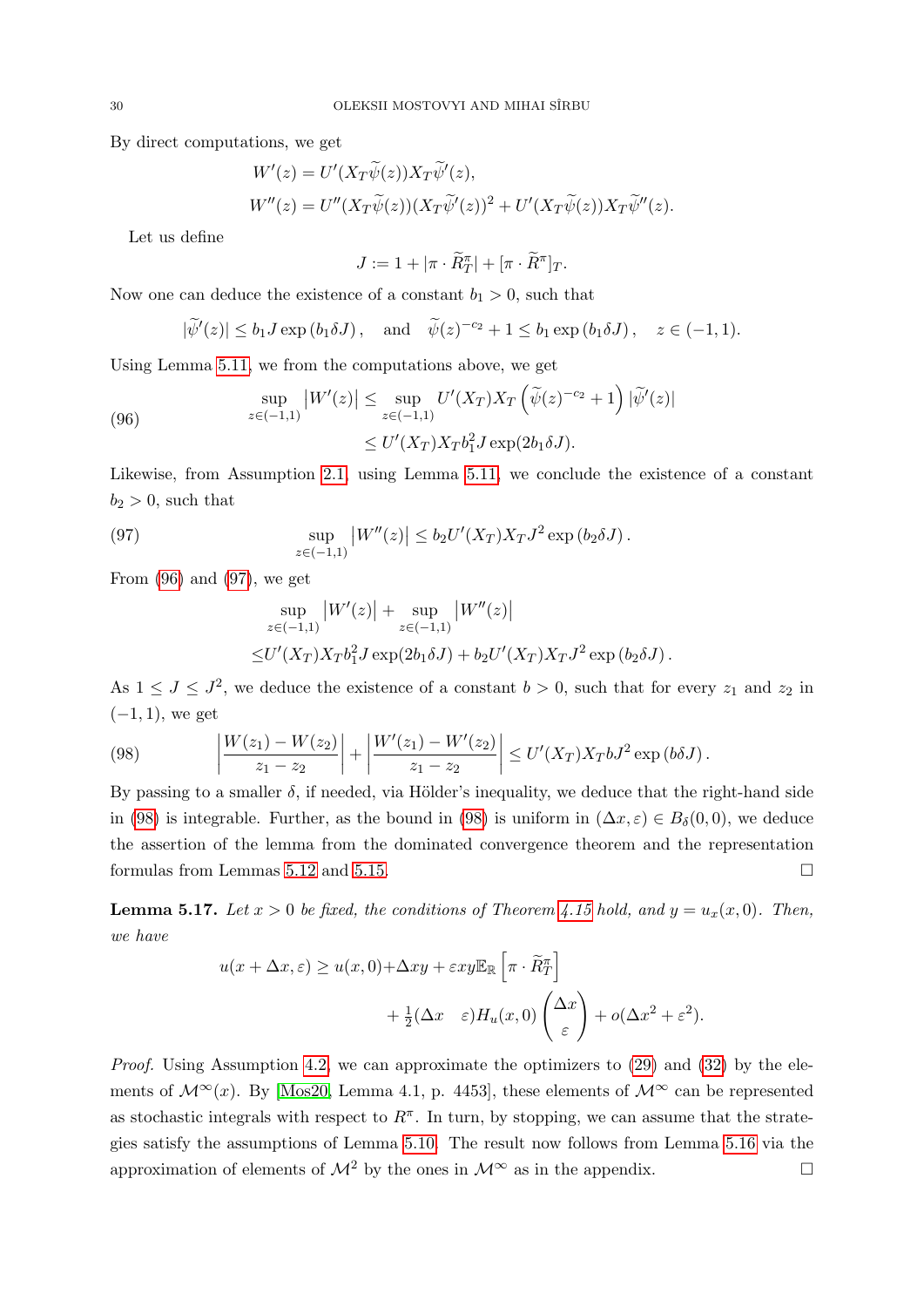By direct computations, we get

$$W'(z) = U'(X_T\widetilde{\psi}(z))X_T\widetilde{\psi}'(z),$$
$$W''(z) = U''(X_T\widetilde{\psi}(z))(X_T\widetilde{\psi}'(z))^2 + U'(X_T\widetilde{\psi}(z))X_T\widetilde{\psi}''(z).$$

Let us define

$$J := 1 + |\pi \cdot \widetilde{R}^\pi_T| + [\pi \cdot \widetilde{R}^\pi]_T.$$

Now one can deduce the existence of a constant $b_1 > 0$, such that

$$|\widetilde{\psi}'(z)| \leq b_1 J \exp(b_1 \delta J), \quad \text{and} \quad \widetilde{\psi}(z)^{-c_2} + 1 \leq b_1 \exp(b_1 \delta J), \quad z \in (-1,1).$$

Using Lemma 5.11, we from the computations above, we get

$$\begin{aligned} \sup_{z\in(-1,1)} \left|W'(z)\right| &\leq \sup_{z\in(-1,1)} U'(X_T)X_T\left(\widetilde{\psi}(z)^{-c_2} + 1\right)|\widetilde{\psi}'(z)| \\ &\leq U'(X_T)X_T b_1^2 J \exp(2b_1\delta J). \end{aligned} \tag{96}$$

Likewise, from Assumption 2.1, using Lemma 5.11, we conclude the existence of a constant $b_2 > 0$, such that

$$\sup_{z\in(-1,1)} \left|W''(z)\right| \leq b_2 U'(X_T)X_T J^2 \exp(b_2\delta J). \tag{97}$$

From (96) and (97), we get

$$\begin{aligned} &\sup_{z\in(-1,1)} \left|W'(z)\right| + \sup_{z\in(-1,1)} \left|W''(z)\right| \\ \leq &U'(X_T)X_T b_1^2 J \exp(2b_1\delta J) + b_2 U'(X_T)X_T J^2 \exp(b_2\delta J). \end{aligned}$$

As $1 \leq J \leq J^2$, we deduce the existence of a constant $b > 0$, such that for every $z_1$ and $z_2$ in $(-1,1)$, we get

$$\left|\frac{W(z_1) - W(z_2)}{z_1 - z_2}\right| + \left|\frac{W'(z_1) - W'(z_2)}{z_1 - z_2}\right| \leq U'(X_T)X_T b J^2 \exp(b\delta J). \tag{98}$$

By passing to a smaller $\delta$, if needed, via Hölder's inequality, we deduce that the right-hand side in (98) is integrable. Further, as the bound in (98) is uniform in $(\Delta x, \varepsilon) \in B_\delta(0,0)$, we deduce the assertion of the lemma from the dominated convergence theorem and the representation formulas from Lemmas 5.12 and 5.15. $\square$

**Lemma 5.17.** *Let $x > 0$ be fixed, the conditions of Theorem 4.15 hold, and $y = u_x(x,0)$. Then, we have*

$$\begin{aligned} u(x+\Delta x, \varepsilon) \geq u(x,0) &+ \Delta x y + \varepsilon x y \mathbb{E}_{\mathbb{R}}\left[\pi \cdot \widetilde{R}^\pi_T\right] \\ &+ \tfrac{1}{2}(\Delta x \quad \varepsilon) H_u(x,0)\begin{pmatrix}\Delta x \\ \varepsilon\end{pmatrix} + o(\Delta x^2 + \varepsilon^2). \end{aligned}$$

*Proof.* Using Assumption 4.2, we can approximate the optimizers to (29) and (32) by the elements of $\mathcal{M}^\infty(x)$. By [Mos20, Lemma 4.1, p. 4453], these elements of $\mathcal{M}^\infty$ can be represented as stochastic integrals with respect to $R^\pi$. In turn, by stopping, we can assume that the strategies satisfy the assumptions of Lemma 5.10. The result now follows from Lemma 5.16 via the approximation of elements of $\mathcal{M}^2$ by the ones in $\mathcal{M}^\infty$ as in the appendix. $\square$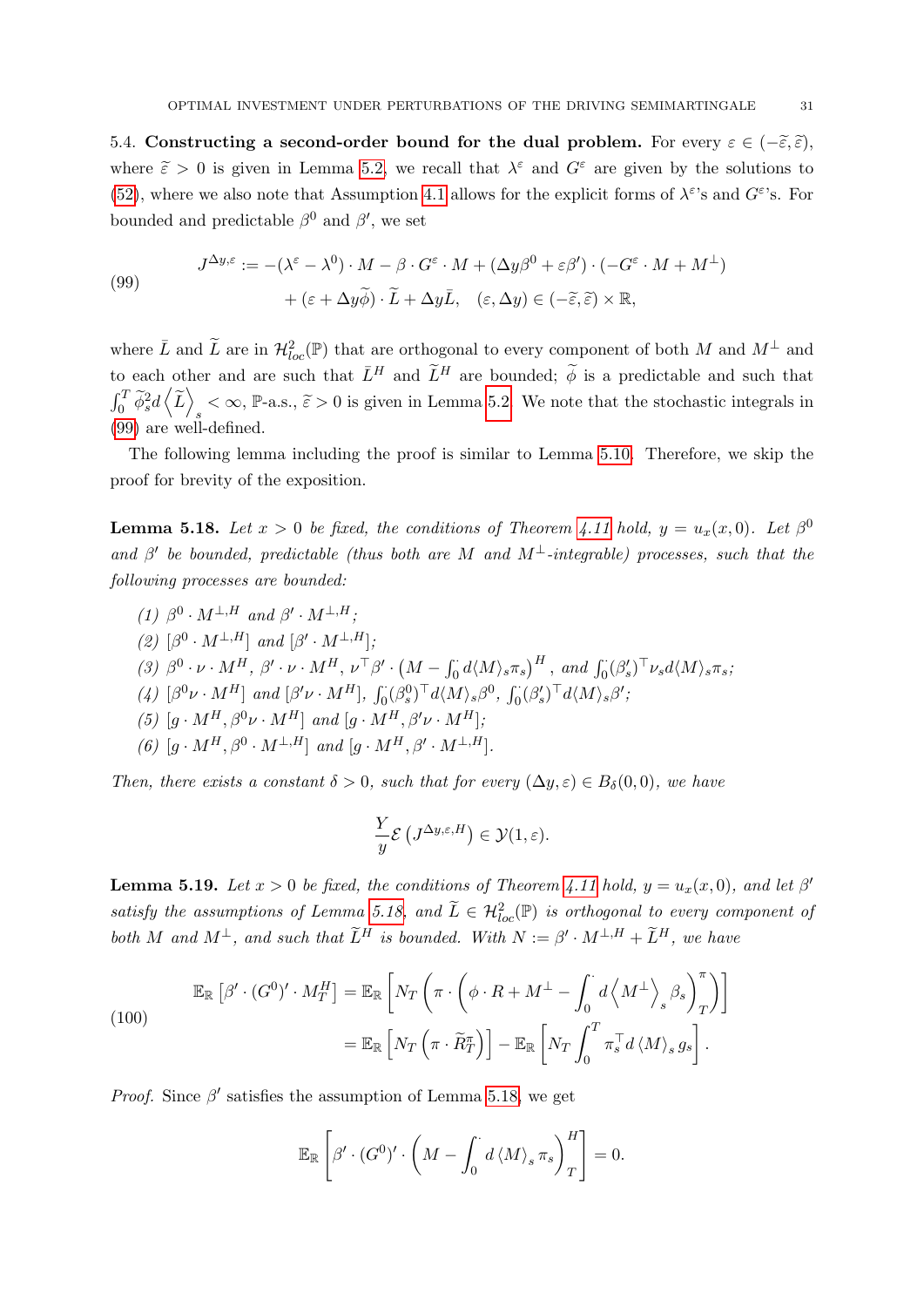5.4. **Constructing a second-order bound for the dual problem.** For every $\varepsilon \in (-\widetilde{\varepsilon}, \widetilde{\varepsilon})$, where $\widetilde{\varepsilon} > 0$ is given in Lemma 5.2, we recall that $\lambda^\varepsilon$ and $G^\varepsilon$ are given by the solutions to (52), where we also note that Assumption 4.1 allows for the explicit forms of $\lambda^\varepsilon$'s and $G^\varepsilon$'s. For bounded and predictable $\beta^0$ and $\beta'$, we set

$$
\begin{aligned}
J^{\Delta y, \varepsilon} := & -(\lambda^\varepsilon - \lambda^0) \cdot M - \beta \cdot G^\varepsilon \cdot M + (\Delta y \beta^0 + \varepsilon \beta') \cdot (-G^\varepsilon \cdot M + M^\perp) \\
& + (\varepsilon + \Delta y \widetilde{\phi}) \cdot \widetilde{L} + \Delta y \bar{L}, \quad (\varepsilon, \Delta y) \in (-\widetilde{\varepsilon}, \widetilde{\varepsilon}) \times \mathbb{R},
\end{aligned}
\tag{99}
$$

where $\bar{L}$ and $\widetilde{L}$ are in $\mathcal{H}^2_{loc}(\mathbb{P})$ that are orthogonal to every component of both $M$ and $M^\perp$ and to each other and are such that $\bar{L}^H$ and $\widetilde{L}^H$ are bounded; $\widetilde{\phi}$ is a predictable and such that $\int_0^T \widetilde{\phi}_s^2 d\left\langle \widetilde{L} \right\rangle_s < \infty$, $\mathbb{P}$-a.s., $\widetilde{\varepsilon} > 0$ is given in Lemma 5.2. We note that the stochastic integrals in (99) are well-defined.

The following lemma including the proof is similar to Lemma 5.10. Therefore, we skip the proof for brevity of the exposition.

**Lemma 5.18.** *Let $x > 0$ be fixed, the conditions of Theorem 4.11 hold, $y = u_x(x, 0)$. Let $\beta^0$ and $\beta'$ be bounded, predictable (thus both are $M$ and $M^\perp$-integrable) processes, such that the following processes are bounded:*

*(1) $\beta^0 \cdot M^{\perp,H}$ and $\beta' \cdot M^{\perp,H}$;*
*(2) $[\beta^0 \cdot M^{\perp,H}]$ and $[\beta' \cdot M^{\perp,H}]$;*
*(3) $\beta^0 \cdot \nu \cdot M^H$, $\beta' \cdot \nu \cdot M^H$, $\nu^\top \beta' \cdot \left(M - \int_0^\cdot d\langle M\rangle_s \pi_s\right)^H$, and $\int_0^\cdot (\beta'_s)^\top \nu_s d\langle M\rangle_s \pi_s$;*
*(4) $[\beta^0 \nu \cdot M^H]$ and $[\beta' \nu \cdot M^H]$, $\int_0^\cdot (\beta^0_s)^\top d\langle M\rangle_s \beta^0$, $\int_0^\cdot (\beta'_s)^\top d\langle M\rangle_s \beta'$;*
*(5) $[g \cdot M^H, \beta^0 \nu \cdot M^H]$ and $[g \cdot M^H, \beta' \nu \cdot M^H]$;*
*(6) $[g \cdot M^H, \beta^0 \cdot M^{\perp,H}]$ and $[g \cdot M^H, \beta' \cdot M^{\perp,H}]$.*

*Then, there exists a constant $\delta > 0$, such that for every $(\Delta y, \varepsilon) \in B_\delta(0,0)$, we have*

$$
\frac{Y}{y} \mathcal{E}\left(J^{\Delta y, \varepsilon, H}\right) \in \mathcal{Y}(1, \varepsilon).
$$

**Lemma 5.19.** *Let $x > 0$ be fixed, the conditions of Theorem 4.11 hold, $y = u_x(x, 0)$, and let $\beta'$ satisfy the assumptions of Lemma 5.18, and $\widetilde{L} \in \mathcal{H}^2_{loc}(\mathbb{P})$ is orthogonal to every component of both $M$ and $M^\perp$, and such that $\widetilde{L}^H$ is bounded. With $N := \beta' \cdot M^{\perp,H} + \widetilde{L}^H$, we have*

$$
\begin{aligned}
\mathbb{E}_{\mathbb{R}}\left[\beta' \cdot (G^0)' \cdot M^H_T\right] &= \mathbb{E}_{\mathbb{R}}\left[N_T\left(\pi \cdot \left(\phi \cdot R + M^\perp - \int_0^\cdot d\left\langle M^\perp \right\rangle_s \beta_s\right)^\pi_T\right)\right] \\
&= \mathbb{E}_{\mathbb{R}}\left[N_T\left(\pi \cdot \widetilde{R}^\pi_T\right)\right] - \mathbb{E}_{\mathbb{R}}\left[N_T \int_0^T \pi_s^\top d\left\langle M\right\rangle_s g_s\right].
\end{aligned}
\tag{100}
$$

*Proof.* Since $\beta'$ satisfies the assumption of Lemma 5.18, we get

$$
\mathbb{E}_{\mathbb{R}}\left[\beta' \cdot (G^0)' \cdot \left(M - \int_0^\cdot d\left\langle M\right\rangle_s \pi_s\right)^H_T\right] = 0.
$$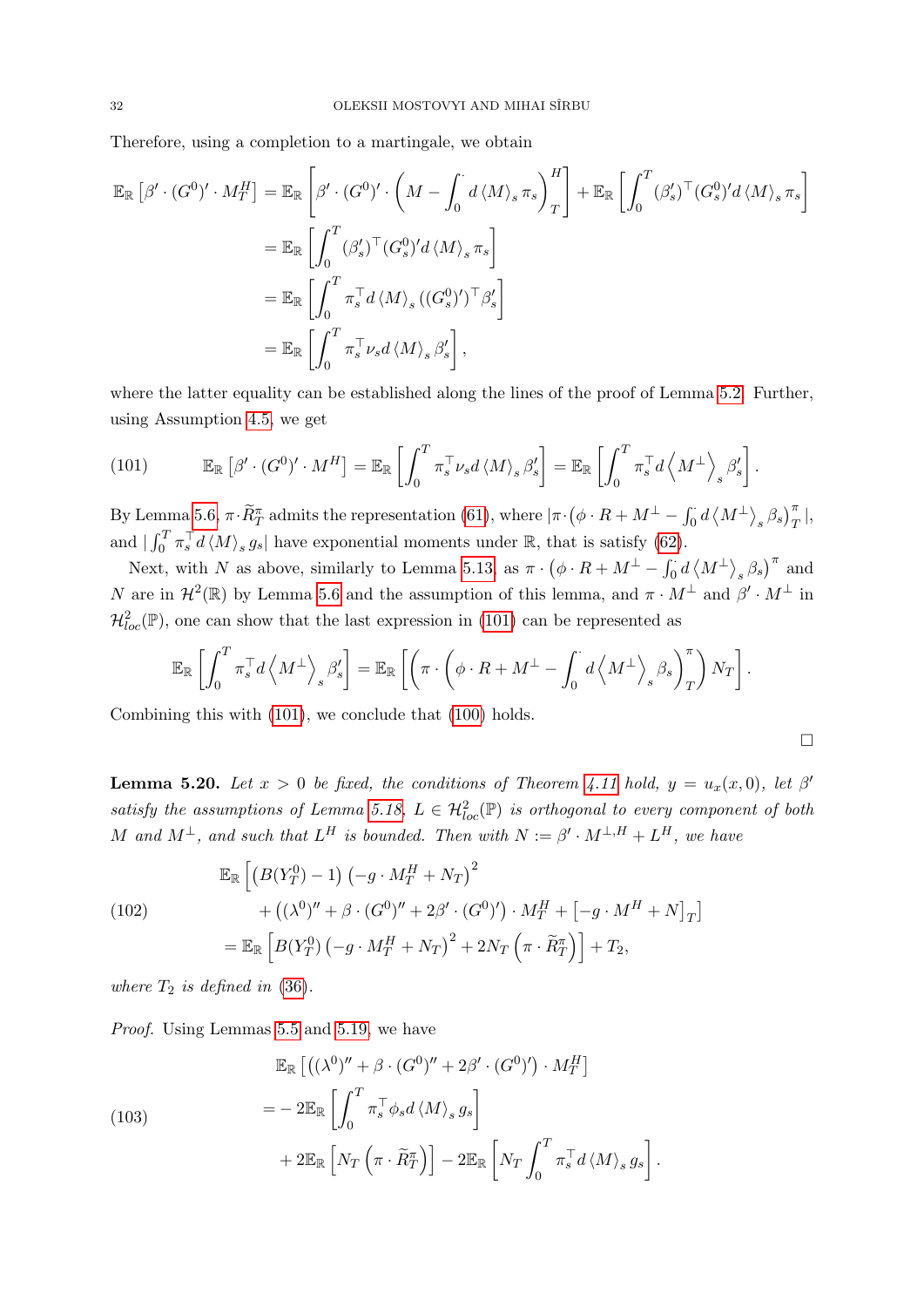Therefore, using a completion to a martingale, we obtain

$$
\begin{aligned}
\mathbb{E}_{\mathbb{R}}\left[\beta' \cdot (G^0)' \cdot M^H_T\right] &= \mathbb{E}_{\mathbb{R}}\left[\beta' \cdot (G^0)' \cdot \left(M - \int_0^{\cdot} d\langle M\rangle_s \pi_s\right)^H_T\right] + \mathbb{E}_{\mathbb{R}}\left[\int_0^T (\beta'_s)^\top (G^0_s)' d\langle M\rangle_s \pi_s\right] \\
&= \mathbb{E}_{\mathbb{R}}\left[\int_0^T (\beta'_s)^\top (G^0_s)' d\langle M\rangle_s \pi_s\right] \\
&= \mathbb{E}_{\mathbb{R}}\left[\int_0^T \pi_s^\top d\langle M\rangle_s ((G^0_s)')^\top \beta'_s\right] \\
&= \mathbb{E}_{\mathbb{R}}\left[\int_0^T \pi_s^\top \nu_s d\langle M\rangle_s \beta'_s\right],
\end{aligned}
$$

where the latter equality can be established along the lines of the proof of Lemma 5.2. Further, using Assumption 4.5, we get

$$
\mathbb{E}_{\mathbb{R}}\left[\beta' \cdot (G^0)' \cdot M^H\right] = \mathbb{E}_{\mathbb{R}}\left[\int_0^T \pi_s^\top \nu_s d\langle M\rangle_s \beta'_s\right] = \mathbb{E}_{\mathbb{R}}\left[\int_0^T \pi_s^\top d\left\langle M^\perp\right\rangle_s \beta'_s\right]. \tag{101}
$$

By Lemma 5.6, $\pi \cdot \widetilde{R}^\pi_T$ admits the representation (61), where $|\pi \cdot \left(\phi \cdot R + M^\perp - \int_0^{\cdot} d\left\langle M^\perp\right\rangle_s \beta_s\right)^\pi_T|$, and $|\int_0^T \pi_s^\top d\langle M\rangle_s g_s|$ have exponential moments under $\mathbb{R}$, that is satisfy (62).

Next, with $N$ as above, similarly to Lemma 5.13, as $\pi \cdot \left(\phi \cdot R + M^\perp - \int_0^{\cdot} d\left\langle M^\perp\right\rangle_s \beta_s\right)^\pi$ and $N$ are in $\mathcal{H}^2(\mathbb{R})$ by Lemma 5.6 and the assumption of this lemma, and $\pi \cdot M^\perp$ and $\beta' \cdot M^\perp$ in $\mathcal{H}^2_{loc}(\mathbb{P})$, one can show that the last expression in (101) can be represented as

$$
\mathbb{E}_{\mathbb{R}}\left[\int_0^T \pi_s^\top d\left\langle M^\perp\right\rangle_s \beta'_s\right] = \mathbb{E}_{\mathbb{R}}\left[\left(\pi \cdot \left(\phi \cdot R + M^\perp - \int_0^{\cdot} d\left\langle M^\perp\right\rangle_s \beta_s\right)^\pi_T\right) N_T\right].
$$

Combining this with (101), we conclude that (100) holds. ∎

**Lemma 5.20.** *Let $x > 0$ be fixed, the conditions of Theorem 4.11 hold, $y = u_x(x, 0)$, let $\beta'$ satisfy the assumptions of Lemma 5.18, $L \in \mathcal{H}^2_{loc}(\mathbb{P})$ is orthogonal to every component of both $M$ and $M^\perp$, and such that $L^H$ is bounded. Then with $N := \beta' \cdot M^{\perp,H} + L^H$, we have*

$$
\begin{aligned}
&\mathbb{E}_{\mathbb{R}}\Big[\left(B(Y^0_T) - 1\right)\left(-g \cdot M^H_T + N_T\right)^2 \\
&\qquad + \left((\lambda^0)'' + \beta \cdot (G^0)'' + 2\beta' \cdot (G^0)'\right) \cdot M^H_T + \left[-g \cdot M^H + N\right]_T\Big] \\
&= \mathbb{E}_{\mathbb{R}}\left[B(Y^0_T)\left(-g \cdot M^H_T + N_T\right)^2 + 2N_T\left(\pi \cdot \widetilde{R}^\pi_T\right)\right] + T_2,
\end{aligned} \tag{102}
$$

*where $T_2$ is defined in (36).*

*Proof.* Using Lemmas 5.5 and 5.19, we have

$$
\begin{aligned}
&\mathbb{E}_{\mathbb{R}}\left[\left((\lambda^0)'' + \beta \cdot (G^0)'' + 2\beta' \cdot (G^0)'\right) \cdot M^H_T\right] \\
&= -2\mathbb{E}_{\mathbb{R}}\left[\int_0^T \pi_s^\top \phi_s d\langle M\rangle_s g_s\right] \\
&\quad + 2\mathbb{E}_{\mathbb{R}}\left[N_T\left(\pi \cdot \widetilde{R}^\pi_T\right)\right] - 2\mathbb{E}_{\mathbb{R}}\left[N_T \int_0^T \pi_s^\top d\langle M\rangle_s g_s\right].
\end{aligned} \tag{103}
$$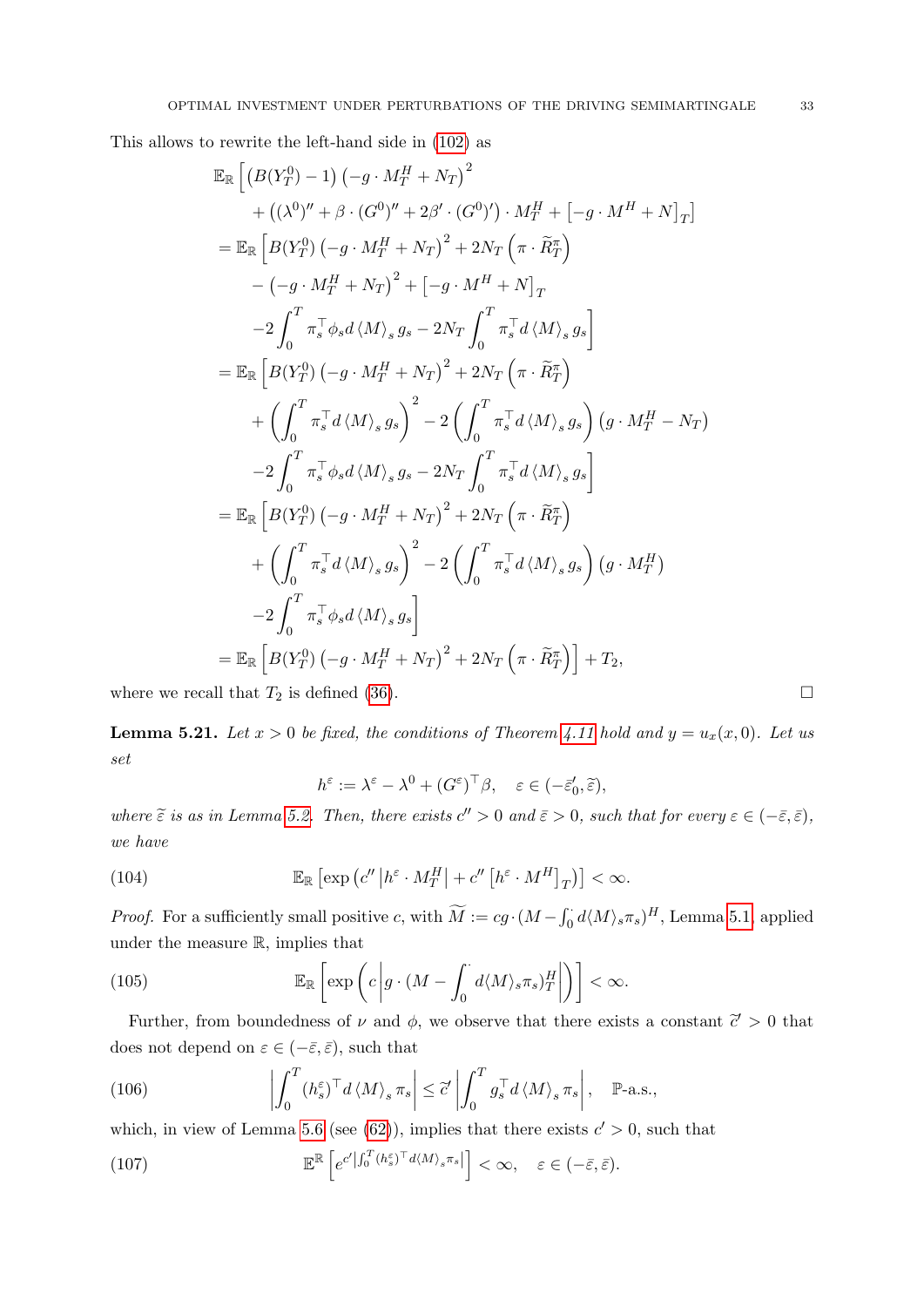This allows to rewrite the left-hand side in (102) as

$$
\begin{aligned}
&\mathbb{E}_{\mathbb{R}}\Big[\left(B(Y^0_T)-1\right)\left(-g\cdot M^H_T+N_T\right)^2 \\
&\qquad+\left((\lambda^0)''+\beta\cdot(G^0)''+2\beta'\cdot(G^0)'\right)\cdot M^H_T+\left[-g\cdot M^H+N\right]_T\Big] \\
&=\mathbb{E}_{\mathbb{R}}\Big[B(Y^0_T)\left(-g\cdot M^H_T+N_T\right)^2+2N_T\left(\pi\cdot\widetilde{R}^\pi_T\right) \\
&\qquad-\left(-g\cdot M^H_T+N_T\right)^2+\left[-g\cdot M^H+N\right]_T \\
&\qquad-2\int_0^T\pi_s^\top\phi_s d\langle M\rangle_s g_s-2N_T\int_0^T\pi_s^\top d\langle M\rangle_s g_s\Big] \\
&=\mathbb{E}_{\mathbb{R}}\Big[B(Y^0_T)\left(-g\cdot M^H_T+N_T\right)^2+2N_T\left(\pi\cdot\widetilde{R}^\pi_T\right) \\
&\qquad+\left(\int_0^T\pi_s^\top d\langle M\rangle_s g_s\right)^2-2\left(\int_0^T\pi_s^\top d\langle M\rangle_s g_s\right)\left(g\cdot M^H_T-N_T\right) \\
&\qquad-2\int_0^T\pi_s^\top\phi_s d\langle M\rangle_s g_s-2N_T\int_0^T\pi_s^\top d\langle M\rangle_s g_s\Big] \\
&=\mathbb{E}_{\mathbb{R}}\Big[B(Y^0_T)\left(-g\cdot M^H_T+N_T\right)^2+2N_T\left(\pi\cdot\widetilde{R}^\pi_T\right) \\
&\qquad+\left(\int_0^T\pi_s^\top d\langle M\rangle_s g_s\right)^2-2\left(\int_0^T\pi_s^\top d\langle M\rangle_s g_s\right)\left(g\cdot M^H_T\right) \\
&\qquad-2\int_0^T\pi_s^\top\phi_s d\langle M\rangle_s g_s\Big] \\
&=\mathbb{E}_{\mathbb{R}}\Big[B(Y^0_T)\left(-g\cdot M^H_T+N_T\right)^2+2N_T\left(\pi\cdot\widetilde{R}^\pi_T\right)\Big]+T_2,
\end{aligned}
$$

where we recall that $T_2$ is defined (36). $\square$

**Lemma 5.21.** *Let $x>0$ be fixed, the conditions of Theorem 4.11 hold and $y=u_x(x,0)$. Let us set*

$$
h^\varepsilon:=\lambda^\varepsilon-\lambda^0+(G^\varepsilon)^\top\beta,\quad \varepsilon\in(-\bar{\varepsilon}'_0,\widetilde{\varepsilon}),
$$

*where $\widetilde{\varepsilon}$ is as in Lemma 5.2. Then, there exists $c''>0$ and $\bar{\varepsilon}>0$, such that for every $\varepsilon\in(-\bar{\varepsilon},\bar{\varepsilon})$, we have*

$$
\mathbb{E}_{\mathbb{R}}\left[\exp\left(c''\left|h^\varepsilon\cdot M^H_T\right|+c''\left[h^\varepsilon\cdot M^H\right]_T\right)\right]<\infty. \tag{104}
$$

*Proof.* For a sufficiently small positive $c$, with $\widetilde{M}:=cg\cdot(M-\int_0^\cdot d\langle M\rangle_s\pi_s)^H$, Lemma 5.1 applied under the measure $\mathbb{R}$, implies that

$$
\mathbb{E}_{\mathbb{R}}\left[\exp\left(c\left|g\cdot(M-\int_0^\cdot d\langle M\rangle_s\pi_s)^H_T\right|\right)\right]<\infty. \tag{105}
$$

Further, from boundedness of $\nu$ and $\phi$, we observe that there exists a constant $\widetilde{c}'>0$ that does not depend on $\varepsilon\in(-\bar{\varepsilon},\bar{\varepsilon})$, such that

$$
\left|\int_0^T(h^\varepsilon_s)^\top d\langle M\rangle_s\pi_s\right|\leq\widetilde{c}'\left|\int_0^T g_s^\top d\langle M\rangle_s\pi_s\right|,\quad\mathbb{P}\text{-a.s.}, \tag{106}
$$

which, in view of Lemma 5.6 (see (62)), implies that there exists $c'>0$, such that

$$
\mathbb{E}^{\mathbb{R}}\left[e^{c'\left|\int_0^T(h^\varepsilon_s)^\top d\langle M\rangle_s\pi_s\right|}\right]<\infty,\quad\varepsilon\in(-\bar{\varepsilon},\bar{\varepsilon}). \tag{107}
$$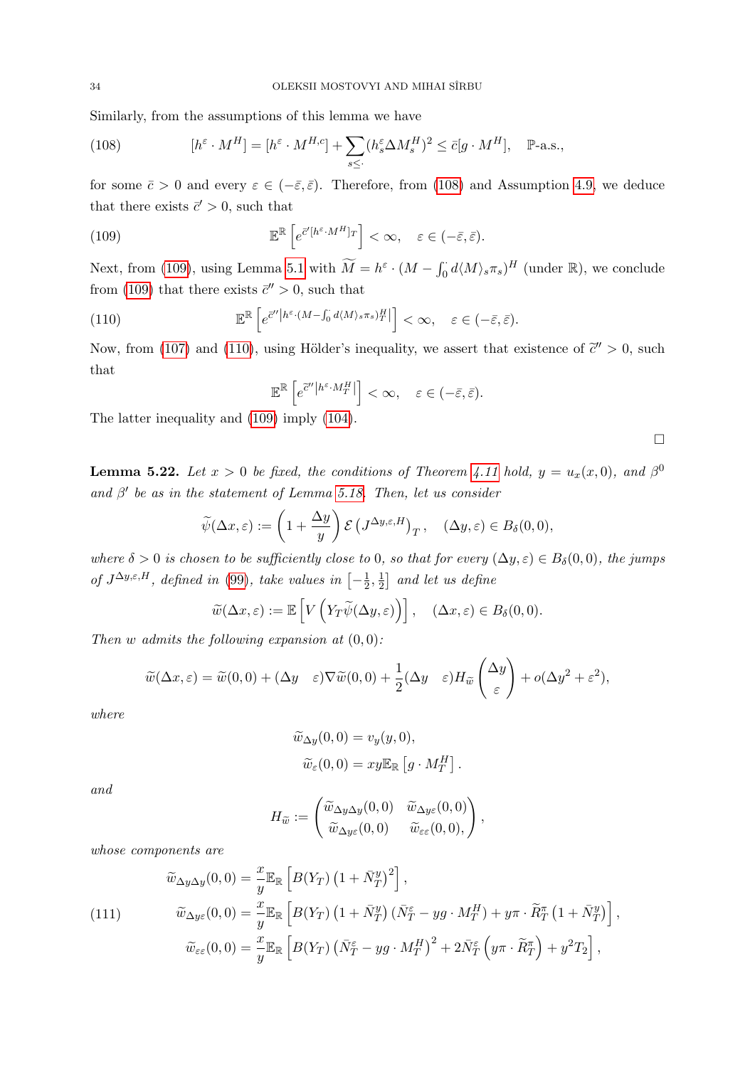Similarly, from the assumptions of this lemma we have

$$[h^\varepsilon \cdot M^H] = [h^\varepsilon \cdot M^{H,c}] + \sum_{s\leq \cdot} (h^\varepsilon_s \Delta M^H_s)^2 \leq \bar{c}[g\cdot M^H], \quad \mathbb{P}\text{-a.s.,} \tag{108}$$

for some $\bar{c} > 0$ and every $\varepsilon \in (-\bar{\varepsilon}, \bar{\varepsilon})$. Therefore, from (108) and Assumption 4.9, we deduce that there exists $\bar{c}' > 0$, such that

$$\mathbb{E}^{\mathbb{R}}\left[ e^{\bar{c}'[h^\varepsilon \cdot M^H]_T}\right] < \infty, \quad \varepsilon \in (-\bar{\varepsilon}, \bar{\varepsilon}). \tag{109}$$

Next, from (109), using Lemma 5.1 with $\widetilde{M} = h^\varepsilon \cdot (M - \int_0^\cdot d\langle M\rangle_s \pi_s)^H$ (under $\mathbb{R}$), we conclude from (109) that there exists $\bar{c}'' > 0$, such that

$$\mathbb{E}^{\mathbb{R}}\left[ e^{\bar{c}''\left|h^\varepsilon \cdot (M - \int_0^\cdot d\langle M\rangle_s \pi_s)^H_T\right|}\right] < \infty, \quad \varepsilon \in (-\bar{\varepsilon}, \bar{\varepsilon}). \tag{110}$$

Now, from (107) and (110), using Hölder's inequality, we assert that existence of $\widetilde{c}'' > 0$, such that

$$\mathbb{E}^{\mathbb{R}}\left[ e^{\widetilde{c}''\left|h^\varepsilon \cdot M^H_T\right|}\right] < \infty, \quad \varepsilon \in (-\bar{\varepsilon}, \bar{\varepsilon}).$$

The latter inequality and (109) imply (104).

□

**Lemma 5.22.** *Let $x > 0$ be fixed, the conditions of Theorem 4.11 hold, $y = u_x(x, 0)$, and $\beta^0$ and $\beta'$ be as in the statement of Lemma 5.18. Then, let us consider*

$$\widetilde{\psi}(\Delta x, \varepsilon) := \left(1 + \frac{\Delta y}{y}\right)\mathcal{E}\left(J^{\Delta y, \varepsilon, H}\right)_T, \quad (\Delta y, \varepsilon) \in B_\delta(0,0),$$

*where $\delta > 0$ is chosen to be sufficiently close to 0, so that for every $(\Delta y, \varepsilon) \in B_\delta(0,0)$, the jumps of $J^{\Delta y, \varepsilon, H}$, defined in (99), take values in $\left[-\frac{1}{2}, \frac{1}{2}\right]$ and let us define*

$$\widetilde{w}(\Delta x, \varepsilon) := \mathbb{E}\left[V\left(Y_T \widetilde{\psi}(\Delta y, \varepsilon)\right)\right], \quad (\Delta x, \varepsilon) \in B_\delta(0,0).$$

*Then $w$ admits the following expansion at $(0,0)$:*

$$\widetilde{w}(\Delta x, \varepsilon) = \widetilde{w}(0,0) + (\Delta y \quad \varepsilon)\nabla \widetilde{w}(0,0) + \frac{1}{2}(\Delta y \quad \varepsilon) H_{\widetilde{w}}\begin{pmatrix}\Delta y \\ \varepsilon\end{pmatrix} + o(\Delta y^2 + \varepsilon^2),$$

*where*

$$\widetilde{w}_{\Delta y}(0,0) = v_y(y, 0),$$
$$\widetilde{w}_{\varepsilon}(0,0) = xy\mathbb{E}_{\mathbb{R}}\left[g\cdot M^H_T\right].$$

*and*

$$H_{\widetilde{w}} := \begin{pmatrix} \widetilde{w}_{\Delta y \Delta y}(0,0) & \widetilde{w}_{\Delta y \varepsilon}(0,0) \\ \widetilde{w}_{\Delta y \varepsilon}(0,0) & \widetilde{w}_{\varepsilon\varepsilon}(0,0), \end{pmatrix},$$

*whose components are*

$$\begin{aligned}
\widetilde{w}_{\Delta y \Delta y}(0,0) &= \frac{x}{y}\mathbb{E}_{\mathbb{R}}\left[B(Y_T)\left(1 + \bar{N}^y_T\right)^2\right], \\
\widetilde{w}_{\Delta y \varepsilon}(0,0) &= \frac{x}{y}\mathbb{E}_{\mathbb{R}}\left[B(Y_T)\left(1 + \bar{N}^y_T\right)\left(\bar{N}^\varepsilon_T - yg\cdot M^H_T\right) + y\pi \cdot \widetilde{R}^\pi_T\left(1 + \bar{N}^y_T\right)\right], \\
\widetilde{w}_{\varepsilon\varepsilon}(0,0) &= \frac{x}{y}\mathbb{E}_{\mathbb{R}}\left[B(Y_T)\left(\bar{N}^\varepsilon_T - yg\cdot M^H_T\right)^2 + 2\bar{N}^\varepsilon_T\left(y\pi\cdot \widetilde{R}^\pi_T\right) + y^2 T_2\right],
\end{aligned} \tag{111}$$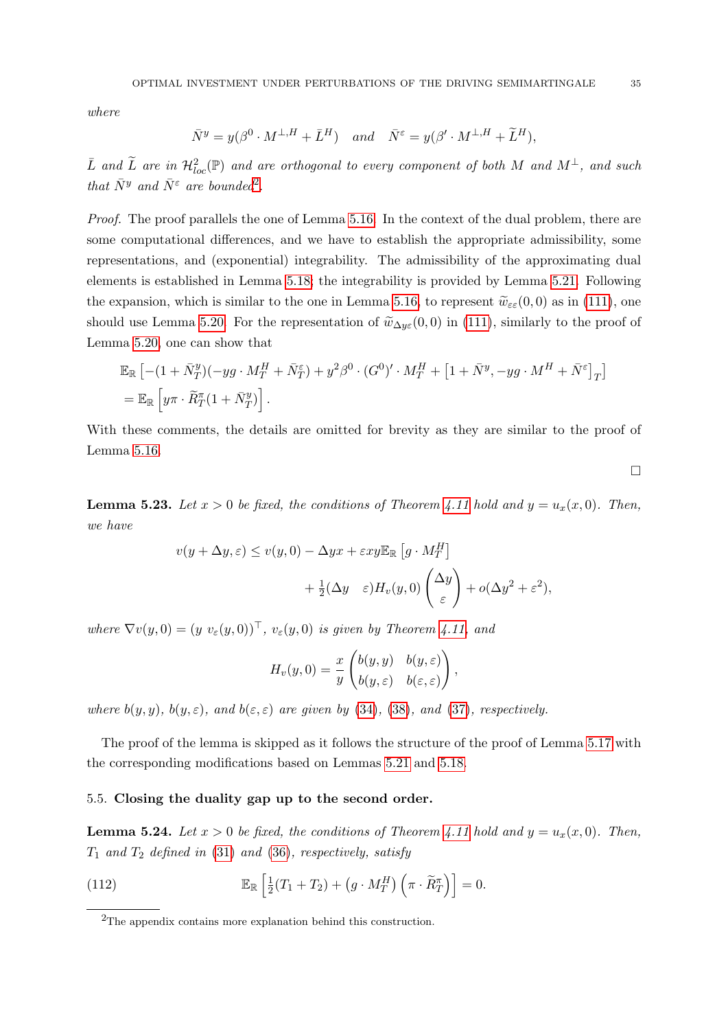*where*

$$\bar{N}^y = y(\beta^0 \cdot M^{\perp,H} + \bar{L}^H) \quad and \quad \bar{N}^\varepsilon = y(\beta' \cdot M^{\perp,H} + \widetilde{L}^H),$$

*$\bar{L}$ and $\widetilde{L}$ are in $\mathcal{H}^2_{loc}(\mathbb{P})$ and are orthogonal to every component of both $M$ and $M^\perp$, and such that $\bar{N}^y$ and $\bar{N}^\varepsilon$ are bounded*[2].

*Proof.* The proof parallels the one of Lemma 5.16. In the context of the dual problem, there are some computational differences, and we have to establish the appropriate admissibility, some representations, and (exponential) integrability. The admissibility of the approximating dual elements is established in Lemma 5.18; the integrability is provided by Lemma 5.21. Following the expansion, which is similar to the one in Lemma 5.16, to represent $\widetilde{w}_{\varepsilon\varepsilon}(0,0)$ as in (111), one should use Lemma 5.20. For the representation of $\widetilde{w}_{\Delta y \varepsilon}(0,0)$ in (111), similarly to the proof of Lemma 5.20, one can show that

$$\begin{aligned}
&\mathbb{E}_{\mathbb{R}}\left[-(1+\bar{N}^y_T)(-yg\cdot M^H_T + \bar{N}^\varepsilon_T) + y^2\beta^0\cdot(G^0)'\cdot M^H_T + \left[1+\bar{N}^y, -yg\cdot M^H + \bar{N}^\varepsilon\right]_T\right] \\
&= \mathbb{E}_{\mathbb{R}}\left[y\pi\cdot\widetilde{R}^\pi_T(1+\bar{N}^y_T)\right].
\end{aligned}$$

With these comments, the details are omitted for brevity as they are similar to the proof of Lemma 5.16.

□

**Lemma 5.23.** *Let $x>0$ be fixed, the conditions of Theorem 4.11 hold and $y = u_x(x,0)$. Then, we have*

$$\begin{aligned}
v(y+\Delta y,\varepsilon) \leq v(y,0) - \Delta y x + \varepsilon x y \mathbb{E}_{\mathbb{R}}\left[g\cdot M^H_T\right] \\
+ \tfrac{1}{2}(\Delta y \quad \varepsilon) H_v(y,0)\begin{pmatrix}\Delta y\\ \varepsilon\end{pmatrix} + o(\Delta y^2+\varepsilon^2),
\end{aligned}$$

*where $\nabla v(y,0) = (y \ v_\varepsilon(y,0))^\top$, $v_\varepsilon(y,0)$ is given by Theorem 4.11, and*

$$H_v(y,0) = \frac{x}{y}\begin{pmatrix} b(y,y) & b(y,\varepsilon)\\ b(y,\varepsilon) & b(\varepsilon,\varepsilon)\end{pmatrix},$$

*where $b(y,y)$, $b(y,\varepsilon)$, and $b(\varepsilon,\varepsilon)$ are given by (34), (38), and (37), respectively.*

The proof of the lemma is skipped as it follows the structure of the proof of Lemma 5.17 with the corresponding modifications based on Lemmas 5.21 and 5.18.

### 5.5. **Closing the duality gap up to the second order.**

**Lemma 5.24.** *Let $x>0$ be fixed, the conditions of Theorem 4.11 hold and $y = u_x(x,0)$. Then, $T_1$ and $T_2$ defined in (31) and (36), respectively, satisfy*

$$\mathbb{E}_{\mathbb{R}}\left[\tfrac{1}{2}(T_1+T_2) + \left(g\cdot M^H_T\right)\left(\pi\cdot\widetilde{R}^\pi_T\right)\right] = 0. \tag{112}$$

---

[2] The appendix contains more explanation behind this construction.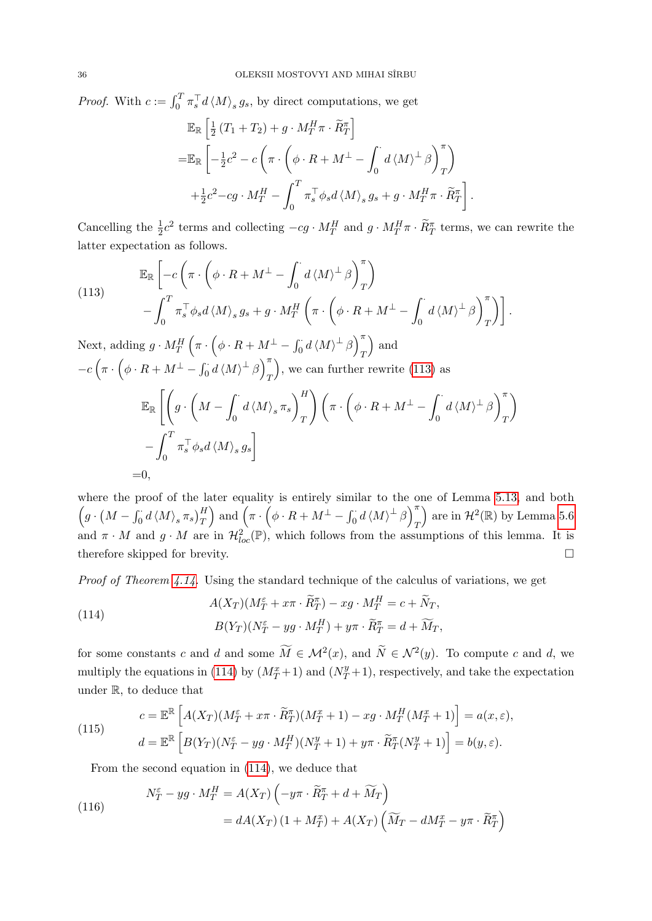*Proof.* With $c := \int_0^T \pi_s^\top d\langle M\rangle_s g_s$, by direct computations, we get

$$
\begin{aligned}
&\mathbb{E}_{\mathbb{R}}\left[\tfrac{1}{2}(T_1+T_2) + g\cdot M^H_T\pi\cdot \widetilde{R}^\pi_T\right]\\
=&\mathbb{E}_{\mathbb{R}}\left[-\tfrac{1}{2}c^2 - c\left(\pi\cdot\left(\phi\cdot R + M^\perp - \int_0^\cdot d\langle M\rangle^\perp\beta\right)^\pi_T\right)\right.\\
&\left.+\tfrac{1}{2}c^2 - cg\cdot M^H_T - \int_0^T \pi_s^\top\phi_s d\langle M\rangle_s g_s + g\cdot M^H_T\pi\cdot\widetilde{R}^\pi_T\right].
\end{aligned}
$$

Cancelling the $\frac{1}{2}c^2$ terms and collecting $-cg\cdot M^H_T$ and $g\cdot M^H_T\pi\cdot\widetilde{R}^\pi_T$ terms, we can rewrite the latter expectation as follows.

$$
\begin{aligned}
&\mathbb{E}_{\mathbb{R}}\left[-c\left(\pi\cdot\left(\phi\cdot R + M^\perp - \int_0^\cdot d\langle M\rangle^\perp\beta\right)^\pi_T\right)\right.\\
&\left.-\int_0^T \pi_s^\top\phi_s d\langle M\rangle_s g_s + g\cdot M^H_T\left(\pi\cdot\left(\phi\cdot R + M^\perp - \int_0^\cdot d\langle M\rangle^\perp\beta\right)^\pi_T\right)\right].
\end{aligned}
\tag{113}
$$

Next, adding $g\cdot M^H_T\left(\pi\cdot\left(\phi\cdot R + M^\perp - \int_0^\cdot d\langle M\rangle^\perp\beta\right)^\pi_T\right)$ and $-c\left(\pi\cdot\left(\phi\cdot R + M^\perp - \int_0^\cdot d\langle M\rangle^\perp\beta\right)^\pi_T\right)$, we can further rewrite (113) as

$$
\begin{aligned}
&\mathbb{E}_{\mathbb{R}}\left[\left(g\cdot\left(M - \int_0^\cdot d\langle M\rangle_s\pi_s\right)^H_T\right)\left(\pi\cdot\left(\phi\cdot R + M^\perp - \int_0^\cdot d\langle M\rangle^\perp\beta\right)^\pi_T\right)\right.\\
&\left.-\int_0^T \pi_s^\top\phi_s d\langle M\rangle_s g_s\right]\\
=&0,
\end{aligned}
$$

where the proof of the later equality is entirely similar to the one of Lemma 5.13, and both $\left(g\cdot\left(M - \int_0^\cdot d\langle M\rangle_s\pi_s\right)^H_T\right)$ and $\left(\pi\cdot\left(\phi\cdot R + M^\perp - \int_0^\cdot d\langle M\rangle^\perp\beta\right)^\pi_T\right)$ are in $\mathcal{H}^2(\mathbb{R})$ by Lemma 5.6 and $\pi\cdot M$ and $g\cdot M$ are in $\mathcal{H}^2_{loc}(\mathbb{P})$, which follows from the assumptions of this lemma. It is therefore skipped for brevity. □

*Proof of Theorem 4.14.* Using the standard technique of the calculus of variations, we get

$$
\begin{aligned}
A(X_T)(M^\varepsilon_T + x\pi\cdot\widetilde{R}^\pi_T) - xg\cdot M^H_T &= c + \widetilde{N}_T,\\
B(Y_T)(N^\varepsilon_T - yg\cdot M^H_T) + y\pi\cdot\widetilde{R}^\pi_T &= d + \widetilde{M}_T,
\end{aligned}
\tag{114}
$$

for some constants $c$ and $d$ and some $\widetilde{M}\in\mathcal{M}^2(x)$, and $\widetilde{N}\in\mathcal{N}^2(y)$. To compute $c$ and $d$, we multiply the equations in (114) by $(M^x_T+1)$ and $(N^y_T+1)$, respectively, and take the expectation under $\mathbb{R}$, to deduce that

$$
\begin{aligned}
c &= \mathbb{E}^{\mathbb{R}}\left[A(X_T)(M^\varepsilon_T + x\pi\cdot\widetilde{R}^\pi_T)(M^x_T+1) - xg\cdot M^H_T(M^x_T+1)\right] = a(x,\varepsilon),\\
d &= \mathbb{E}^{\mathbb{R}}\left[B(Y_T)(N^\varepsilon_T - yg\cdot M^H_T)(N^y_T+1) + y\pi\cdot\widetilde{R}^\pi_T(N^y_T+1)\right] = b(y,\varepsilon).
\end{aligned}
\tag{115}
$$

From the second equation in (114), we deduce that

$$
\begin{aligned}
N^\varepsilon_T - yg\cdot M^H_T &= A(X_T)\left(-y\pi\cdot\widetilde{R}^\pi_T + d + \widetilde{M}_T\right)\\
&= dA(X_T)\left(1+M^x_T\right) + A(X_T)\left(\widetilde{M}_T - dM^x_T - y\pi\cdot\widetilde{R}^\pi_T\right)
\end{aligned}
\tag{116}
$$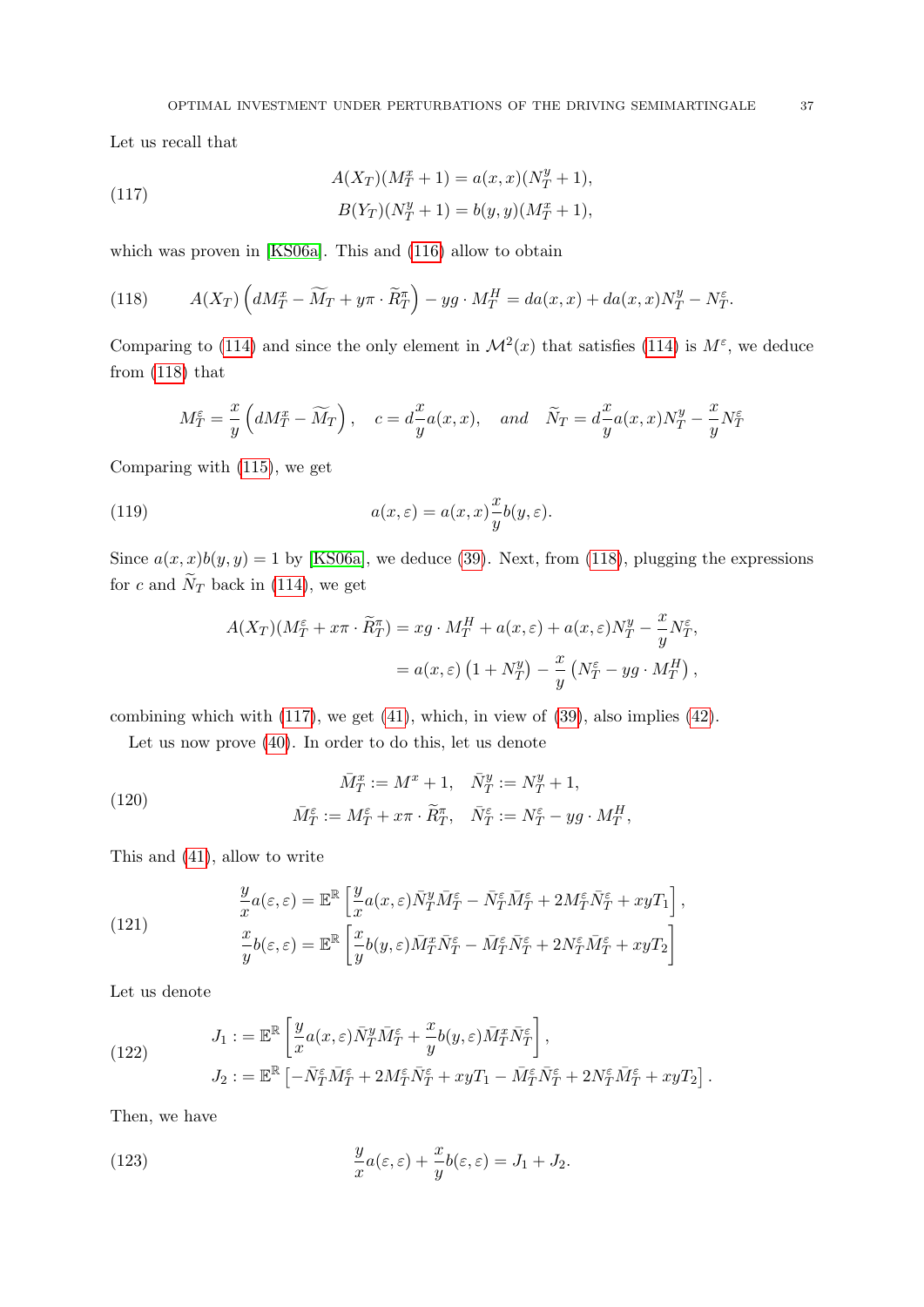Let us recall that

$$
\begin{aligned}
A(X_T)(M_T^x + 1) &= a(x,x)(N_T^y + 1), \\
B(Y_T)(N_T^y + 1) &= b(y,y)(M_T^x + 1),
\end{aligned}
\tag{117}
$$

which was proven in [KS06a]. This and (116) allow to obtain

$$
A(X_T)\left(dM_T^x - \widetilde{M}_T + y\pi \cdot \widetilde{R}_T^\pi\right) - yg \cdot M_T^H = da(x,x) + da(x,x)N_T^y - N_T^\varepsilon. \tag{118}
$$

Comparing to (114) and since the only element in $\mathcal{M}^2(x)$ that satisfies (114) is $M^\varepsilon$, we deduce from (118) that

$$
M_T^\varepsilon = \frac{x}{y}\left(dM_T^x - \widetilde{M}_T\right), \quad c = d\frac{x}{y}a(x,x), \quad \textit{and} \quad \widetilde{N}_T = d\frac{x}{y}a(x,x)N_T^y - \frac{x}{y}N_T^\varepsilon
$$

Comparing with (115), we get

$$
a(x,\varepsilon) = a(x,x)\frac{x}{y}b(y,\varepsilon). \tag{119}
$$

Since $a(x,x)b(y,y) = 1$ by [KS06a], we deduce (39). Next, from (118), plugging the expressions for $c$ and $\widetilde{N}_T$ back in (114), we get

$$
\begin{aligned}
A(X_T)(M_T^\varepsilon + x\pi \cdot \widetilde{R}_T^\pi) &= xg \cdot M_T^H + a(x,\varepsilon) + a(x,\varepsilon)N_T^y - \frac{x}{y}N_T^\varepsilon, \\
&= a(x,\varepsilon)\left(1 + N_T^y\right) - \frac{x}{y}\left(N_T^\varepsilon - yg \cdot M_T^H\right),
\end{aligned}
$$

combining which with (117), we get (41), which, in view of (39), also implies (42).

Let us now prove (40). In order to do this, let us denote

$$
\begin{aligned}
\bar{M}_T^x &:= M^x + 1, \quad \bar{N}_T^y := N_T^y + 1, \\
\bar{M}_T^\varepsilon &:= M_T^\varepsilon + x\pi \cdot \widetilde{R}_T^\pi, \quad \bar{N}_T^\varepsilon := N_T^\varepsilon - yg \cdot M_T^H,
\end{aligned}
\tag{120}
$$

This and (41), allow to write

$$
\begin{aligned}
\frac{y}{x}a(\varepsilon,\varepsilon) &= \mathbb{E}^{\mathbb{R}}\left[\frac{y}{x}a(x,\varepsilon)\bar{N}_T^y\bar{M}_T^\varepsilon - \bar{N}_T^\varepsilon\bar{M}_T^\varepsilon + 2M_T^\varepsilon\bar{N}_T^\varepsilon + xyT_1\right], \\
\frac{x}{y}b(\varepsilon,\varepsilon) &= \mathbb{E}^{\mathbb{R}}\left[\frac{x}{y}b(y,\varepsilon)\bar{M}_T^x\bar{N}_T^\varepsilon - \bar{M}_T^\varepsilon\bar{N}_T^\varepsilon + 2N_T^\varepsilon\bar{M}_T^\varepsilon + xyT_2\right]
\end{aligned}
\tag{121}
$$

Let us denote

$$
\begin{aligned}
J_1 &:= \mathbb{E}^{\mathbb{R}}\left[\frac{y}{x}a(x,\varepsilon)\bar{N}_T^y\bar{M}_T^\varepsilon + \frac{x}{y}b(y,\varepsilon)\bar{M}_T^x\bar{N}_T^\varepsilon\right], \\
J_2 &:= \mathbb{E}^{\mathbb{R}}\left[-\bar{N}_T^\varepsilon\bar{M}_T^\varepsilon + 2M_T^\varepsilon\bar{N}_T^\varepsilon + xyT_1 - \bar{M}_T^\varepsilon\bar{N}_T^\varepsilon + 2N_T^\varepsilon\bar{M}_T^\varepsilon + xyT_2\right].
\end{aligned}
\tag{122}
$$

Then, we have

$$
\frac{y}{x}a(\varepsilon,\varepsilon) + \frac{x}{y}b(\varepsilon,\varepsilon) = J_1 + J_2. \tag{123}
$$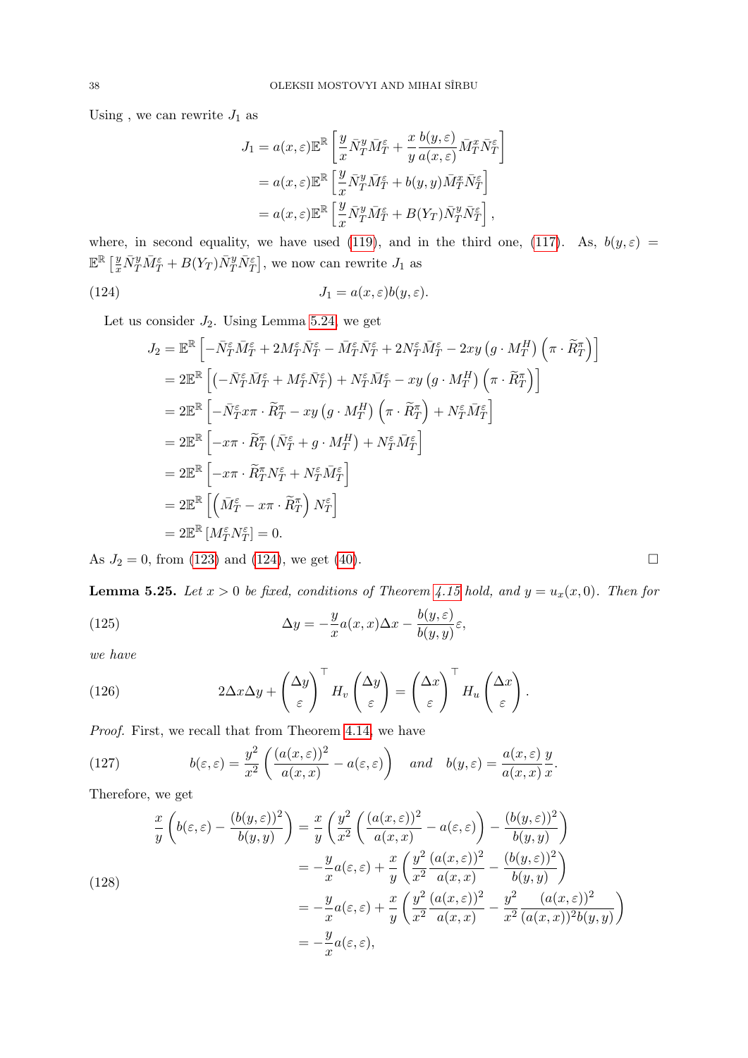Using , we can rewrite $J_1$ as

$$
\begin{aligned}
J_1 &= a(x,\varepsilon)\mathbb{E}^{\mathbb{R}}\left[\frac{y}{x}\bar{N}^y_T\bar{M}^\varepsilon_T + \frac{x}{y}\frac{b(y,\varepsilon)}{a(x,\varepsilon)}\bar{M}^x_T\bar{N}^\varepsilon_T\right]\\
&= a(x,\varepsilon)\mathbb{E}^{\mathbb{R}}\left[\frac{y}{x}\bar{N}^y_T\bar{M}^\varepsilon_T + b(y,y)\bar{M}^x_T\bar{N}^\varepsilon_T\right]\\
&= a(x,\varepsilon)\mathbb{E}^{\mathbb{R}}\left[\frac{y}{x}\bar{N}^y_T\bar{M}^\varepsilon_T + B(Y_T)\bar{N}^y_T\bar{N}^\varepsilon_T\right],
\end{aligned}
$$

where, in second equality, we have used (119), and in the third one, (117). As, $b(y,\varepsilon) = \mathbb{E}^{\mathbb{R}}\left[\frac{y}{x}\bar{N}^y_T\bar{M}^\varepsilon_T + B(Y_T)\bar{N}^y_T\bar{N}^\varepsilon_T\right]$, we now can rewrite $J_1$ as

$$
J_1 = a(x,\varepsilon)b(y,\varepsilon). \tag{124}
$$

Let us consider $J_2$. Using Lemma 5.24, we get

$$
\begin{aligned}
J_2 &= \mathbb{E}^{\mathbb{R}}\left[-\bar{N}^\varepsilon_T\bar{M}^\varepsilon_T + 2M^\varepsilon_T\bar{N}^\varepsilon_T - \bar{M}^\varepsilon_T\bar{N}^\varepsilon_T + 2N^\varepsilon_T\bar{M}^\varepsilon_T - 2xy\left(g\cdot M^H_T\right)\left(\pi\cdot\widetilde{R}^\pi_T\right)\right]\\
&= 2\mathbb{E}^{\mathbb{R}}\left[\left(-\bar{N}^\varepsilon_T\bar{M}^\varepsilon_T + M^\varepsilon_T\bar{N}^\varepsilon_T\right) + N^\varepsilon_T\bar{M}^\varepsilon_T - xy\left(g\cdot M^H_T\right)\left(\pi\cdot\widetilde{R}^\pi_T\right)\right]\\
&= 2\mathbb{E}^{\mathbb{R}}\left[-\bar{N}^\varepsilon_T x\pi\cdot\widetilde{R}^\pi_T - xy\left(g\cdot M^H_T\right)\left(\pi\cdot\widetilde{R}^\pi_T\right) + N^\varepsilon_T\bar{M}^\varepsilon_T\right]\\
&= 2\mathbb{E}^{\mathbb{R}}\left[-x\pi\cdot\widetilde{R}^\pi_T\left(\bar{N}^\varepsilon_T + g\cdot M^H_T\right) + N^\varepsilon_T\bar{M}^\varepsilon_T\right]\\
&= 2\mathbb{E}^{\mathbb{R}}\left[-x\pi\cdot\widetilde{R}^\pi_T N^\varepsilon_T + N^\varepsilon_T\bar{M}^\varepsilon_T\right]\\
&= 2\mathbb{E}^{\mathbb{R}}\left[\left(\bar{M}^\varepsilon_T - x\pi\cdot\widetilde{R}^\pi_T\right)N^\varepsilon_T\right]\\
&= 2\mathbb{E}^{\mathbb{R}}\left[M^\varepsilon_T N^\varepsilon_T\right] = 0.
\end{aligned}
$$

As $J_2 = 0$, from (123) and (124), we get (40). $\square$

**Lemma 5.25.** *Let $x>0$ be fixed, conditions of Theorem 4.15 hold, and $y = u_x(x,0)$. Then for*

$$
\Delta y = -\frac{y}{x}a(x,x)\Delta x - \frac{b(y,\varepsilon)}{b(y,y)}\varepsilon, \tag{125}
$$

*we have*

$$
2\Delta x\Delta y + \begin{pmatrix}\Delta y\\ \varepsilon\end{pmatrix}^\top H_v\begin{pmatrix}\Delta y\\ \varepsilon\end{pmatrix} = \begin{pmatrix}\Delta x\\ \varepsilon\end{pmatrix}^\top H_u\begin{pmatrix}\Delta x\\ \varepsilon\end{pmatrix}. \tag{126}
$$

*Proof.* First, we recall that from Theorem 4.14, we have

$$
b(\varepsilon,\varepsilon) = \frac{y^2}{x^2}\left(\frac{(a(x,\varepsilon))^2}{a(x,x)} - a(\varepsilon,\varepsilon)\right) \quad and \quad b(y,\varepsilon) = \frac{a(x,\varepsilon)}{a(x,x)}\frac{y}{x}. \tag{127}
$$

Therefore, we get

$$
\begin{aligned}
\frac{x}{y}\left(b(\varepsilon,\varepsilon) - \frac{(b(y,\varepsilon))^2}{b(y,y)}\right) &= \frac{x}{y}\left(\frac{y^2}{x^2}\left(\frac{(a(x,\varepsilon))^2}{a(x,x)} - a(\varepsilon,\varepsilon)\right) - \frac{(b(y,\varepsilon))^2}{b(y,y)}\right)\\
&= -\frac{y}{x}a(\varepsilon,\varepsilon) + \frac{x}{y}\left(\frac{y^2}{x^2}\frac{(a(x,\varepsilon))^2}{a(x,x)} - \frac{(b(y,\varepsilon))^2}{b(y,y)}\right)\\
&= -\frac{y}{x}a(\varepsilon,\varepsilon) + \frac{x}{y}\left(\frac{y^2}{x^2}\frac{(a(x,\varepsilon))^2}{a(x,x)} - \frac{y^2}{x^2}\frac{(a(x,\varepsilon))^2}{(a(x,x))^2 b(y,y)}\right)\\
&= -\frac{y}{x}a(\varepsilon,\varepsilon),
\end{aligned} \tag{128}
$$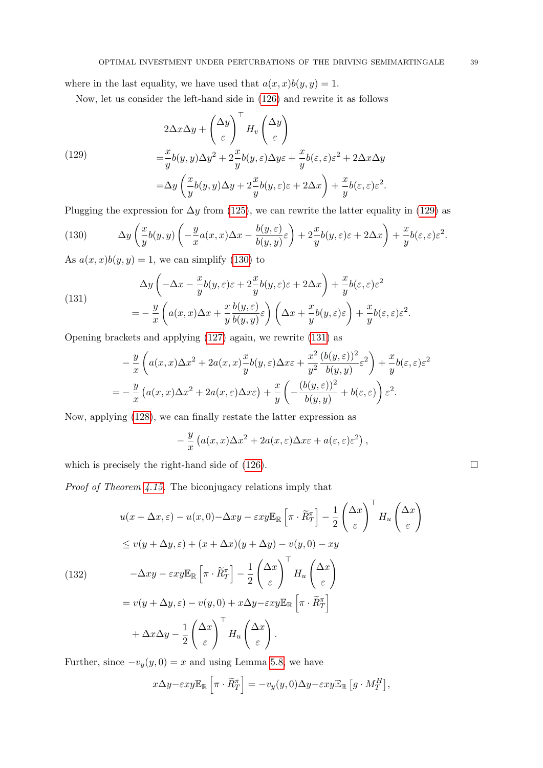where in the last equality, we have used that $a(x,x)b(y,y) = 1$.

Now, let us consider the left-hand side in (126) and rewrite it as follows

$$
\begin{aligned}
&2\Delta x \Delta y + \begin{pmatrix} \Delta y \\ \varepsilon \end{pmatrix}^\top H_v \begin{pmatrix} \Delta y \\ \varepsilon \end{pmatrix} \\
=& \frac{x}{y} b(y,y) \Delta y^2 + 2\frac{x}{y} b(y,\varepsilon)\Delta y \varepsilon + \frac{x}{y} b(\varepsilon,\varepsilon)\varepsilon^2 + 2\Delta x \Delta y \\
=& \Delta y \left( \frac{x}{y} b(y,y)\Delta y + 2\frac{x}{y} b(y,\varepsilon)\varepsilon + 2\Delta x \right) + \frac{x}{y} b(\varepsilon,\varepsilon)\varepsilon^2.
\end{aligned} \tag{129}
$$

Plugging the expression for $\Delta y$ from (125), we can rewrite the latter equality in (129) as

$$
\Delta y \left( \frac{x}{y} b(y,y) \left( -\frac{y}{x} a(x,x)\Delta x - \frac{b(y,\varepsilon)}{b(y,y)}\varepsilon \right) + 2\frac{x}{y} b(y,\varepsilon)\varepsilon + 2\Delta x \right) + \frac{x}{y} b(\varepsilon,\varepsilon)\varepsilon^2. \tag{130}
$$

As $a(x,x)b(y,y) = 1$, we can simplify (130) to

$$
\begin{aligned}
&\Delta y \left( -\Delta x - \frac{x}{y} b(y,\varepsilon)\varepsilon + 2\frac{x}{y} b(y,\varepsilon)\varepsilon + 2\Delta x \right) + \frac{x}{y} b(\varepsilon,\varepsilon)\varepsilon^2 \\
=& -\frac{y}{x} \left( a(x,x)\Delta x + \frac{x}{y}\frac{b(y,\varepsilon)}{b(y,y)}\varepsilon \right) \left( \Delta x + \frac{x}{y} b(y,\varepsilon)\varepsilon \right) + \frac{x}{y} b(\varepsilon,\varepsilon)\varepsilon^2.
\end{aligned} \tag{131}
$$

Opening brackets and applying (127) again, we rewrite (131) as

$$
\begin{aligned}
&-\frac{y}{x} \left( a(x,x)\Delta x^2 + 2a(x,x)\frac{x}{y} b(y,\varepsilon)\Delta x \varepsilon + \frac{x^2}{y^2}\frac{(b(y,\varepsilon))^2}{b(y,y)}\varepsilon^2 \right) + \frac{x}{y} b(\varepsilon,\varepsilon)\varepsilon^2 \\
=& -\frac{y}{x} \left( a(x,x)\Delta x^2 + 2a(x,\varepsilon)\Delta x \varepsilon \right) + \frac{x}{y} \left( -\frac{(b(y,\varepsilon))^2}{b(y,y)} + b(\varepsilon,\varepsilon) \right) \varepsilon^2.
\end{aligned}
$$

Now, applying (128), we can finally restate the latter expression as

$$
-\frac{y}{x} \left( a(x,x)\Delta x^2 + 2a(x,\varepsilon)\Delta x \varepsilon + a(\varepsilon,\varepsilon)\varepsilon^2 \right),
$$

which is precisely the right-hand side of (126). $\square$

*Proof of Theorem 4.15.* The biconjugacy relations imply that

$$
\begin{aligned}
&u(x+\Delta x, \varepsilon) - u(x,0) - \Delta x y - \varepsilon x y \mathbb{E}_{\mathbb{R}}\left[\pi \cdot \widetilde{R}^\pi_T\right] - \frac{1}{2}\begin{pmatrix} \Delta x \\ \varepsilon \end{pmatrix}^\top H_u \begin{pmatrix} \Delta x \\ \varepsilon \end{pmatrix} \\
&\leq v(y+\Delta y, \varepsilon) + (x+\Delta x)(y+\Delta y) - v(y,0) - xy \\
&\quad - \Delta x y - \varepsilon x y \mathbb{E}_{\mathbb{R}}\left[\pi \cdot \widetilde{R}^\pi_T\right] - \frac{1}{2}\begin{pmatrix} \Delta x \\ \varepsilon \end{pmatrix}^\top H_u \begin{pmatrix} \Delta x \\ \varepsilon \end{pmatrix} \\
&= v(y+\Delta y, \varepsilon) - v(y,0) + x\Delta y - \varepsilon x y \mathbb{E}_{\mathbb{R}}\left[\pi \cdot \widetilde{R}^\pi_T\right] \\
&\quad + \Delta x \Delta y - \frac{1}{2}\begin{pmatrix} \Delta x \\ \varepsilon \end{pmatrix}^\top H_u \begin{pmatrix} \Delta x \\ \varepsilon \end{pmatrix}.
\end{aligned} \tag{132}
$$

Further, since $-v_y(y,0) = x$ and using Lemma 5.8, we have

$$
x\Delta y - \varepsilon x y \mathbb{E}_{\mathbb{R}}\left[\pi \cdot \widetilde{R}^\pi_T\right] = -v_y(y,0)\Delta y - \varepsilon x y \mathbb{E}_{\mathbb{R}}\left[g \cdot M^H_T\right],
$$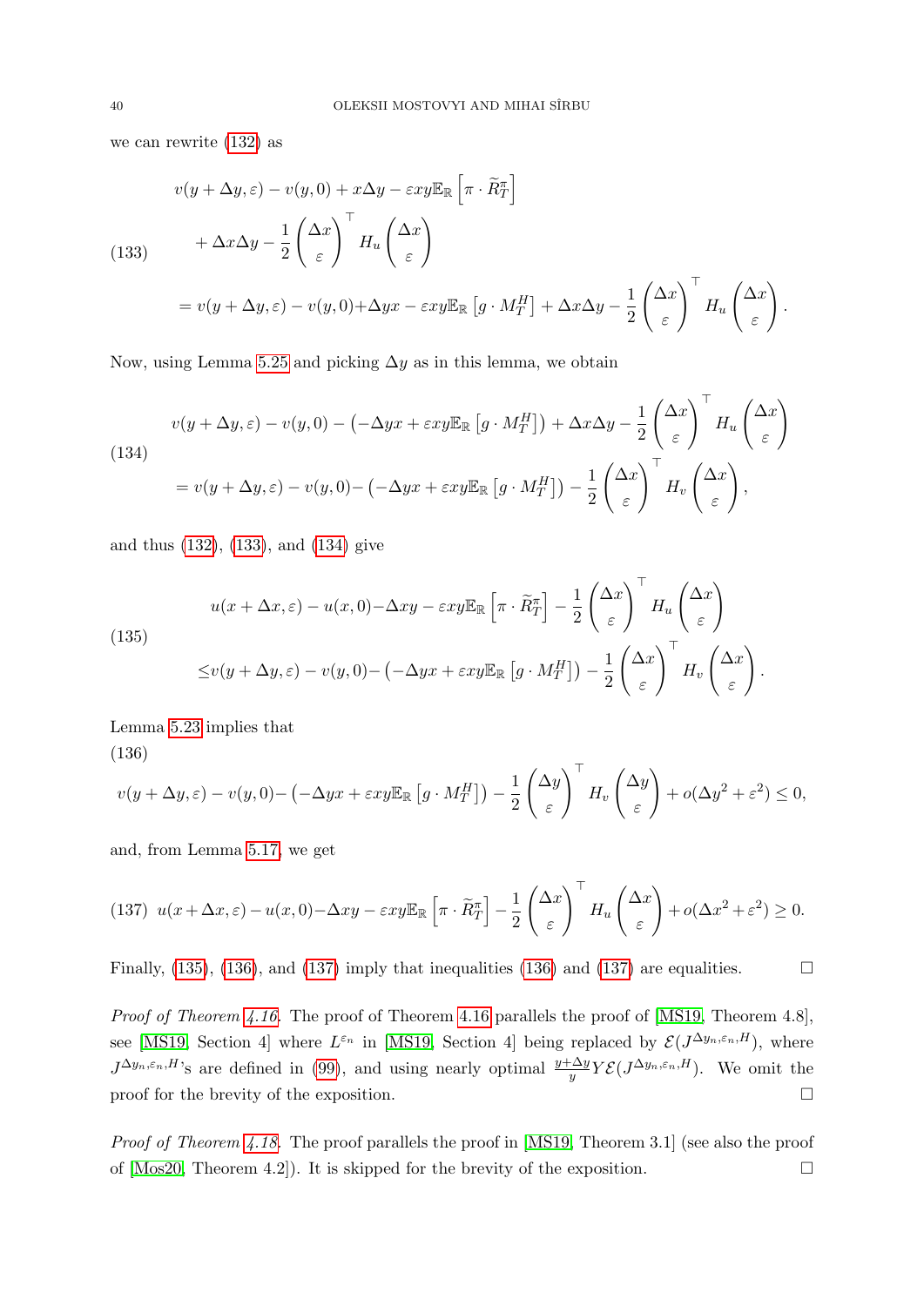we can rewrite (132) as

$$
\begin{aligned}
&v(y+\Delta y,\varepsilon) - v(y,0) + x\Delta y - \varepsilon xy\mathbb{E}_{\mathbb{R}}\left[\pi\cdot \widetilde{R}^{\pi}_T\right] \\
&\quad + \Delta x\Delta y - \frac{1}{2}\begin{pmatrix}\Delta x\\ \varepsilon\end{pmatrix}^{\top} H_u \begin{pmatrix}\Delta x\\ \varepsilon\end{pmatrix} \\
&= v(y+\Delta y,\varepsilon) - v(y,0) + \Delta yx - \varepsilon xy\mathbb{E}_{\mathbb{R}}\left[g\cdot M^H_T\right] + \Delta x\Delta y - \frac{1}{2}\begin{pmatrix}\Delta x\\ \varepsilon\end{pmatrix}^{\top} H_u \begin{pmatrix}\Delta x\\ \varepsilon\end{pmatrix}.
\end{aligned}
\tag{133}
$$

Now, using Lemma 5.25 and picking $\Delta y$ as in this lemma, we obtain

$$
\begin{aligned}
&v(y+\Delta y,\varepsilon) - v(y,0) - \left(-\Delta yx + \varepsilon xy\mathbb{E}_{\mathbb{R}}\left[g\cdot M^H_T\right]\right) + \Delta x\Delta y - \frac{1}{2}\begin{pmatrix}\Delta x\\ \varepsilon\end{pmatrix}^{\top} H_u \begin{pmatrix}\Delta x\\ \varepsilon\end{pmatrix} \\
&= v(y+\Delta y,\varepsilon) - v(y,0) - \left(-\Delta yx + \varepsilon xy\mathbb{E}_{\mathbb{R}}\left[g\cdot M^H_T\right]\right) - \frac{1}{2}\begin{pmatrix}\Delta x\\ \varepsilon\end{pmatrix}^{\top} H_v \begin{pmatrix}\Delta x\\ \varepsilon\end{pmatrix},
\end{aligned}
\tag{134}
$$

and thus (132), (133), and (134) give

$$
\begin{aligned}
&u(x+\Delta x,\varepsilon) - u(x,0) - \Delta xy - \varepsilon xy\mathbb{E}_{\mathbb{R}}\left[\pi\cdot \widetilde{R}^{\pi}_T\right] - \frac{1}{2}\begin{pmatrix}\Delta x\\ \varepsilon\end{pmatrix}^{\top} H_u \begin{pmatrix}\Delta x\\ \varepsilon\end{pmatrix} \\
&\leq v(y+\Delta y,\varepsilon) - v(y,0) - \left(-\Delta yx + \varepsilon xy\mathbb{E}_{\mathbb{R}}\left[g\cdot M^H_T\right]\right) - \frac{1}{2}\begin{pmatrix}\Delta x\\ \varepsilon\end{pmatrix}^{\top} H_v \begin{pmatrix}\Delta x\\ \varepsilon\end{pmatrix}.
\end{aligned}
\tag{135}
$$

Lemma 5.23 implies that

$$
v(y+\Delta y,\varepsilon) - v(y,0) - \left(-\Delta yx + \varepsilon xy\mathbb{E}_{\mathbb{R}}\left[g\cdot M^H_T\right]\right) - \frac{1}{2}\begin{pmatrix}\Delta y\\ \varepsilon\end{pmatrix}^{\top} H_v \begin{pmatrix}\Delta y\\ \varepsilon\end{pmatrix} + o(\Delta y^2 + \varepsilon^2) \leq 0,
\tag{136}
$$

and, from Lemma 5.17, we get

$$
u(x+\Delta x,\varepsilon) - u(x,0) - \Delta xy - \varepsilon xy\mathbb{E}_{\mathbb{R}}\left[\pi\cdot \widetilde{R}^{\pi}_T\right] - \frac{1}{2}\begin{pmatrix}\Delta x\\ \varepsilon\end{pmatrix}^{\top} H_u \begin{pmatrix}\Delta x\\ \varepsilon\end{pmatrix} + o(\Delta x^2 + \varepsilon^2) \geq 0.
\tag{137}
$$

Finally, (135), (136), and (137) imply that inequalities (136) and (137) are equalities. $\square$

*Proof of Theorem 4.16.* The proof of Theorem 4.16 parallels the proof of [MS19, Theorem 4.8], see [MS19, Section 4] where $L^{\varepsilon_n}$ in [MS19, Section 4] being replaced by $\mathcal{E}(J^{\Delta y_n,\varepsilon_n,H})$, where $J^{\Delta y_n,\varepsilon_n,H}$'s are defined in (99), and using nearly optimal $\frac{y+\Delta y}{y}Y\mathcal{E}(J^{\Delta y_n,\varepsilon_n,H})$. We omit the proof for the brevity of the exposition. $\square$

*Proof of Theorem 4.18.* The proof parallels the proof in [MS19, Theorem 3.1] (see also the proof of [Mos20, Theorem 4.2]). It is skipped for the brevity of the exposition. $\square$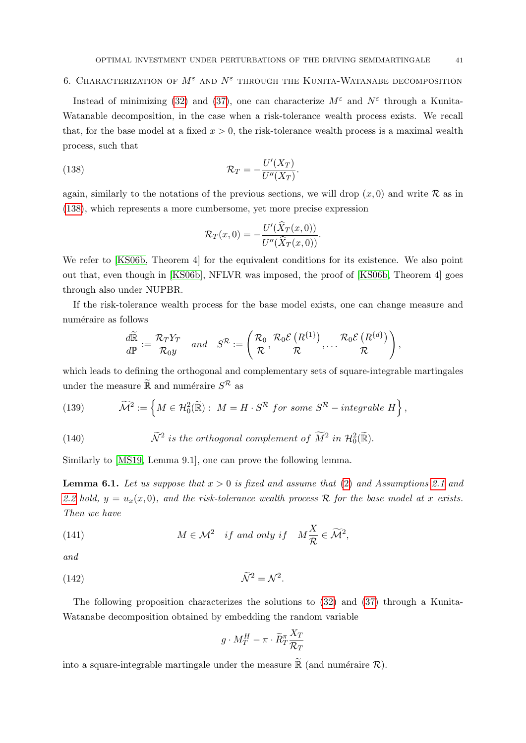## 6. Characterization of $M^\varepsilon$ and $N^\varepsilon$ through the Kunita-Watanabe decomposition

Instead of minimizing (32) and (37), one can characterize $M^\varepsilon$ and $N^\varepsilon$ through a Kunita-Watanable decomposition, in the case when a risk-tolerance wealth process exists. We recall that, for the base model at a fixed $x > 0$, the risk-tolerance wealth process is a maximal wealth process, such that

$$\mathcal{R}_T = -\frac{U'(X_T)}{U''(X_T)}. \tag{138}$$

again, similarly to the notations of the previous sections, we will drop $(x, 0)$ and write $\mathcal{R}$ as in (138), which represents a more cumbersome, yet more precise expression

$$\mathcal{R}_T(x, 0) = -\frac{U'(\widehat{X}_T(x, 0))}{U''(\widehat{X}_T(x, 0))}.$$

We refer to [KS06b, Theorem 4] for the equivalent conditions for its existence. We also point out that, even though in [KS06b], NFLVR was imposed, the proof of [KS06b, Theorem 4] goes through also under NUPBR.

If the risk-tolerance wealth process for the base model exists, one can change measure and numéraire as follows

$$\frac{d\widetilde{\mathbb{R}}}{d\mathbb{P}} := \frac{\mathcal{R}_T Y_T}{\mathcal{R}_0 y} \quad and \quad S^{\mathcal{R}} := \left(\frac{\mathcal{R}_0}{\mathcal{R}}, \frac{\mathcal{R}_0 \mathcal{E}\left(R^{\{1\}}\right)}{\mathcal{R}}, \dots \frac{\mathcal{R}_0 \mathcal{E}\left(R^{\{d\}}\right)}{\mathcal{R}}\right),$$

which leads to defining the orthogonal and complementary sets of square-integrable martingales under the measure $\widetilde{\mathbb{R}}$ and numéraire $S^{\mathcal{R}}$ as

$$\widetilde{\mathcal{M}}^2 := \left\{M \in \mathcal{H}_0^2(\widetilde{\mathbb{R}}) : \ M = H \cdot S^{\mathcal{R}} \ for\ some\ S^{\mathcal{R}} - integrable\ H\right\}, \tag{139}$$

$$\widetilde{\mathcal{N}}^2 \ is\ the\ orthogonal\ complement\ of\ \widetilde{\mathcal{M}}^2\ in\ \mathcal{H}_0^2(\widetilde{\mathbb{R}}). \tag{140}$$

Similarly to [MS19, Lemma 9.1], one can prove the following lemma.

**Lemma 6.1.** *Let us suppose that $x > 0$ is fixed and assume that (2) and Assumptions 2.1 and 2.2 hold, $y = u_x(x, 0)$, and the risk-tolerance wealth process $\mathcal{R}$ for the base model at $x$ exists. Then we have*

$$M \in \mathcal{M}^2 \quad if\ and\ only\ if \quad M\frac{X}{\mathcal{R}} \in \widetilde{\mathcal{M}}^2, \tag{141}$$

*and*

$$\widetilde{\mathcal{N}}^2 = \mathcal{N}^2. \tag{142}$$

The following proposition characterizes the solutions to (32) and (37) through a Kunita-Watanabe decomposition obtained by embedding the random variable

$$g \cdot M_T^H - \pi \cdot \widetilde{R}_T^{\pi} \frac{X_T}{\mathcal{R}_T}$$

into a square-integrable martingale under the measure $\widetilde{\mathbb{R}}$ (and numéraire $\mathcal{R}$).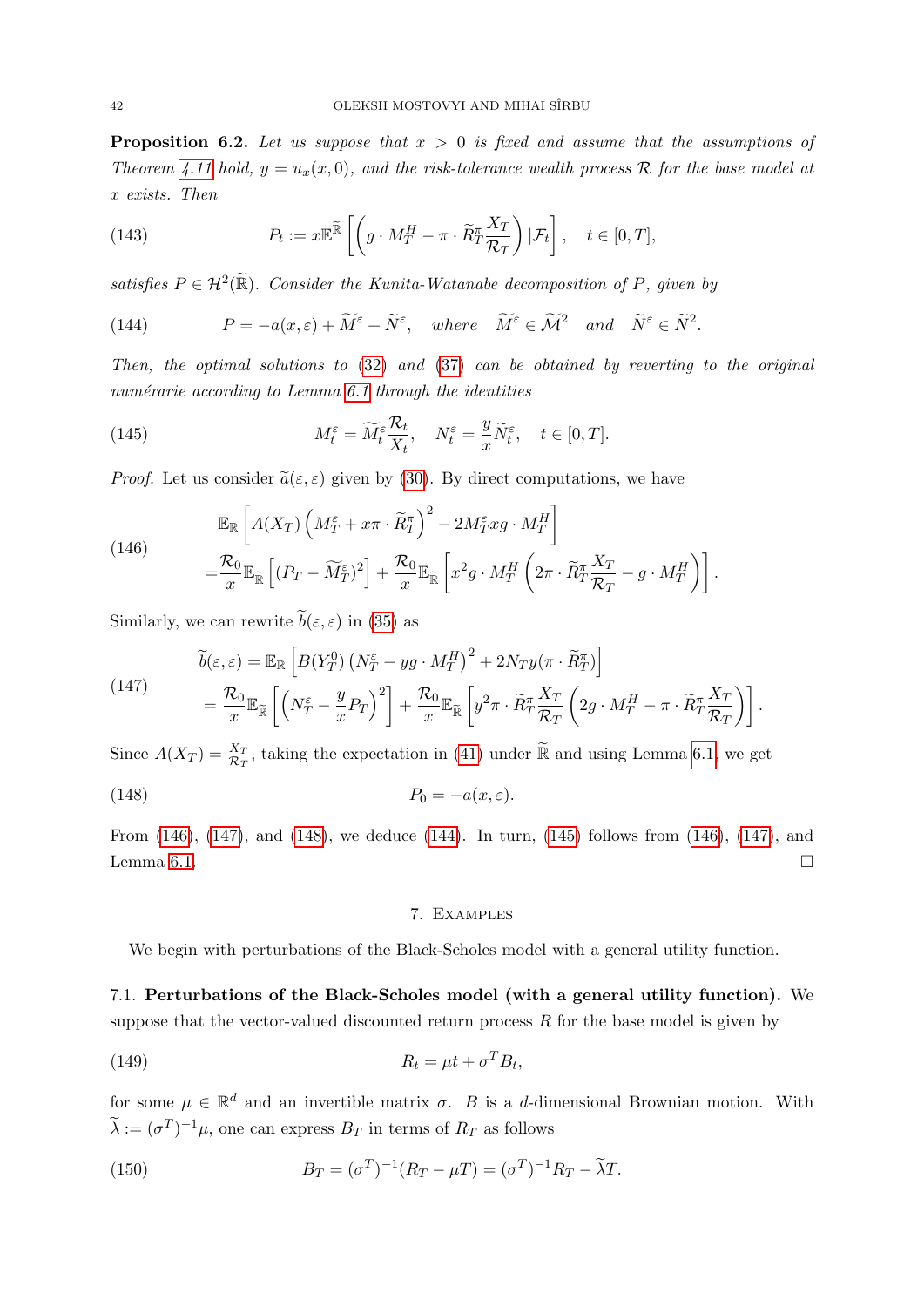**Proposition 6.2.** *Let us suppose that $x > 0$ is fixed and assume that the assumptions of Theorem 4.11 hold, $y = u_x(x, 0)$, and the risk-tolerance wealth process $\mathcal{R}$ for the base model at $x$ exists. Then*

$$P_t := x\mathbb{E}^{\widetilde{\mathbb{R}}}\left[\left(g \cdot M_T^H - \pi \cdot \widetilde{R}_T^\pi \frac{X_T}{\mathcal{R}_T}\right)|\mathcal{F}_t\right], \quad t \in [0, T], \tag{143}$$

*satisfies $P \in \mathcal{H}^2(\widetilde{\mathbb{R}})$. Consider the Kunita-Watanabe decomposition of $P$, given by*

$$P = -a(x, \varepsilon) + \widetilde{M}^\varepsilon + \widetilde{N}^\varepsilon, \quad \text{where} \quad \widetilde{M}^\varepsilon \in \widetilde{\mathcal{M}}^2 \quad \text{and} \quad \widetilde{N}^\varepsilon \in \widetilde{N}^2. \tag{144}$$

*Then, the optimal solutions to (32) and (37) can be obtained by reverting to the original numérarie according to Lemma 6.1 through the identities*

$$M_t^\varepsilon = \widetilde{M}_t^\varepsilon \frac{\mathcal{R}_t}{X_t}, \quad N_t^\varepsilon = \frac{y}{x}\widetilde{N}_t^\varepsilon, \quad t \in [0, T]. \tag{145}$$

*Proof.* Let us consider $\widetilde{a}(\varepsilon, \varepsilon)$ given by (30). By direct computations, we have

$$\begin{aligned}
&\mathbb{E}_{\mathbb{R}}\left[A(X_T)\left(M_T^\varepsilon + x\pi \cdot \widetilde{R}_T^\pi\right)^2 - 2M_T^\varepsilon xg \cdot M_T^H\right] \\
=&\frac{\mathcal{R}_0}{x}\mathbb{E}_{\widetilde{\mathbb{R}}}\left[(P_T - \widetilde{M}_T^\varepsilon)^2\right] + \frac{\mathcal{R}_0}{x}\mathbb{E}_{\widetilde{\mathbb{R}}}\left[x^2 g \cdot M_T^H\left(2\pi \cdot \widetilde{R}_T^\pi \frac{X_T}{\mathcal{R}_T} - g \cdot M_T^H\right)\right].
\end{aligned} \tag{146}$$

Similarly, we can rewrite $\widetilde{b}(\varepsilon, \varepsilon)$ in (35) as

$$\begin{aligned}
\widetilde{b}(\varepsilon, \varepsilon) &= \mathbb{E}_{\mathbb{R}}\left[B(Y_T^0)\left(N_T^\varepsilon - yg \cdot M_T^H\right)^2 + 2N_T y(\pi \cdot \widetilde{R}_T^\pi)\right] \\
&= \frac{\mathcal{R}_0}{x}\mathbb{E}_{\widetilde{\mathbb{R}}}\left[\left(N_T^\varepsilon - \frac{y}{x}P_T\right)^2\right] + \frac{\mathcal{R}_0}{x}\mathbb{E}_{\widetilde{\mathbb{R}}}\left[y^2 \pi \cdot \widetilde{R}_T^\pi \frac{X_T}{\mathcal{R}_T}\left(2g \cdot M_T^H - \pi \cdot \widetilde{R}_T^\pi \frac{X_T}{\mathcal{R}_T}\right)\right].
\end{aligned} \tag{147}$$

Since $A(X_T) = \frac{X_T}{\mathcal{R}_T}$, taking the expectation in (41) under $\widetilde{\mathbb{R}}$ and using Lemma 6.1, we get

$$P_0 = -a(x, \varepsilon). \tag{148}$$

From (146), (147), and (148), we deduce (144). In turn, (145) follows from (146), (147), and Lemma 6.1. $\square$

## 7. Examples

We begin with perturbations of the Black-Scholes model with a general utility function.

### 7.1. Perturbations of the Black-Scholes model (with a general utility function).

We suppose that the vector-valued discounted return process $R$ for the base model is given by

$$R_t = \mu t + \sigma^T B_t, \tag{149}$$

for some $\mu \in \mathbb{R}^d$ and an invertible matrix $\sigma$. $B$ is a $d$-dimensional Brownian motion. With $\widetilde{\lambda} := (\sigma^T)^{-1}\mu$, one can express $B_T$ in terms of $R_T$ as follows

$$B_T = (\sigma^T)^{-1}(R_T - \mu T) = (\sigma^T)^{-1}R_T - \widetilde{\lambda}T. \tag{150}$$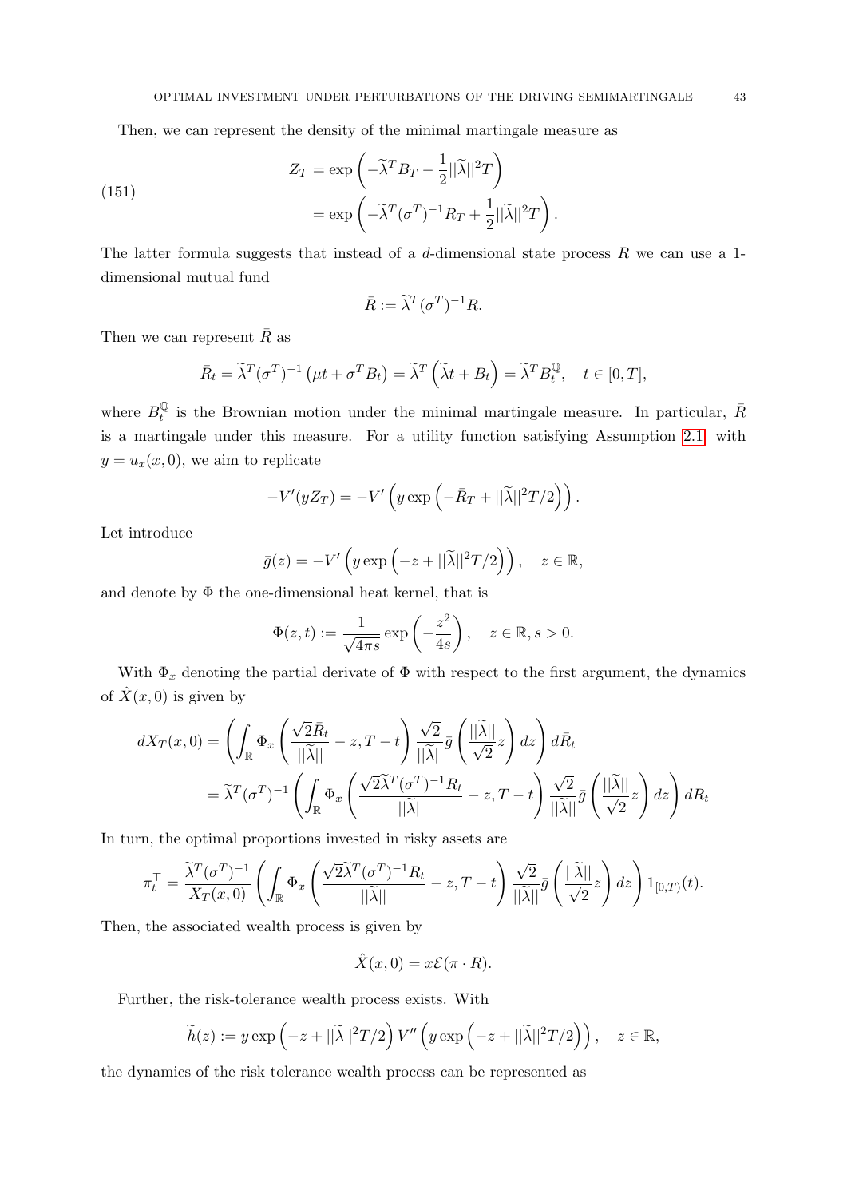Then, we can represent the density of the minimal martingale measure as

$$
\begin{aligned}
Z_T &= \exp\left(-\widetilde{\lambda}^T B_T - \frac{1}{2}||\widetilde{\lambda}||^2 T\right) \\
&= \exp\left(-\widetilde{\lambda}^T (\sigma^T)^{-1} R_T + \frac{1}{2}||\widetilde{\lambda}||^2 T\right).
\end{aligned} \tag{151}
$$

The latter formula suggests that instead of a $d$-dimensional state process $R$ we can use a 1-dimensional mutual fund

$$
\bar{R} := \widetilde{\lambda}^T (\sigma^T)^{-1} R.
$$

Then we can represent $\bar{R}$ as

$$
\bar{R}_t = \widetilde{\lambda}^T (\sigma^T)^{-1}\left(\mu t + \sigma^T B_t\right) = \widetilde{\lambda}^T\left(\widetilde{\lambda} t + B_t\right) = \widetilde{\lambda}^T B_t^{\mathbb{Q}}, \quad t \in [0,T],
$$

where $B_t^{\mathbb{Q}}$ is the Brownian motion under the minimal martingale measure. In particular, $\bar{R}$ is a martingale under this measure. For a utility function satisfying Assumption 2.1, with $y = u_x(x,0)$, we aim to replicate

$$
-V'(yZ_T) = -V'\left(y\exp\left(-\bar{R}_T + ||\widetilde{\lambda}||^2 T/2\right)\right).
$$

Let introduce

$$
\bar{g}(z) = -V'\left(y\exp\left(-z + ||\widetilde{\lambda}||^2 T/2\right)\right), \quad z \in \mathbb{R},
$$

and denote by $\Phi$ the one-dimensional heat kernel, that is

$$
\Phi(z,t) := \frac{1}{\sqrt{4\pi s}}\exp\left(-\frac{z^2}{4s}\right), \quad z \in \mathbb{R}, s > 0.
$$

With $\Phi_x$ denoting the partial derivate of $\Phi$ with respect to the first argument, the dynamics of $\hat{X}(x,0)$ is given by

$$
\begin{aligned}
dX_T(x,0) &= \left(\int_{\mathbb{R}} \Phi_x\left(\frac{\sqrt{2}\bar{R}_t}{||\widetilde{\lambda}||} - z, T-t\right)\frac{\sqrt{2}}{||\widetilde{\lambda}||}\bar{g}\left(\frac{||\widetilde{\lambda}||}{\sqrt{2}}z\right)dz\right)d\bar{R}_t \\
&= \widetilde{\lambda}^T(\sigma^T)^{-1}\left(\int_{\mathbb{R}} \Phi_x\left(\frac{\sqrt{2}\widetilde{\lambda}^T(\sigma^T)^{-1}R_t}{||\widetilde{\lambda}||} - z, T-t\right)\frac{\sqrt{2}}{||\widetilde{\lambda}||}\bar{g}\left(\frac{||\widetilde{\lambda}||}{\sqrt{2}}z\right)dz\right)dR_t
\end{aligned}
$$

In turn, the optimal proportions invested in risky assets are

$$
\pi_t^\top = \frac{\widetilde{\lambda}^T(\sigma^T)^{-1}}{X_T(x,0)}\left(\int_{\mathbb{R}} \Phi_x\left(\frac{\sqrt{2}\widetilde{\lambda}^T(\sigma^T)^{-1}R_t}{||\widetilde{\lambda}||} - z, T-t\right)\frac{\sqrt{2}}{||\widetilde{\lambda}||}\bar{g}\left(\frac{||\widetilde{\lambda}||}{\sqrt{2}}z\right)dz\right)1_{[0,T)}(t).
$$

Then, the associated wealth process is given by

$$
\hat{X}(x,0) = x\mathcal{E}(\pi \cdot R).
$$

Further, the risk-tolerance wealth process exists. With

$$
\widetilde{h}(z) := y\exp\left(-z + ||\widetilde{\lambda}||^2 T/2\right)V''\left(y\exp\left(-z + ||\widetilde{\lambda}||^2 T/2\right)\right), \quad z \in \mathbb{R},
$$

the dynamics of the risk tolerance wealth process can be represented as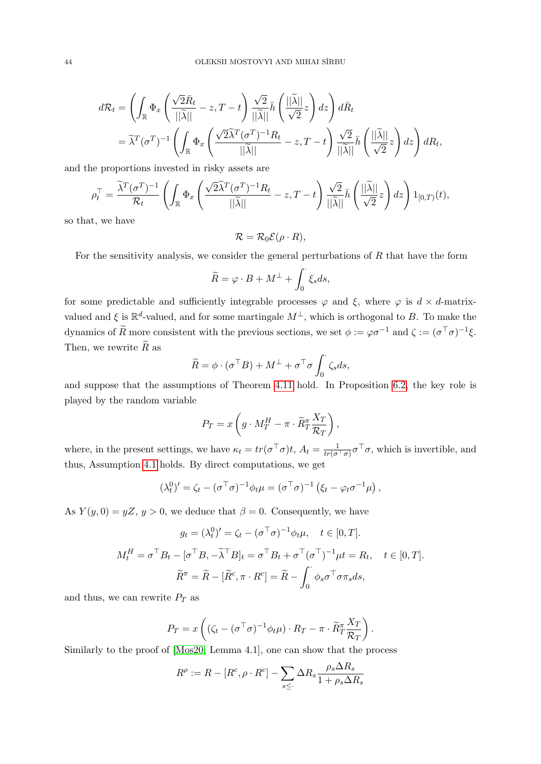$$
\begin{aligned}
d\mathcal{R}_t &= \left(\int_{\mathbb{R}} \Phi_x\left(\frac{\sqrt{2}\bar{R}_t}{||\widetilde{\lambda}||} - z, T-t\right)\frac{\sqrt{2}}{||\widetilde{\lambda}||}\bar{h}\left(\frac{||\widetilde{\lambda}||}{\sqrt{2}}z\right)dz\right)d\bar{R}_t \\
&= \widetilde{\lambda}^T(\sigma^T)^{-1}\left(\int_{\mathbb{R}} \Phi_x\left(\frac{\sqrt{2}\widetilde{\lambda}^T(\sigma^T)^{-1}R_t}{||\widetilde{\lambda}||} - z, T-t\right)\frac{\sqrt{2}}{||\widetilde{\lambda}||}\bar{h}\left(\frac{||\widetilde{\lambda}||}{\sqrt{2}}z\right)dz\right)dR_t,
\end{aligned}
$$

and the proportions invested in risky assets are

$$
\rho_t^\top = \frac{\widetilde{\lambda}^T(\sigma^T)^{-1}}{\mathcal{R}_t}\left(\int_{\mathbb{R}} \Phi_x\left(\frac{\sqrt{2}\widetilde{\lambda}^T(\sigma^T)^{-1}R_t}{||\widetilde{\lambda}||} - z, T-t\right)\frac{\sqrt{2}}{||\widetilde{\lambda}||}\bar{h}\left(\frac{||\widetilde{\lambda}||}{\sqrt{2}}z\right)dz\right)1_{[0,T)}(t),
$$

so that, we have

$$
\mathcal{R} = \mathcal{R}_0\mathcal{E}(\rho\cdot R),
$$

For the sensitivity analysis, we consider the general perturbations of $R$ that have the form

$$
\widetilde{R} = \varphi\cdot B + M^\perp + \int_0^\cdot \xi_s ds,
$$

for some predictable and sufficiently integrable processes $\varphi$ and $\xi$, where $\varphi$ is $d\times d$-matrix-valued and $\xi$ is $\mathbb{R}^d$-valued, and for some martingale $M^\perp$, which is orthogonal to $B$. To make the dynamics of $\widetilde{R}$ more consistent with the previous sections, we set $\phi := \varphi\sigma^{-1}$ and $\zeta := (\sigma^\top\sigma)^{-1}\xi$. Then, we rewrite $\widetilde{R}$ as

$$
\widetilde{R} = \phi\cdot(\sigma^\top B) + M^\perp + \sigma^\top\sigma\int_0^\cdot \zeta_s ds,
$$

and suppose that the assumptions of Theorem 4.11 hold. In Proposition 6.2, the key role is played by the random variable

$$
P_T = x\left(g\cdot M^H_T - \pi\cdot\widetilde{R}^\pi_T\frac{X_T}{\mathcal{R}_T}\right),
$$

where, in the present settings, we have $\kappa_t = tr(\sigma^\top\sigma)t$, $A_t = \frac{1}{tr(\sigma^\top\sigma)}\sigma^\top\sigma$, which is invertible, and thus, Assumption 4.1 holds. By direct computations, we get

$$
(\lambda^0_t)' = \zeta_t - (\sigma^\top\sigma)^{-1}\phi_t\mu = (\sigma^\top\sigma)^{-1}\left(\xi_t - \varphi_t\sigma^{-1}\mu\right),
$$

As $Y(y,0) = yZ$, $y>0$, we deduce that $\beta = 0$. Consequently, we have

$$
\begin{aligned}
g_t &= (\lambda^0_t)' = \zeta_t - (\sigma^\top\sigma)^{-1}\phi_t\mu, \quad t\in[0,T]. \\
M^H_t &= \sigma^\top B_t - [\sigma^\top B, -\widetilde{\lambda}^\top B]_t = \sigma^\top B_t + \sigma^\top(\sigma^\top)^{-1}\mu t = R_t, \quad t\in[0,T]. \\
\widetilde{R}^\pi &= \widetilde{R} - [\widetilde{R}^c, \pi\cdot R^c] = \widetilde{R} - \int_0^\cdot \phi_s\sigma^\top\sigma\pi_s ds,
\end{aligned}
$$

and thus, we can rewrite $P_T$ as

$$
P_T = x\left(\left(\zeta_t - (\sigma^\top\sigma)^{-1}\phi_t\mu\right)\cdot R_T - \pi\cdot\widetilde{R}^\pi_T\frac{X_T}{\mathcal{R}_T}\right).
$$

Similarly to the proof of [Mos20, Lemma 4.1], one can show that the process

$$
R^\rho := R - [R^c, \rho\cdot R^c] - \sum_{s\le\cdot}\Delta R_s\frac{\rho_s\Delta R_s}{1+\rho_s\Delta R_s}
$$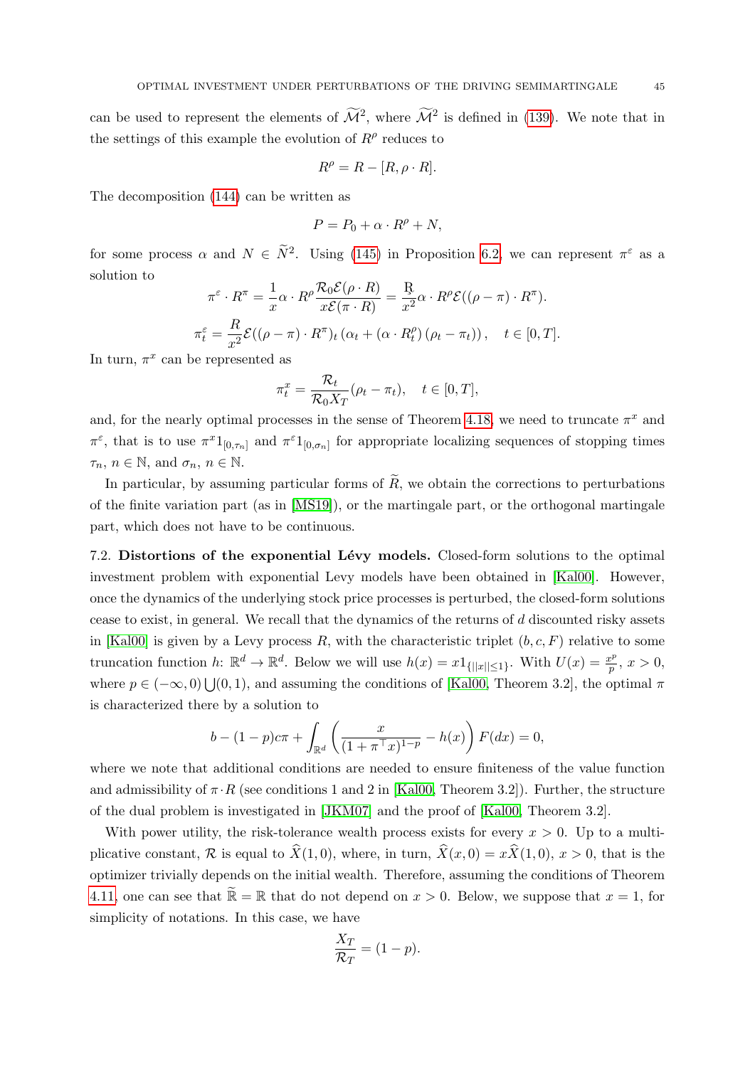can be used to represent the elements of $\widetilde{\mathcal{M}}^2$, where $\widetilde{\mathcal{M}}^2$ is defined in (139). We note that in the settings of this example the evolution of $R^\rho$ reduces to

$$R^\rho = R - [R, \rho \cdot R].$$

The decomposition (144) can be written as

$$P = P_0 + \alpha \cdot R^\rho + N,$$

for some process $\alpha$ and $N \in \widetilde{N}^2$. Using (145) in Proposition 6.2, we can represent $\pi^\varepsilon$ as a solution to

$$\pi^\varepsilon \cdot R^\pi = \frac{1}{x}\alpha \cdot R^\rho \frac{\mathcal{R}_0 \mathcal{E}(\rho \cdot R)}{x\mathcal{E}(\pi \cdot R)} = \frac{\mathbb{R}}{x^2}\alpha \cdot R^\rho \mathcal{E}((\rho - \pi) \cdot R^\pi).$$

$$\pi^\varepsilon_t = \frac{R}{x^2}\mathcal{E}((\rho - \pi)\cdot R^\pi)_t \left(\alpha_t + (\alpha \cdot R^\rho_t)(\rho_t - \pi_t)\right), \quad t \in [0, T].$$

In turn, $\pi^x$ can be represented as

$$\pi^x_t = \frac{\mathcal{R}_t}{\mathcal{R}_0 X_T}(\rho_t - \pi_t), \quad t \in [0, T],$$

and, for the nearly optimal processes in the sense of Theorem 4.18, we need to truncate $\pi^x$ and $\pi^\varepsilon$, that is to use $\pi^x 1_{[0,\tau_n]}$ and $\pi^\varepsilon 1_{[0,\sigma_n]}$ for appropriate localizing sequences of stopping times $\tau_n$, $n \in \mathbb{N}$, and $\sigma_n$, $n \in \mathbb{N}$.

In particular, by assuming particular forms of $\widetilde{R}$, we obtain the corrections to perturbations of the finite variation part (as in [MS19]), or the martingale part, or the orthogonal martingale part, which does not have to be continuous.

**7.2. Distortions of the exponential Lévy models.** Closed-form solutions to the optimal investment problem with exponential Levy models have been obtained in [Kal00]. However, once the dynamics of the underlying stock price processes is perturbed, the closed-form solutions cease to exist, in general. We recall that the dynamics of the returns of $d$ discounted risky assets in [Kal00] is given by a Levy process $R$, with the characteristic triplet $(b, c, F)$ relative to some truncation function $h$: $\mathbb{R}^d \to \mathbb{R}^d$. Below we will use $h(x) = x1_{\{||x|| \leq 1\}}$. With $U(x) = \frac{x^p}{p}$, $x > 0$, where $p \in (-\infty, 0)\bigcup(0, 1)$, and assuming the conditions of [Kal00, Theorem 3.2], the optimal $\pi$ is characterized there by a solution to

$$b - (1-p)c\pi + \int_{\mathbb{R}^d}\left(\frac{x}{(1+\pi^\top x)^{1-p}} - h(x)\right)F(dx) = 0,$$

where we note that additional conditions are needed to ensure finiteness of the value function and admissibility of $\pi \cdot R$ (see conditions 1 and 2 in [Kal00, Theorem 3.2]). Further, the structure of the dual problem is investigated in [JKM07] and the proof of [Kal00, Theorem 3.2].

With power utility, the risk-tolerance wealth process exists for every $x > 0$. Up to a multiplicative constant, $\mathcal{R}$ is equal to $\widehat{X}(1, 0)$, where, in turn, $\widehat{X}(x, 0) = x\widehat{X}(1, 0)$, $x > 0$, that is the optimizer trivially depends on the initial wealth. Therefore, assuming the conditions of Theorem 4.11, one can see that $\widetilde{\mathbb{R}} = \mathbb{R}$ that do not depend on $x > 0$. Below, we suppose that $x = 1$, for simplicity of notations. In this case, we have

$$\frac{X_T}{\mathcal{R}_T} = (1-p).$$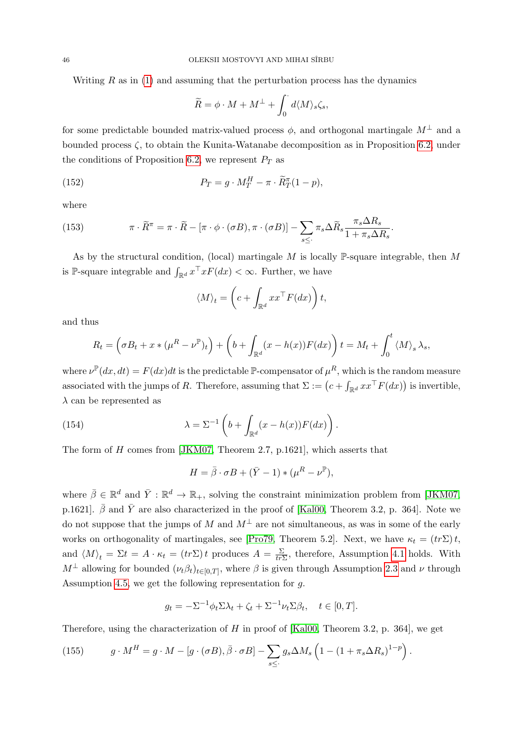Writing $R$ as in (1) and assuming that the perturbation process has the dynamics

$$\widetilde{R} = \phi \cdot M + M^{\perp} + \int_0^{\cdot} d\langle M \rangle_s \zeta_s,$$

for some predictable bounded matrix-valued process $\phi$, and orthogonal martingale $M^{\perp}$ and a bounded process $\zeta$, to obtain the Kunita-Watanabe decomposition as in Proposition 6.2, under the conditions of Proposition 6.2, we represent $P_T$ as

$$P_T = g \cdot M_T^H - \pi \cdot \widetilde{R}_T^{\pi}(1-p), \tag{152}$$

where

$$\pi \cdot \widetilde{R}^{\pi} = \pi \cdot \widetilde{R} - [\pi \cdot \phi \cdot (\sigma B), \pi \cdot (\sigma B)] - \sum_{s \leq \cdot} \pi_s \Delta \widetilde{R}_s \frac{\pi_s \Delta R_s}{1 + \pi_s \Delta R_s}. \tag{153}$$

As by the structural condition, (local) martingale $M$ is locally $\mathbb{P}$-square integrable, then $M$ is $\mathbb{P}$-square integrable and $\int_{\mathbb{R}^d} x^\top x F(dx) < \infty$. Further, we have

$$\langle M \rangle_t = \left(c + \int_{\mathbb{R}^d} x x^\top F(dx)\right) t,$$

and thus

$$R_t = \left(\sigma B_t + x * (\mu^R - \nu^{\mathbb{P}})_t\right) + \left(b + \int_{\mathbb{R}^d} (x - h(x)) F(dx)\right) t = M_t + \int_0^t \langle M \rangle_s \lambda_s,$$

where $\nu^{\mathbb{P}}(dx, dt) = F(dx)dt$ is the predictable $\mathbb{P}$-compensator of $\mu^R$, which is the random measure associated with the jumps of $R$. Therefore, assuming that $\Sigma := \left(c + \int_{\mathbb{R}^d} x x^\top F(dx)\right)$ is invertible, $\lambda$ can be represented as

$$\lambda = \Sigma^{-1}\left(b + \int_{\mathbb{R}^d} (x - h(x)) F(dx)\right). \tag{154}$$

The form of $H$ comes from [JKM07, Theorem 2.7, p.1621], which asserts that

$$H = \bar{\beta} \cdot \sigma B + (\bar{Y} - 1) * (\mu^R - \nu^{\mathbb{P}}),$$

where $\bar{\beta} \in \mathbb{R}^d$ and $\bar{Y} : \mathbb{R}^d \to \mathbb{R}_+$, solving the constraint minimization problem from [JKM07, p.1621]. $\bar{\beta}$ and $\bar{Y}$ are also characterized in the proof of [Kal00, Theorem 3.2, p. 364]. Note we do not suppose that the jumps of $M$ and $M^{\perp}$ are not simultaneous, as was in some of the early works on orthogonality of martingales, see [Pro79, Theorem 5.2]. Next, we have $\kappa_t = (tr\Sigma)\, t$, and $\langle M \rangle_t = \Sigma t = A \cdot \kappa_t = (tr\Sigma)\, t$ produces $A = \frac{\Sigma}{tr\Sigma}$, therefore, Assumption 4.1 holds. With $M^{\perp}$ allowing for bounded $(\nu_t \beta_t)_{t \in [0,T]}$, where $\beta$ is given through Assumption 2.3 and $\nu$ through Assumption 4.5, we get the following representation for $g$.

$$g_t = -\Sigma^{-1} \phi_t \Sigma \lambda_t + \zeta_t + \Sigma^{-1} \nu_t \Sigma \beta_t, \quad t \in [0, T].$$

Therefore, using the characterization of $H$ in proof of [Kal00, Theorem 3.2, p. 364], we get

$$g \cdot M^H = g \cdot M - [g \cdot (\sigma B), \bar{\beta} \cdot \sigma B] - \sum_{s \leq \cdot} g_s \Delta M_s \left(1 - (1 + \pi_s \Delta R_s)^{1-p}\right). \tag{155}$$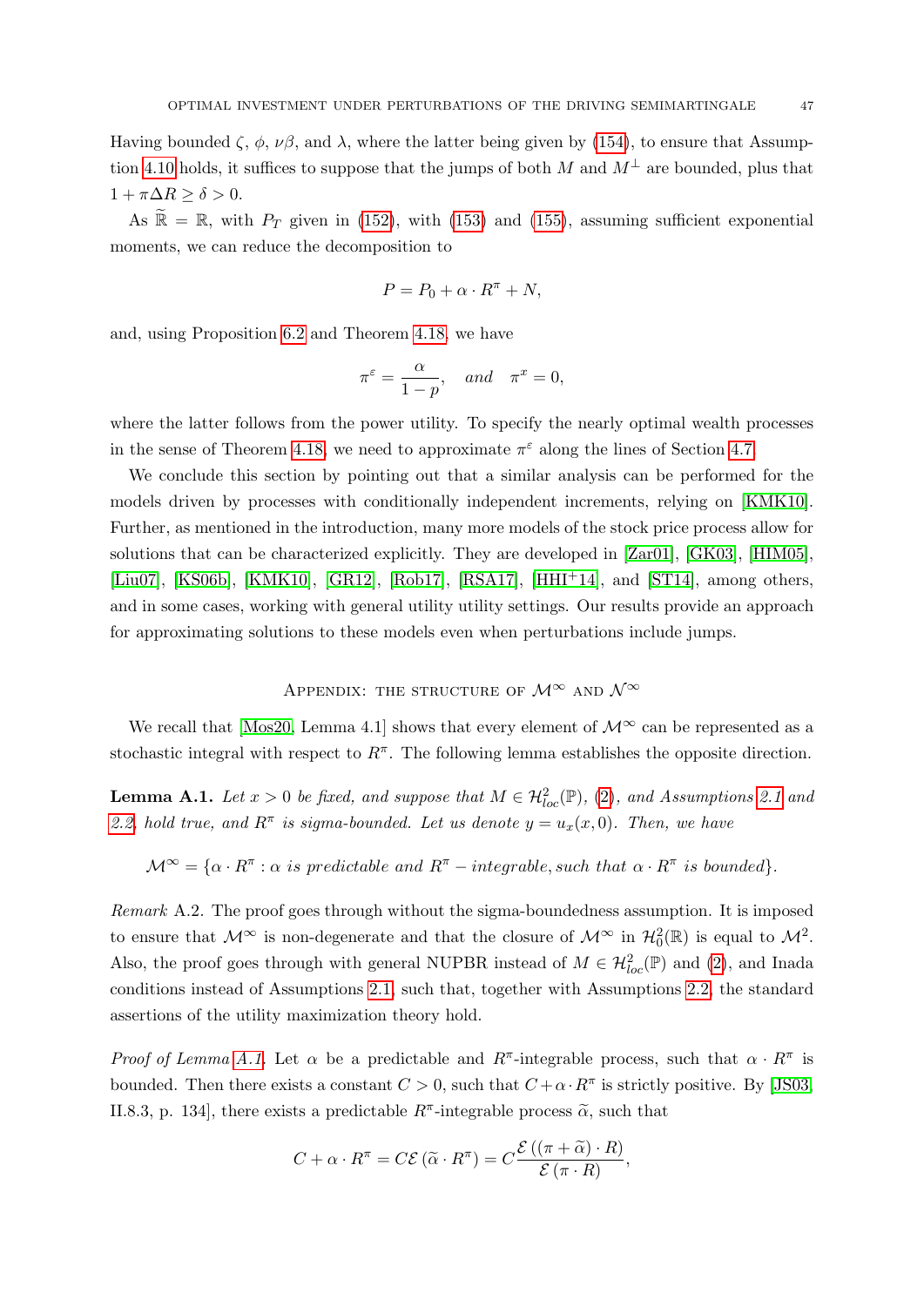Having bounded $\zeta$, $\phi$, $\nu\beta$, and $\lambda$, where the latter being given by (154), to ensure that Assumption 4.10 holds, it suffices to suppose that the jumps of both $M$ and $M^{\perp}$ are bounded, plus that $1 + \pi\Delta R \geq \delta > 0$.

As $\widetilde{\mathbb{R}} = \mathbb{R}$, with $P_T$ given in (152), with (153) and (155), assuming sufficient exponential moments, we can reduce the decomposition to

$$P = P_0 + \alpha \cdot R^{\pi} + N,$$

and, using Proposition 6.2 and Theorem 4.18, we have

$$\pi^{\varepsilon} = \frac{\alpha}{1-p}, \quad \textit{and} \quad \pi^{x} = 0,$$

where the latter follows from the power utility. To specify the nearly optimal wealth processes in the sense of Theorem 4.18, we need to approximate $\pi^{\varepsilon}$ along the lines of Section 4.7.

We conclude this section by pointing out that a similar analysis can be performed for the models driven by processes with conditionally independent increments, relying on [KMK10]. Further, as mentioned in the introduction, many more models of the stock price process allow for solutions that can be characterized explicitly. They are developed in [Zar01], [GK03], [HIM05], [Liu07], [KS06b], [KMK10], [GR12], [Rob17], [RSA17], [HHI+14], and [ST14], among others, and in some cases, working with general utility utility settings. Our results provide an approach for approximating solutions to these models even when perturbations include jumps.

## Appendix: the structure of $\mathcal{M}^{\infty}$ and $\mathcal{N}^{\infty}$

We recall that [Mos20, Lemma 4.1] shows that every element of $\mathcal{M}^{\infty}$ can be represented as a stochastic integral with respect to $R^{\pi}$. The following lemma establishes the opposite direction.

**Lemma A.1.** *Let $x > 0$ be fixed, and suppose that $M \in \mathcal{H}^2_{loc}(\mathbb{P})$, (2), and Assumptions 2.1 and 2.2, hold true, and $R^{\pi}$ is sigma-bounded. Let us denote $y = u_x(x, 0)$. Then, we have*

$$\mathcal{M}^{\infty} = \{\alpha \cdot R^{\pi} : \alpha \textit{ is predictable and } R^{\pi} - \textit{integrable, such that } \alpha \cdot R^{\pi} \textit{ is bounded}\}.$$

*Remark* A.2. The proof goes through without the sigma-boundedness assumption. It is imposed to ensure that $\mathcal{M}^{\infty}$ is non-degenerate and that the closure of $\mathcal{M}^{\infty}$ in $\mathcal{H}^2_0(\mathbb{R})$ is equal to $\mathcal{M}^2$. Also, the proof goes through with general NUPBR instead of $M \in \mathcal{H}^2_{loc}(\mathbb{P})$ and (2), and Inada conditions instead of Assumptions 2.1, such that, together with Assumptions 2.2, the standard assertions of the utility maximization theory hold.

*Proof of Lemma A.1.* Let $\alpha$ be a predictable and $R^{\pi}$-integrable process, such that $\alpha \cdot R^{\pi}$ is bounded. Then there exists a constant $C > 0$, such that $C + \alpha \cdot R^{\pi}$ is strictly positive. By [JS03, II.8.3, p. 134], there exists a predictable $R^{\pi}$-integrable process $\widetilde{\alpha}$, such that

$$C + \alpha \cdot R^{\pi} = C\mathcal{E}\left(\widetilde{\alpha} \cdot R^{\pi}\right) = C\frac{\mathcal{E}\left((\pi + \widetilde{\alpha}) \cdot R\right)}{\mathcal{E}\left(\pi \cdot R\right)},$$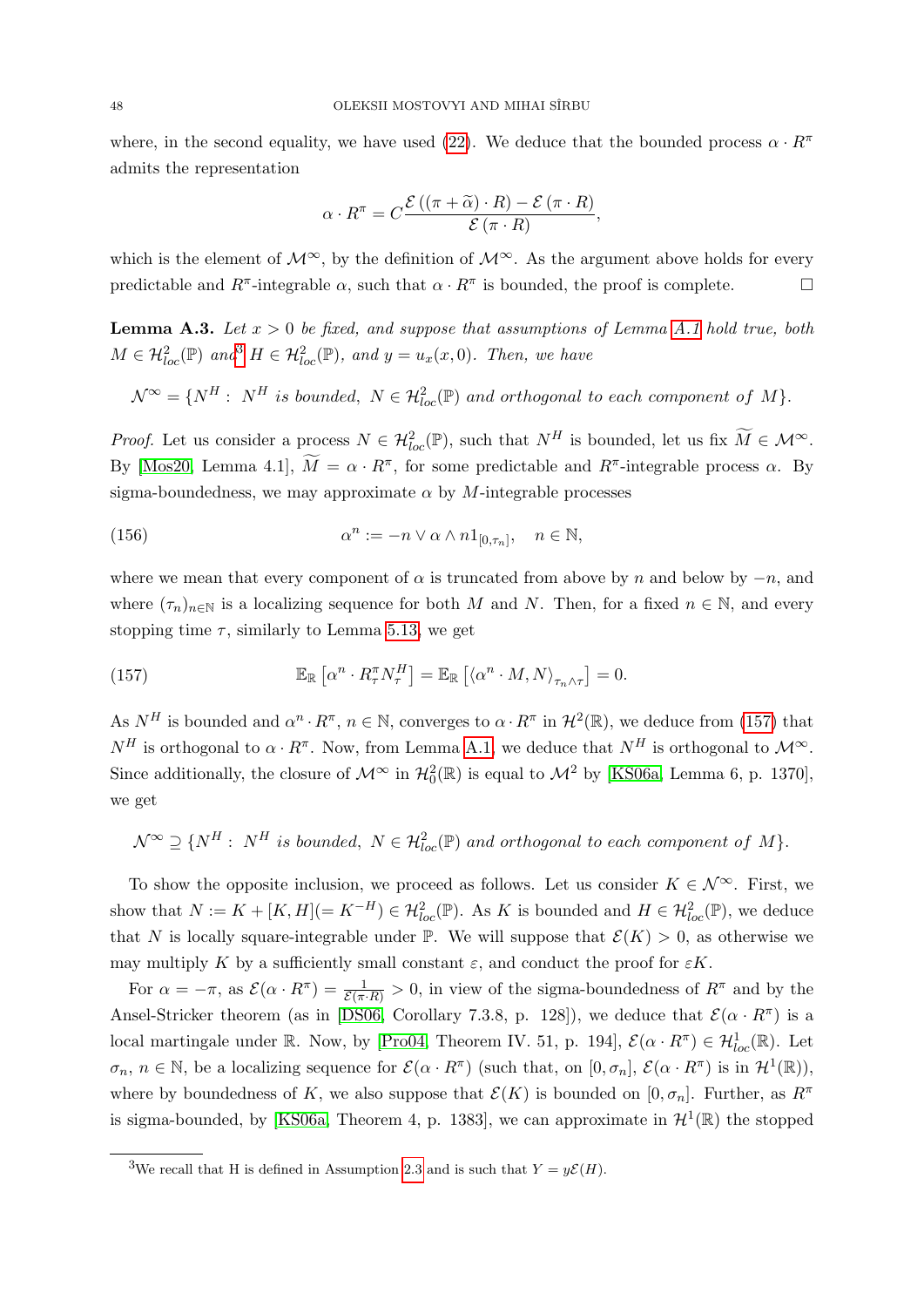where, in the second equality, we have used (22). We deduce that the bounded process $\alpha \cdot R^\pi$ admits the representation

$$\alpha \cdot R^\pi = C \frac{\mathcal{E}\left((\pi + \widetilde{\alpha}) \cdot R\right) - \mathcal{E}\left(\pi \cdot R\right)}{\mathcal{E}\left(\pi \cdot R\right)},$$

which is the element of $\mathcal{M}^\infty$, by the definition of $\mathcal{M}^\infty$. As the argument above holds for every predictable and $R^\pi$-integrable $\alpha$, such that $\alpha \cdot R^\pi$ is bounded, the proof is complete. $\square$

**Lemma A.3.** *Let $x > 0$ be fixed, and suppose that assumptions of Lemma A.1 hold true, both $M \in \mathcal{H}^2_{loc}(\mathbb{P})$ and[3] $H \in \mathcal{H}^2_{loc}(\mathbb{P})$, and $y = u_x(x, 0)$. Then, we have*

$$\mathcal{N}^\infty = \{N^H : \ N^H \textit{ is bounded, } N \in \mathcal{H}^2_{loc}(\mathbb{P}) \textit{ and orthogonal to each component of } M\}.$$

*Proof.* Let us consider a process $N \in \mathcal{H}^2_{loc}(\mathbb{P})$, such that $N^H$ is bounded, let us fix $\widetilde{M} \in \mathcal{M}^\infty$. By [Mos20, Lemma 4.1], $\widetilde{M} = \alpha \cdot R^\pi$, for some predictable and $R^\pi$-integrable process $\alpha$. By sigma-boundedness, we may approximate $\alpha$ by $M$-integrable processes

$$\alpha^n := -n \vee \alpha \wedge n 1_{[0,\tau_n]}, \quad n \in \mathbb{N}, \tag{156}$$

where we mean that every component of $\alpha$ is truncated from above by $n$ and below by $-n$, and where $(\tau_n)_{n\in\mathbb{N}}$ is a localizing sequence for both $M$ and $N$. Then, for a fixed $n \in \mathbb{N}$, and every stopping time $\tau$, similarly to Lemma 5.13, we get

$$\mathbb{E}_{\mathbb{R}}\left[\alpha^n \cdot R^\pi_\tau N^H_\tau\right] = \mathbb{E}_{\mathbb{R}}\left[\langle \alpha^n \cdot M, N\rangle_{\tau_n \wedge \tau}\right] = 0. \tag{157}$$

As $N^H$ is bounded and $\alpha^n \cdot R^\pi$, $n \in \mathbb{N}$, converges to $\alpha \cdot R^\pi$ in $\mathcal{H}^2(\mathbb{R})$, we deduce from (157) that $N^H$ is orthogonal to $\alpha \cdot R^\pi$. Now, from Lemma A.1, we deduce that $N^H$ is orthogonal to $\mathcal{M}^\infty$. Since additionally, the closure of $\mathcal{M}^\infty$ in $\mathcal{H}^2_0(\mathbb{R})$ is equal to $\mathcal{M}^2$ by [KS06a, Lemma 6, p. 1370], we get

$$\mathcal{N}^\infty \supseteq \{N^H : \ N^H \textit{ is bounded, } N \in \mathcal{H}^2_{loc}(\mathbb{P}) \textit{ and orthogonal to each component of } M\}.$$

To show the opposite inclusion, we proceed as follows. Let us consider $K \in \mathcal{N}^\infty$. First, we show that $N := K + [K, H] (= K^{-H}) \in \mathcal{H}^2_{loc}(\mathbb{P})$. As $K$ is bounded and $H \in \mathcal{H}^2_{loc}(\mathbb{P})$, we deduce that $N$ is locally square-integrable under $\mathbb{P}$. We will suppose that $\mathcal{E}(K) > 0$, as otherwise we may multiply $K$ by a sufficiently small constant $\varepsilon$, and conduct the proof for $\varepsilon K$.

For $\alpha = -\pi$, as $\mathcal{E}(\alpha \cdot R^\pi) = \frac{1}{\mathcal{E}(\pi \cdot R)} > 0$, in view of the sigma-boundedness of $R^\pi$ and by the Ansel-Stricker theorem (as in [DS06, Corollary 7.3.8, p. 128]), we deduce that $\mathcal{E}(\alpha \cdot R^\pi)$ is a local martingale under $\mathbb{R}$. Now, by [Pro04, Theorem IV. 51, p. 194], $\mathcal{E}(\alpha \cdot R^\pi) \in \mathcal{H}^1_{loc}(\mathbb{R})$. Let $\sigma_n$, $n \in \mathbb{N}$, be a localizing sequence for $\mathcal{E}(\alpha \cdot R^\pi)$ (such that, on $[0, \sigma_n]$, $\mathcal{E}(\alpha \cdot R^\pi)$ is in $\mathcal{H}^1(\mathbb{R})$), where by boundedness of $K$, we also suppose that $\mathcal{E}(K)$ is bounded on $[0, \sigma_n]$. Further, as $R^\pi$ is sigma-bounded, by [KS06a, Theorem 4, p. 1383], we can approximate in $\mathcal{H}^1(\mathbb{R})$ the stopped

[3]We recall that H is defined in Assumption 2.3 and is such that $Y = y\mathcal{E}(H)$.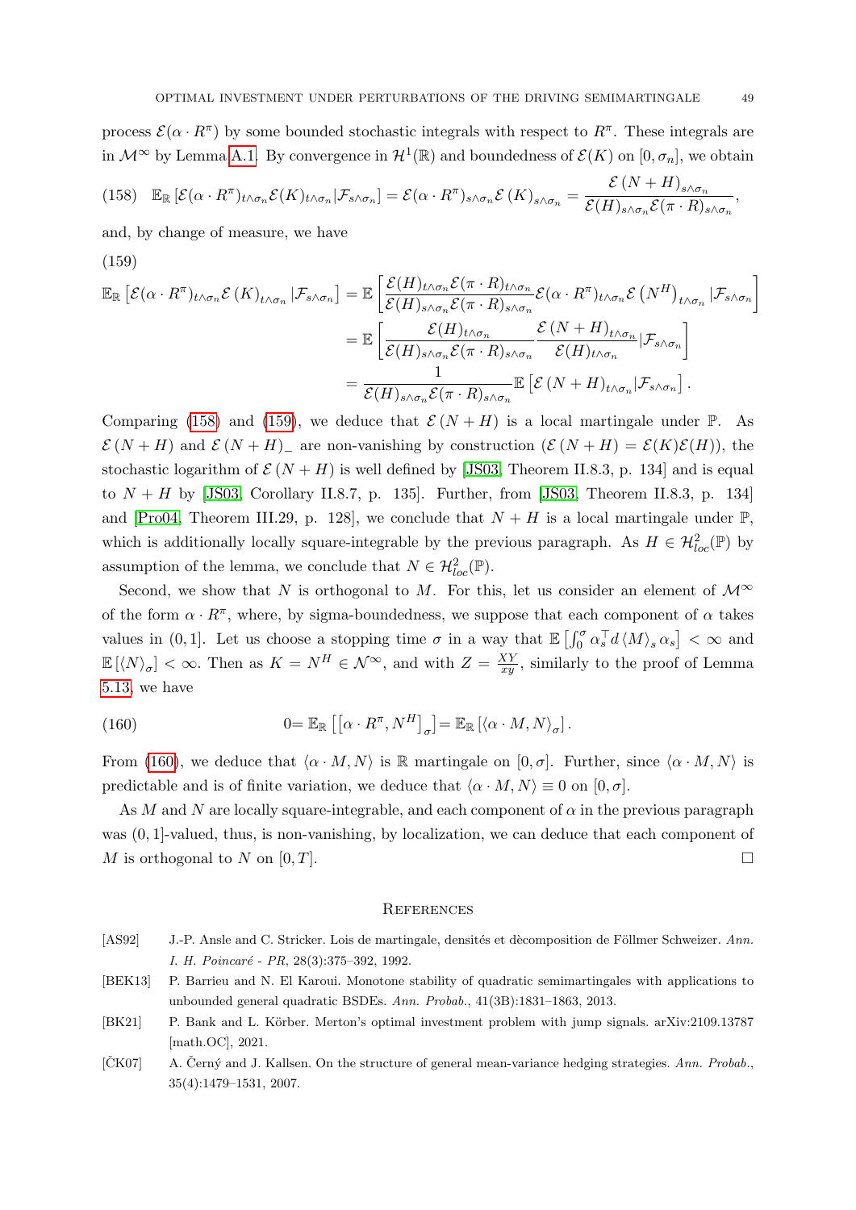process $\mathcal{E}(\alpha \cdot R^\pi)$ by some bounded stochastic integrals with respect to $R^\pi$. These integrals are in $\mathcal{M}^\infty$ by Lemma A.1. By convergence in $\mathcal{H}^1(\mathbb{R})$ and boundedness of $\mathcal{E}(K)$ on $[0, \sigma_n]$, we obtain

$$
(158) \quad \mathbb{E}_{\mathbb{R}}\left[\mathcal{E}(\alpha \cdot R^\pi)_{t\wedge\sigma_n}\mathcal{E}(K)_{t\wedge\sigma_n}|\mathcal{F}_{s\wedge\sigma_n}\right] = \mathcal{E}(\alpha \cdot R^\pi)_{s\wedge\sigma_n}\mathcal{E}\left(K\right)_{s\wedge\sigma_n} = \frac{\mathcal{E}\left(N+H\right)_{s\wedge\sigma_n}}{\mathcal{E}(H)_{s\wedge\sigma_n}\mathcal{E}(\pi\cdot R)_{s\wedge\sigma_n}},
$$

and, by change of measure, we have

(159)

$$
\begin{aligned}
\mathbb{E}_{\mathbb{R}}\left[\mathcal{E}(\alpha \cdot R^\pi)_{t\wedge\sigma_n}\mathcal{E}\left(K\right)_{t\wedge\sigma_n}|\mathcal{F}_{s\wedge\sigma_n}\right] &= \mathbb{E}\left[\frac{\mathcal{E}(H)_{t\wedge\sigma_n}\mathcal{E}(\pi\cdot R)_{t\wedge\sigma_n}}{\mathcal{E}(H)_{s\wedge\sigma_n}\mathcal{E}(\pi\cdot R)_{s\wedge\sigma_n}}\mathcal{E}(\alpha \cdot R^\pi)_{t\wedge\sigma_n}\mathcal{E}\left(N^H\right)_{t\wedge\sigma_n}|\mathcal{F}_{s\wedge\sigma_n}\right] \\
&= \mathbb{E}\left[\frac{\mathcal{E}(H)_{t\wedge\sigma_n}}{\mathcal{E}(H)_{s\wedge\sigma_n}\mathcal{E}(\pi\cdot R)_{s\wedge\sigma_n}}\frac{\mathcal{E}\left(N+H\right)_{t\wedge\sigma_n}}{\mathcal{E}(H)_{t\wedge\sigma_n}}|\mathcal{F}_{s\wedge\sigma_n}\right] \\
&= \frac{1}{\mathcal{E}(H)_{s\wedge\sigma_n}\mathcal{E}(\pi\cdot R)_{s\wedge\sigma_n}}\mathbb{E}\left[\mathcal{E}\left(N+H\right)_{t\wedge\sigma_n}|\mathcal{F}_{s\wedge\sigma_n}\right].
\end{aligned}
$$

Comparing (158) and (159), we deduce that $\mathcal{E}\left(N+H\right)$ is a local martingale under $\mathbb{P}$. As $\mathcal{E}\left(N+H\right)$ and $\mathcal{E}\left(N+H\right)_-$ are non-vanishing by construction ($\mathcal{E}\left(N+H\right) = \mathcal{E}(K)\mathcal{E}(H)$), the stochastic logarithm of $\mathcal{E}\left(N+H\right)$ is well defined by [JS03, Theorem II.8.3, p. 134] and is equal to $N+H$ by [JS03, Corollary II.8.7, p. 135]. Further, from [JS03, Theorem II.8.3, p. 134] and [Pro04, Theorem III.29, p. 128], we conclude that $N+H$ is a local martingale under $\mathbb{P}$, which is additionally locally square-integrable by the previous paragraph. As $H \in \mathcal{H}^2_{loc}(\mathbb{P})$ by assumption of the lemma, we conclude that $N \in \mathcal{H}^2_{loc}(\mathbb{P})$.

Second, we show that $N$ is orthogonal to $M$. For this, let us consider an element of $\mathcal{M}^\infty$ of the form $\alpha \cdot R^\pi$, where, by sigma-boundedness, we suppose that each component of $\alpha$ takes values in $(0,1]$. Let us choose a stopping time $\sigma$ in a way that $\mathbb{E}\left[\int_0^\sigma \alpha_s^\top d\left\langle M\right\rangle_s \alpha_s\right] < \infty$ and $\mathbb{E}\left[\left\langle N\right\rangle_\sigma\right] < \infty$. Then as $K = N^H \in \mathcal{N}^\infty$, and with $Z = \frac{XY}{xy}$, similarly to the proof of Lemma 5.13, we have

$$
(160) \qquad 0 = \mathbb{E}_{\mathbb{R}}\left[\left[\alpha \cdot R^\pi, N^H\right]_\sigma\right] = \mathbb{E}_{\mathbb{R}}\left[\left\langle \alpha\cdot M, N\right\rangle_\sigma\right].
$$

From (160), we deduce that $\left\langle \alpha\cdot M, N\right\rangle$ is $\mathbb{R}$ martingale on $[0,\sigma]$. Further, since $\left\langle \alpha\cdot M, N\right\rangle$ is predictable and is of finite variation, we deduce that $\left\langle \alpha\cdot M, N\right\rangle \equiv 0$ on $[0,\sigma]$.

As $M$ and $N$ are locally square-integrable, and each component of $\alpha$ in the previous paragraph was $(0,1]$-valued, thus, is non-vanishing, by localization, we can deduce that each component of $M$ is orthogonal to $N$ on $[0,T]$. □

## References

[AS92] J.-P. Ansle and C. Stricker. Lois de martingale, densités et dècomposition de Föllmer Schweizer. *Ann. I. H. Poincaré - PR*, 28(3):375–392, 1992.

[BEK13] P. Barrieu and N. El Karoui. Monotone stability of quadratic semimartingales with applications to unbounded general quadratic BSDEs. *Ann. Probab.*, 41(3B):1831–1863, 2013.

[BK21] P. Bank and L. Körber. Merton's optimal investment problem with jump signals. arXiv:2109.13787 [math.OC], 2021.

[ČK07] A. Černý and J. Kallsen. On the structure of general mean-variance hedging strategies. *Ann. Probab.*, 35(4):1479–1531, 2007.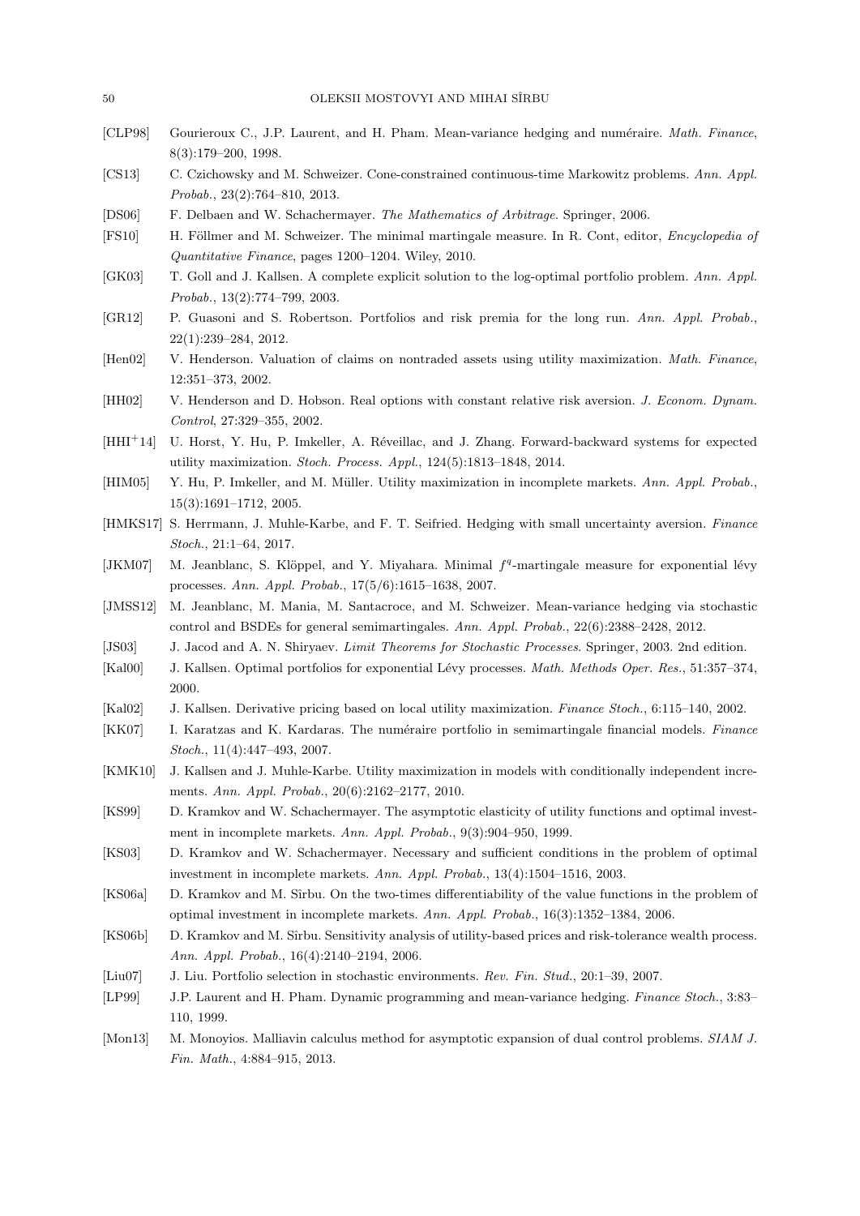[CLP98] Gourieroux C., J.P. Laurent, and H. Pham. Mean-variance hedging and numéraire. *Math. Finance*, 8(3):179–200, 1998.

[CS13] C. Czichowsky and M. Schweizer. Cone-constrained continuous-time Markowitz problems. *Ann. Appl. Probab.*, 23(2):764–810, 2013.

[DS06] F. Delbaen and W. Schachermayer. *The Mathematics of Arbitrage*. Springer, 2006.

[FS10] H. Föllmer and M. Schweizer. The minimal martingale measure. In R. Cont, editor, *Encyclopedia of Quantitative Finance*, pages 1200–1204. Wiley, 2010.

[GK03] T. Goll and J. Kallsen. A complete explicit solution to the log-optimal portfolio problem. *Ann. Appl. Probab.*, 13(2):774–799, 2003.

[GR12] P. Guasoni and S. Robertson. Portfolios and risk premia for the long run. *Ann. Appl. Probab.*, 22(1):239–284, 2012.

[Hen02] V. Henderson. Valuation of claims on nontraded assets using utility maximization. *Math. Finance*, 12:351–373, 2002.

[HH02] V. Henderson and D. Hobson. Real options with constant relative risk aversion. *J. Econom. Dynam. Control*, 27:329–355, 2002.

[HHI+14] U. Horst, Y. Hu, P. Imkeller, A. Réveillac, and J. Zhang. Forward-backward systems for expected utility maximization. *Stoch. Process. Appl.*, 124(5):1813–1848, 2014.

[HIM05] Y. Hu, P. Imkeller, and M. Müller. Utility maximization in incomplete markets. *Ann. Appl. Probab.*, 15(3):1691–1712, 2005.

[HMKS17] S. Herrmann, J. Muhle-Karbe, and F. T. Seifried. Hedging with small uncertainty aversion. *Finance Stoch.*, 21:1–64, 2017.

[JKM07] M. Jeanblanc, S. Klöppel, and Y. Miyahara. Minimal $f^q$-martingale measure for exponential lévy processes. *Ann. Appl. Probab.*, 17(5/6):1615–1638, 2007.

[JMSS12] M. Jeanblanc, M. Mania, M. Santacroce, and M. Schweizer. Mean-variance hedging via stochastic control and BSDEs for general semimartingales. *Ann. Appl. Probab.*, 22(6):2388–2428, 2012.

[JS03] J. Jacod and A. N. Shiryaev. *Limit Theorems for Stochastic Processes*. Springer, 2003. 2nd edition.

[Kal00] J. Kallsen. Optimal portfolios for exponential Lévy processes. *Math. Methods Oper. Res.*, 51:357–374, 2000.

[Kal02] J. Kallsen. Derivative pricing based on local utility maximization. *Finance Stoch.*, 6:115–140, 2002.

[KK07] I. Karatzas and K. Kardaras. The numéraire portfolio in semimartingale financial models. *Finance Stoch.*, 11(4):447–493, 2007.

[KMK10] J. Kallsen and J. Muhle-Karbe. Utility maximization in models with conditionally independent increments. *Ann. Appl. Probab.*, 20(6):2162–2177, 2010.

[KS99] D. Kramkov and W. Schachermayer. The asymptotic elasticity of utility functions and optimal investment in incomplete markets. *Ann. Appl. Probab.*, 9(3):904–950, 1999.

[KS03] D. Kramkov and W. Schachermayer. Necessary and sufficient conditions in the problem of optimal investment in incomplete markets. *Ann. Appl. Probab.*, 13(4):1504–1516, 2003.

[KS06a] D. Kramkov and M. Sîrbu. On the two-times differentiability of the value functions in the problem of optimal investment in incomplete markets. *Ann. Appl. Probab.*, 16(3):1352–1384, 2006.

[KS06b] D. Kramkov and M. Sîrbu. Sensitivity analysis of utility-based prices and risk-tolerance wealth process. *Ann. Appl. Probab.*, 16(4):2140–2194, 2006.

[Liu07] J. Liu. Portfolio selection in stochastic environments. *Rev. Fin. Stud.*, 20:1–39, 2007.

[LP99] J.P. Laurent and H. Pham. Dynamic programming and mean-variance hedging. *Finance Stoch.*, 3:83–110, 1999.

[Mon13] M. Monoyios. Malliavin calculus method for asymptotic expansion of dual control problems. *SIAM J. Fin. Math.*, 4:884–915, 2013.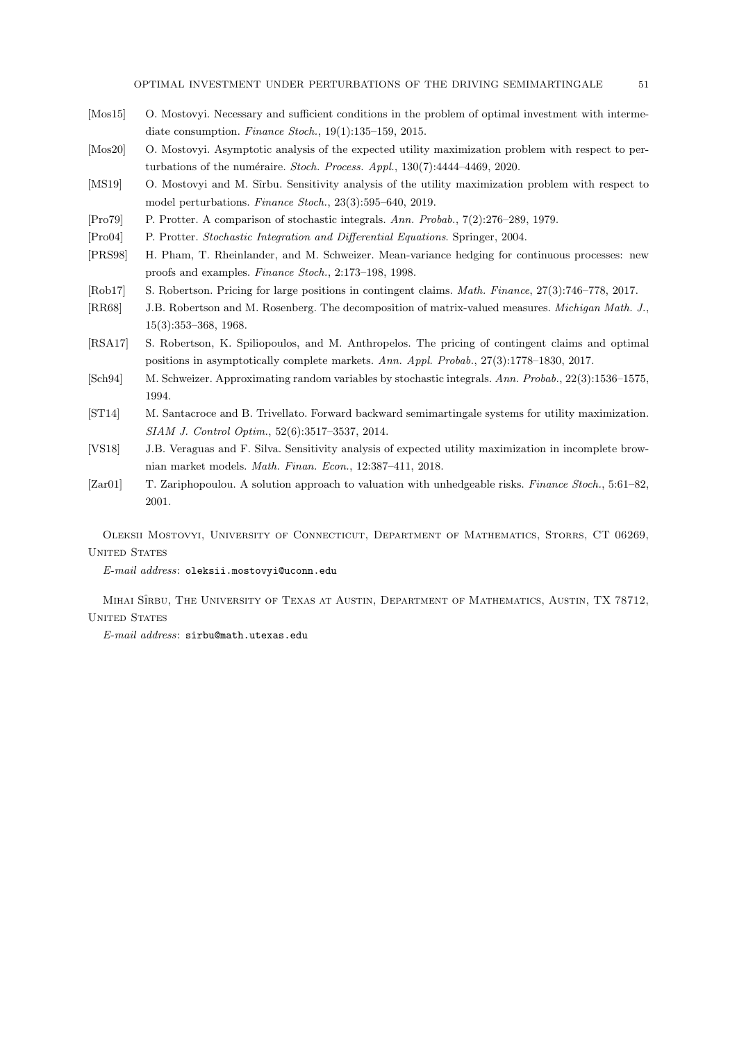[Mos15] O. Mostovyi. Necessary and sufficient conditions in the problem of optimal investment with intermediate consumption. *Finance Stoch.*, 19(1):135–159, 2015.

[Mos20] O. Mostovyi. Asymptotic analysis of the expected utility maximization problem with respect to perturbations of the numéraire. *Stoch. Process. Appl.*, 130(7):4444–4469, 2020.

[MS19] O. Mostovyi and M. Sîrbu. Sensitivity analysis of the utility maximization problem with respect to model perturbations. *Finance Stoch.*, 23(3):595–640, 2019.

[Pro79] P. Protter. A comparison of stochastic integrals. *Ann. Probab.*, 7(2):276–289, 1979.

[Pro04] P. Protter. *Stochastic Integration and Differential Equations*. Springer, 2004.

[PRS98] H. Pham, T. Rheinlander, and M. Schweizer. Mean-variance hedging for continuous processes: new proofs and examples. *Finance Stoch.*, 2:173–198, 1998.

[Rob17] S. Robertson. Pricing for large positions in contingent claims. *Math. Finance*, 27(3):746–778, 2017.

[RR68] J.B. Robertson and M. Rosenberg. The decomposition of matrix-valued measures. *Michigan Math. J.*, 15(3):353–368, 1968.

[RSA17] S. Robertson, K. Spiliopoulos, and M. Anthropelos. The pricing of contingent claims and optimal positions in asymptotically complete markets. *Ann. Appl. Probab.*, 27(3):1778–1830, 2017.

[Sch94] M. Schweizer. Approximating random variables by stochastic integrals. *Ann. Probab.*, 22(3):1536–1575, 1994.

[ST14] M. Santacroce and B. Trivellato. Forward backward semimartingale systems for utility maximization. *SIAM J. Control Optim.*, 52(6):3517–3537, 2014.

[VS18] J.B. Veraguas and F. Silva. Sensitivity analysis of expected utility maximization in incomplete brownian market models. *Math. Finan. Econ.*, 12:387–411, 2018.

[Zar01] T. Zariphopoulou. A solution approach to valuation with unhedgeable risks. *Finance Stoch.*, 5:61–82, 2001.

Oleksii Mostovyi, University of Connecticut, Department of Mathematics, Storrs, CT 06269, United States

*E-mail address*: oleksii.mostovyi@uconn.edu

Mihai Sîrbu, The University of Texas at Austin, Department of Mathematics, Austin, TX 78712, United States

*E-mail address*: sirbu@math.utexas.edu